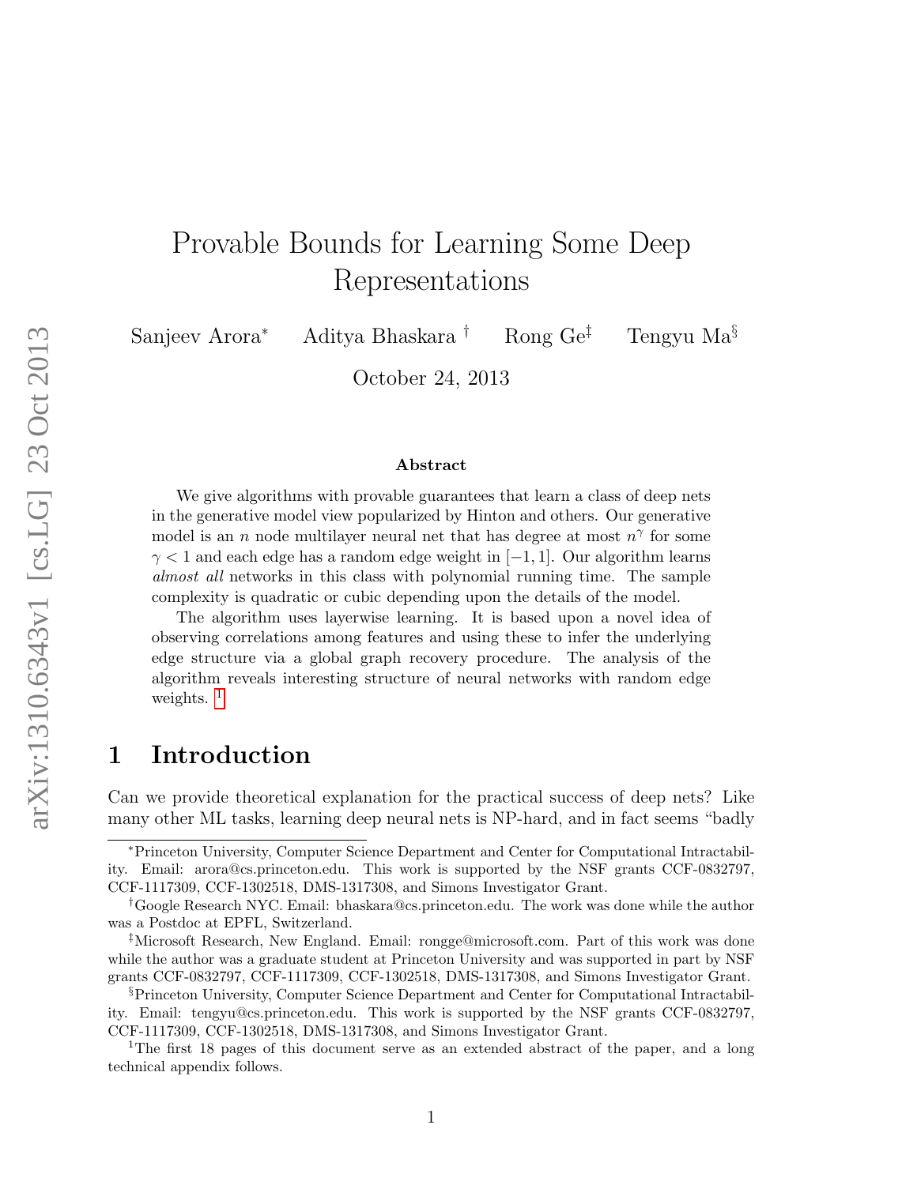# Provable Bounds for Learning Some Deep Representations

Sanjeev Arora[*] Aditya Bhaskara[†] Rong Ge[‡] Tengyu Ma[§]

October 24, 2013

### Abstract

We give algorithms with provable guarantees that learn a class of deep nets in the generative model view popularized by Hinton and others. Our generative model is an $n$ node multilayer neural net that has degree at most $n^\gamma$ for some $\gamma < 1$ and each edge has a random edge weight in $[-1, 1]$. Our algorithm learns *almost all* networks in this class with polynomial running time. The sample complexity is quadratic or cubic depending upon the details of the model.

The algorithm uses layerwise learning. It is based upon a novel idea of observing correlations among features and using these to infer the underlying edge structure via a global graph recovery procedure. The analysis of the algorithm reveals interesting structure of neural networks with random edge weights. [1]

## 1 Introduction

Can we provide theoretical explanation for the practical success of deep nets? Like many other ML tasks, learning deep neural nets is NP-hard, and in fact seems "badly

---

[*] Princeton University, Computer Science Department and Center for Computational Intractability. Email: arora@cs.princeton.edu. This work is supported by the NSF grants CCF-0832797, CCF-1117309, CCF-1302518, DMS-1317308, and Simons Investigator Grant.

[†] Google Research NYC. Email: bhaskara@cs.princeton.edu. The work was done while the author was a Postdoc at EPFL, Switzerland.

[‡] Microsoft Research, New England. Email: rongge@microsoft.com. Part of this work was done while the author was a graduate student at Princeton University and was supported in part by NSF grants CCF-0832797, CCF-1117309, CCF-1302518, DMS-1317308, and Simons Investigator Grant.

[§] Princeton University, Computer Science Department and Center for Computational Intractability. Email: tengyu@cs.princeton.edu. This work is supported by the NSF grants CCF-0832797, CCF-1117309, CCF-1302518, DMS-1317308, and Simons Investigator Grant.

[1] The first 18 pages of this document serve as an extended abstract of the paper, and a long technical appendix follows.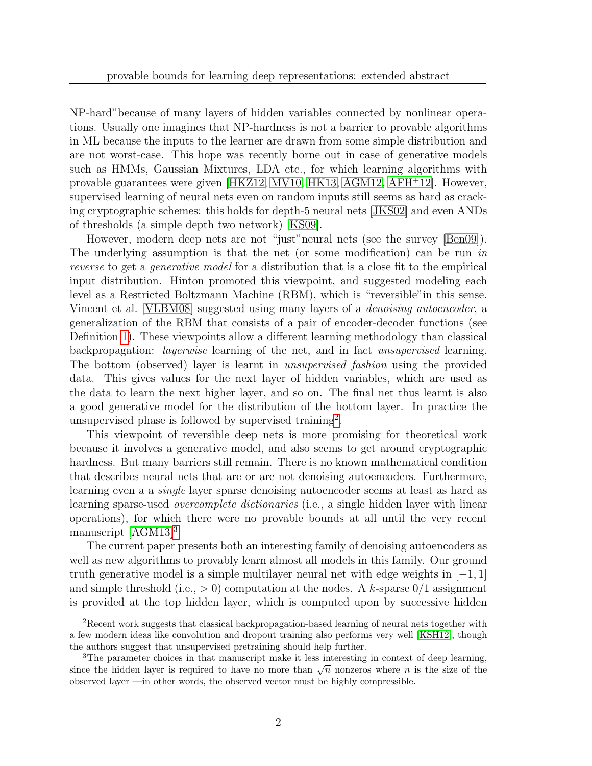NP-hard"because of many layers of hidden variables connected by nonlinear operations. Usually one imagines that NP-hardness is not a barrier to provable algorithms in ML because the inputs to the learner are drawn from some simple distribution and are not worst-case. This hope was recently borne out in case of generative models such as HMMs, Gaussian Mixtures, LDA etc., for which learning algorithms with provable guarantees were given [HKZ12, MV10, HK13, AGM12, AFH+12]. However, supervised learning of neural nets even on random inputs still seems as hard as cracking cryptographic schemes: this holds for depth-5 neural nets [JKS02] and even ANDs of thresholds (a simple depth two network) [KS09].

However, modern deep nets are not "just"neural nets (see the survey [Ben09]). The underlying assumption is that the net (or some modification) can be run *in reverse* to get a *generative model* for a distribution that is a close fit to the empirical input distribution. Hinton promoted this viewpoint, and suggested modeling each level as a Restricted Boltzmann Machine (RBM), which is "reversible"in this sense. Vincent et al. [VLBM08] suggested using many layers of a *denoising autoencoder*, a generalization of the RBM that consists of a pair of encoder-decoder functions (see Definition 1). These viewpoints allow a different learning methodology than classical backpropagation: *layerwise* learning of the net, and in fact *unsupervised* learning. The bottom (observed) layer is learnt in *unsupervised fashion* using the provided data. This gives values for the next layer of hidden variables, which are used as the data to learn the next higher layer, and so on. The final net thus learnt is also a good generative model for the distribution of the bottom layer. In practice the unsupervised phase is followed by supervised training[2].

This viewpoint of reversible deep nets is more promising for theoretical work because it involves a generative model, and also seems to get around cryptographic hardness. But many barriers still remain. There is no known mathematical condition that describes neural nets that are or are not denoising autoencoders. Furthermore, learning even a a *single* layer sparse denoising autoencoder seems at least as hard as learning sparse-used *overcomplete dictionaries* (i.e., a single hidden layer with linear operations), for which there were no provable bounds at all until the very recent manuscript [AGM13][3].

The current paper presents both an interesting family of denoising autoencoders as well as new algorithms to provably learn almost all models in this family. Our ground truth generative model is a simple multilayer neural net with edge weights in $[-1, 1]$ and simple threshold (i.e., $> 0$) computation at the nodes. A $k$-sparse $0/1$ assignment is provided at the top hidden layer, which is computed upon by successive hidden

---

[2] Recent work suggests that classical backpropagation-based learning of neural nets together with a few modern ideas like convolution and dropout training also performs very well [KSH12], though the authors suggest that unsupervised pretraining should help further.

[3] The parameter choices in that manuscript make it less interesting in context of deep learning, since the hidden layer is required to have no more than $\sqrt{n}$ nonzeros where $n$ is the size of the observed layer —in other words, the observed vector must be highly compressible.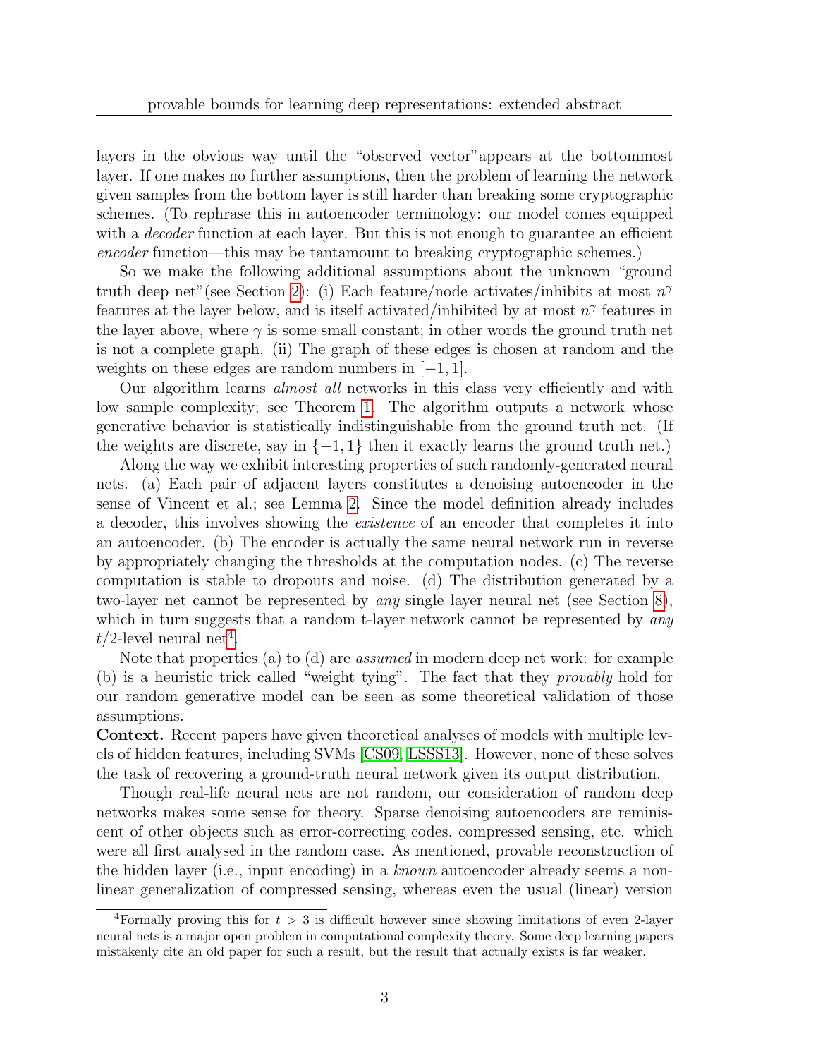layers in the obvious way until the "observed vector"appears at the bottommost layer. If one makes no further assumptions, then the problem of learning the network given samples from the bottom layer is still harder than breaking some cryptographic schemes. (To rephrase this in autoencoder terminology: our model comes equipped with a *decoder* function at each layer. But this is not enough to guarantee an efficient *encoder* function—this may be tantamount to breaking cryptographic schemes.)

So we make the following additional assumptions about the unknown "ground truth deep net"(see Section 2): (i) Each feature/node activates/inhibits at most $n^\gamma$ features at the layer below, and is itself activated/inhibited by at most $n^\gamma$ features in the layer above, where $\gamma$ is some small constant; in other words the ground truth net is not a complete graph. (ii) The graph of these edges is chosen at random and the weights on these edges are random numbers in $[-1, 1]$.

Our algorithm learns *almost all* networks in this class very efficiently and with low sample complexity; see Theorem 1. The algorithm outputs a network whose generative behavior is statistically indistinguishable from the ground truth net. (If the weights are discrete, say in $\{-1, 1\}$ then it exactly learns the ground truth net.)

Along the way we exhibit interesting properties of such randomly-generated neural nets. (a) Each pair of adjacent layers constitutes a denoising autoencoder in the sense of Vincent et al.; see Lemma 2. Since the model definition already includes a decoder, this involves showing the *existence* of an encoder that completes it into an autoencoder. (b) The encoder is actually the same neural network run in reverse by appropriately changing the thresholds at the computation nodes. (c) The reverse computation is stable to dropouts and noise. (d) The distribution generated by a two-layer net cannot be represented by *any* single layer neural net (see Section 8), which in turn suggests that a random t-layer network cannot be represented by *any* $t/2$-level neural net[4].

Note that properties (a) to (d) are *assumed* in modern deep net work: for example (b) is a heuristic trick called "weight tying". The fact that they *provably* hold for our random generative model can be seen as some theoretical validation of those assumptions.

**Context.** Recent papers have given theoretical analyses of models with multiple levels of hidden features, including SVMs [CS09, LSSS13]. However, none of these solves the task of recovering a ground-truth neural network given its output distribution.

Though real-life neural nets are not random, our consideration of random deep networks makes some sense for theory. Sparse denoising autoencoders are reminiscent of other objects such as error-correcting codes, compressed sensing, etc. which were all first analysed in the random case. As mentioned, provable reconstruction of the hidden layer (i.e., input encoding) in a *known* autoencoder already seems a nonlinear generalization of compressed sensing, whereas even the usual (linear) version

[4] Formally proving this for $t > 3$ is difficult however since showing limitations of even 2-layer neural nets is a major open problem in computational complexity theory. Some deep learning papers mistakenly cite an old paper for such a result, but the result that actually exists is far weaker.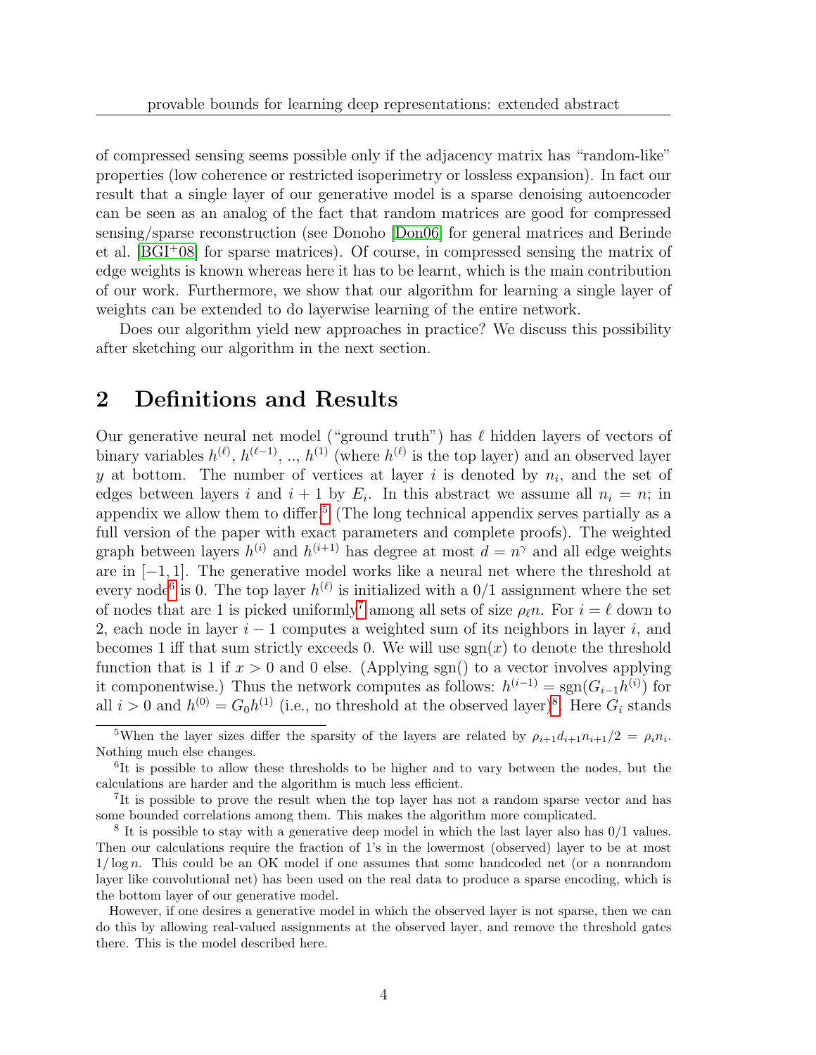of compressed sensing seems possible only if the adjacency matrix has "random-like" properties (low coherence or restricted isoperimetry or lossless expansion). In fact our result that a single layer of our generative model is a sparse denoising autoencoder can be seen as an analog of the fact that random matrices are good for compressed sensing/sparse reconstruction (see Donoho [Don06] for general matrices and Berinde et al. [BGI+08] for sparse matrices). Of course, in compressed sensing the matrix of edge weights is known whereas here it has to be learnt, which is the main contribution of our work. Furthermore, we show that our algorithm for learning a single layer of weights can be extended to do layerwise learning of the entire network.

Does our algorithm yield new approaches in practice? We discuss this possibility after sketching our algorithm in the next section.

## 2 Definitions and Results

Our generative neural net model ("ground truth") has $\ell$ hidden layers of vectors of binary variables $h^{(\ell)}$, $h^{(\ell-1)}$, .., $h^{(1)}$ (where $h^{(\ell)}$ is the top layer) and an observed layer $y$ at bottom. The number of vertices at layer $i$ is denoted by $n_i$, and the set of edges between layers $i$ and $i+1$ by $E_i$. In this abstract we assume all $n_i = n$; in appendix we allow them to differ.[5] (The long technical appendix serves partially as a full version of the paper with exact parameters and complete proofs). The weighted graph between layers $h^{(i)}$ and $h^{(i+1)}$ has degree at most $d = n^{\gamma}$ and all edge weights are in $[-1, 1]$. The generative model works like a neural net where the threshold at every node[6] is 0. The top layer $h^{(\ell)}$ is initialized with a 0/1 assignment where the set of nodes that are 1 is picked uniformly[7] among all sets of size $\rho_\ell n$. For $i = \ell$ down to 2, each node in layer $i-1$ computes a weighted sum of its neighbors in layer $i$, and becomes 1 iff that sum strictly exceeds 0. We will use $\text{sgn}(x)$ to denote the threshold function that is 1 if $x > 0$ and 0 else. (Applying sgn() to a vector involves applying it componentwise.) Thus the network computes as follows: $h^{(i-1)} = \text{sgn}(G_{i-1}h^{(i)})$ for all $i > 0$ and $h^{(0)} = G_0 h^{(1)}$ (i.e., no threshold at the observed layer)[8]. Here $G_i$ stands

---

[5] When the layer sizes differ the sparsity of the layers are related by $\rho_{i+1}d_{i+1}n_{i+1}/2 = \rho_i n_i$. Nothing much else changes.

[6] It is possible to allow these thresholds to be higher and to vary between the nodes, but the calculations are harder and the algorithm is much less efficient.

[7] It is possible to prove the result when the top layer has not a random sparse vector and has some bounded correlations among them. This makes the algorithm more complicated.

[8] It is possible to stay with a generative deep model in which the last layer also has 0/1 values. Then our calculations require the fraction of 1's in the lowermost (observed) layer to be at most $1/\log n$. This could be an OK model if one assumes that some handcoded net (or a nonrandom layer like convolutional net) has been used on the real data to produce a sparse encoding, which is the bottom layer of our generative model.

However, if one desires a generative model in which the observed layer is not sparse, then we can do this by allowing real-valued assignments at the observed layer, and remove the threshold gates there. This is the model described here.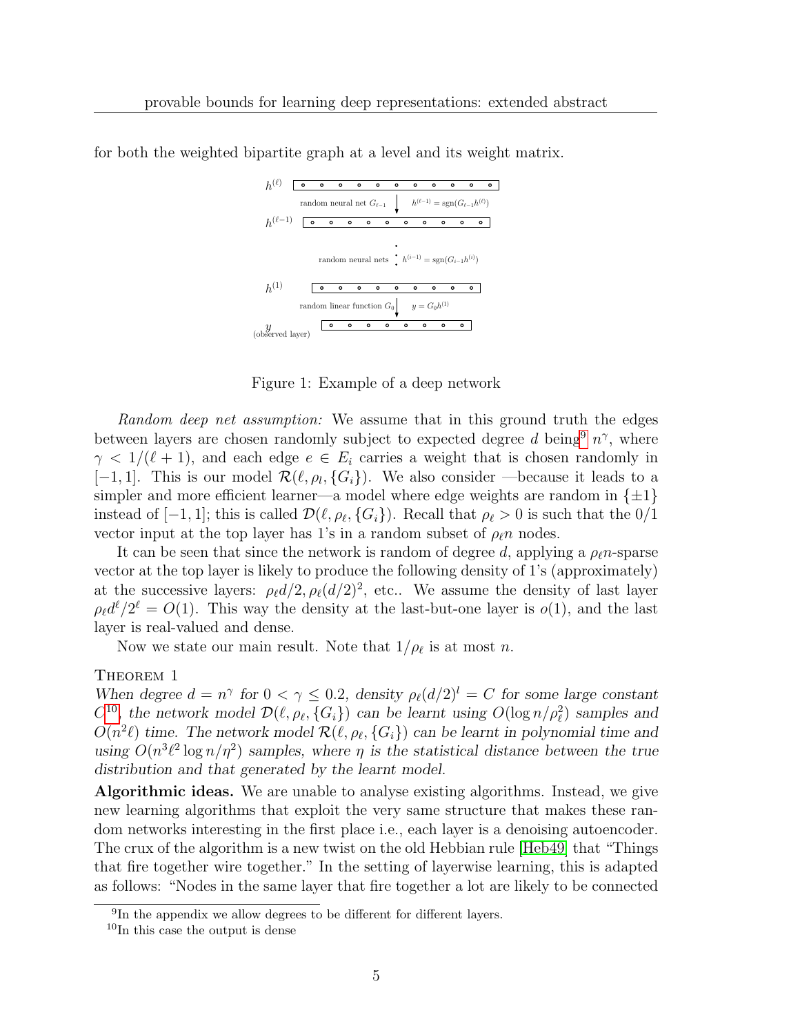for both the weighted bipartite graph at a level and its weight matrix.

Figure 1: Example of a deep network

*Random deep net assumption:* We assume that in this ground truth the edges between layers are chosen randomly subject to expected degree $d$ being[9] $n^\gamma$, where $\gamma < 1/(\ell+1)$, and each edge $e \in E_i$ carries a weight that is chosen randomly in $[-1, 1]$. This is our model $\mathcal{R}(\ell, \rho_l, \{G_i\})$. We also consider —because it leads to a simpler and more efficient learner—a model where edge weights are random in $\{\pm 1\}$ instead of $[-1, 1]$; this is called $\mathcal{D}(\ell, \rho_\ell, \{G_i\})$. Recall that $\rho_\ell > 0$ is such that the 0/1 vector input at the top layer has 1's in a random subset of $\rho_\ell n$ nodes.

It can be seen that since the network is random of degree $d$, applying a $\rho_\ell n$-sparse vector at the top layer is likely to produce the following density of 1's (approximately) at the successive layers: $\rho_\ell d/2, \rho_\ell (d/2)^2$, etc.. We assume the density of last layer $\rho_\ell d^\ell / 2^\ell = O(1)$. This way the density at the last-but-one layer is $o(1)$, and the last layer is real-valued and dense.

Now we state our main result. Note that $1/\rho_\ell$ is at most $n$.

Theorem 1
*When degree $d = n^\gamma$ for $0 < \gamma \leq 0.2$, density $\rho_\ell (d/2)^l = C$ for some large constant $C$[10], the network model $\mathcal{D}(\ell, \rho_\ell, \{G_i\})$ can be learnt using $O(\log n / \rho_\ell^2)$ samples and $O(n^2 \ell)$ time. The network model $\mathcal{R}(\ell, \rho_\ell, \{G_i\})$ can be learnt in polynomial time and using $O(n^3 \ell^2 \log n / \eta^2)$ samples, where $\eta$ is the statistical distance between the true distribution and that generated by the learnt model.*

**Algorithmic ideas.** We are unable to analyse existing algorithms. Instead, we give new learning algorithms that exploit the very same structure that makes these random networks interesting in the first place i.e., each layer is a denoising autoencoder. The crux of the algorithm is a new twist on the old Hebbian rule [Heb49] that "Things that fire together wire together." In the setting of layerwise learning, this is adapted as follows: "Nodes in the same layer that fire together a lot are likely to be connected

[9] In the appendix we allow degrees to be different for different layers.

[10] In this case the output is dense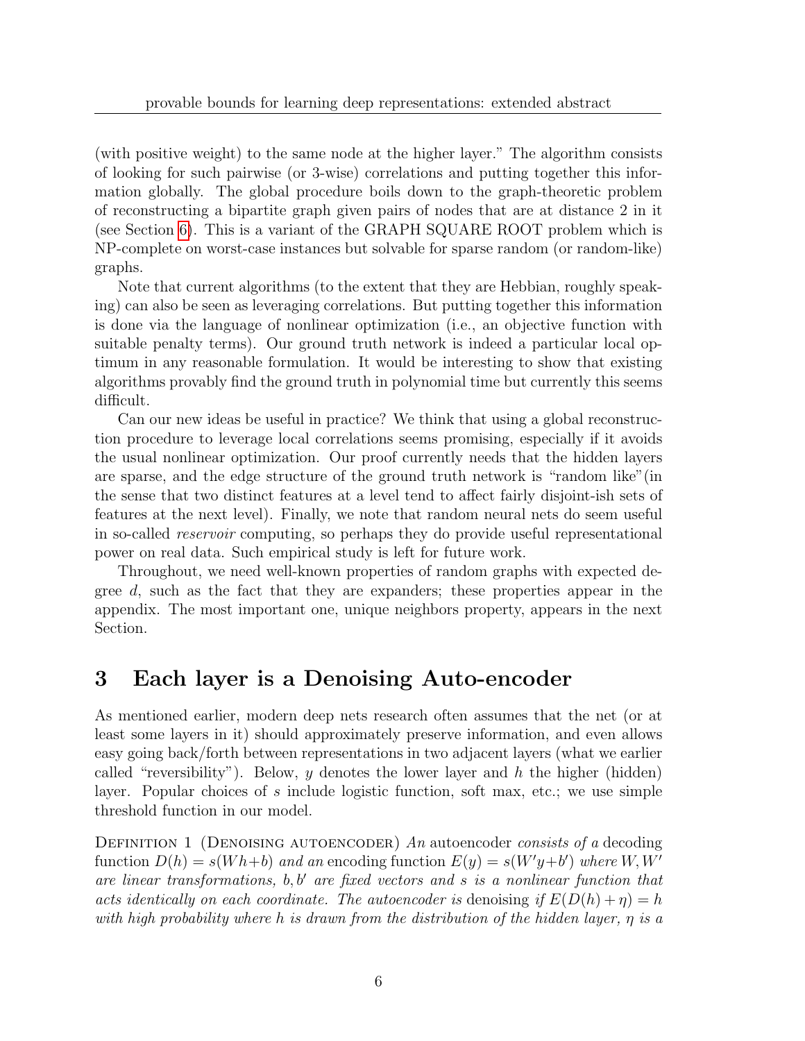(with positive weight) to the same node at the higher layer." The algorithm consists of looking for such pairwise (or 3-wise) correlations and putting together this information globally. The global procedure boils down to the graph-theoretic problem of reconstructing a bipartite graph given pairs of nodes that are at distance 2 in it (see Section 6). This is a variant of the GRAPH SQUARE ROOT problem which is NP-complete on worst-case instances but solvable for sparse random (or random-like) graphs.

Note that current algorithms (to the extent that they are Hebbian, roughly speaking) can also be seen as leveraging correlations. But putting together this information is done via the language of nonlinear optimization (i.e., an objective function with suitable penalty terms). Our ground truth network is indeed a particular local optimum in any reasonable formulation. It would be interesting to show that existing algorithms provably find the ground truth in polynomial time but currently this seems difficult.

Can our new ideas be useful in practice? We think that using a global reconstruction procedure to leverage local correlations seems promising, especially if it avoids the usual nonlinear optimization. Our proof currently needs that the hidden layers are sparse, and the edge structure of the ground truth network is "random like"(in the sense that two distinct features at a level tend to affect fairly disjoint-ish sets of features at the next level). Finally, we note that random neural nets do seem useful in so-called *reservoir* computing, so perhaps they do provide useful representational power on real data. Such empirical study is left for future work.

Throughout, we need well-known properties of random graphs with expected degree $d$, such as the fact that they are expanders; these properties appear in the appendix. The most important one, unique neighbors property, appears in the next Section.

# 3 Each layer is a Denoising Auto-encoder

As mentioned earlier, modern deep nets research often assumes that the net (or at least some layers in it) should approximately preserve information, and even allows easy going back/forth between representations in two adjacent layers (what we earlier called "reversibility"). Below, $y$ denotes the lower layer and $h$ the higher (hidden) layer. Popular choices of $s$ include logistic function, soft max, etc.; we use simple threshold function in our model.

Definition 1 (Denoising autoencoder) *An* autoencoder *consists of a* decoding function $D(h) = s(Wh+b)$ *and an* encoding function $E(y) = s(W'y+b')$ *where* $W, W'$ *are linear transformations,* $b, b'$ *are fixed vectors and* $s$ *is a nonlinear function that acts identically on each coordinate. The autoencoder is* denoising *if* $E(D(h)+\eta) = h$ *with high probability where* $h$ *is drawn from the distribution of the hidden layer,* $\eta$ *is a*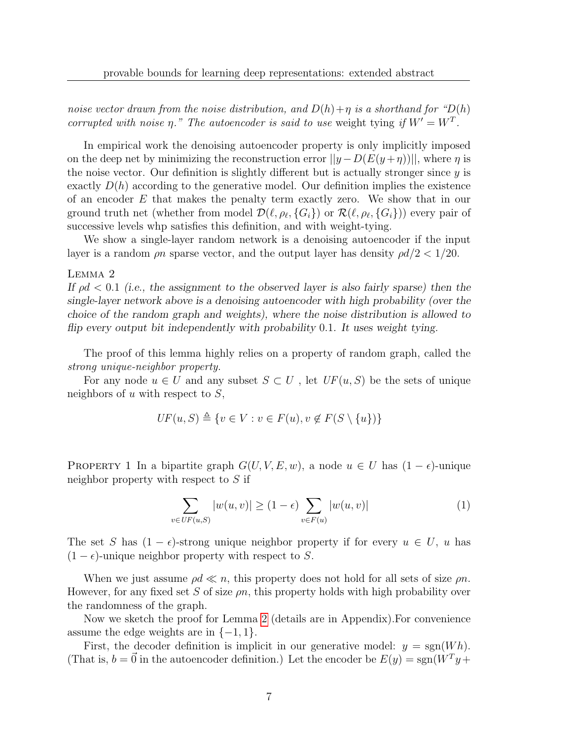*noise vector drawn from the noise distribution, and $D(h)+\eta$ is a shorthand for "$D(h)$ corrupted with noise $\eta$." The autoencoder is said to use* weight tying *if $W' = W^T$.*

In empirical work the denoising autoencoder property is only implicitly imposed on the deep net by minimizing the reconstruction error $||y - D(E(y+\eta))||$, where $\eta$ is the noise vector. Our definition is slightly different but is actually stronger since $y$ is exactly $D(h)$ according to the generative model. Our definition implies the existence of an encoder $E$ that makes the penalty term exactly zero. We show that in our ground truth net (whether from model $\mathcal{D}(\ell, \rho_\ell, \{G_i\})$ or $\mathcal{R}(\ell, \rho_\ell, \{G_i\})$) every pair of successive levels whp satisfies this definition, and with weight-tying.

We show a single-layer random network is a denoising autoencoder if the input layer is a random $\rho n$ sparse vector, and the output layer has density $\rho d/2 < 1/20$.

Lemma 2
*If $\rho d < 0.1$ (i.e., the assignment to the observed layer is also fairly sparse) then the single-layer network above is a denoising autoencoder with high probability (over the choice of the random graph and weights), where the noise distribution is allowed to flip every output bit independently with probability $0.1$. It uses weight tying.*

The proof of this lemma highly relies on a property of random graph, called the *strong unique-neighbor property.*

For any node $u \in U$ and any subset $S \subset U$ , let $UF(u, S)$ be the sets of unique neighbors of $u$ with respect to $S$,

$$UF(u, S) \triangleq \{v \in V : v \in F(u), v \notin F(S \setminus \{u\})\}$$

Property 1 In a bipartite graph $G(U, V, E, w)$, a node $u \in U$ has $(1-\epsilon)$-unique neighbor property with respect to $S$ if

$$\sum_{v \in UF(u,S)} |w(u,v)| \geq (1-\epsilon) \sum_{v \in F(u)} |w(u,v)| \tag{1}$$

The set $S$ has $(1-\epsilon)$-strong unique neighbor property if for every $u \in U$, $u$ has $(1-\epsilon)$-unique neighbor property with respect to $S$.

When we just assume $\rho d \ll n$, this property does not hold for all sets of size $\rho n$. However, for any fixed set $S$ of size $\rho n$, this property holds with high probability over the randomness of the graph.

Now we sketch the proof for Lemma 2 (details are in Appendix).For convenience assume the edge weights are in $\{-1, 1\}$.

First, the decoder definition is implicit in our generative model: $y = \text{sgn}(Wh)$. (That is, $b = \vec{0}$ in the autoencoder definition.) Let the encoder be $E(y) = \text{sgn}(W^T y +$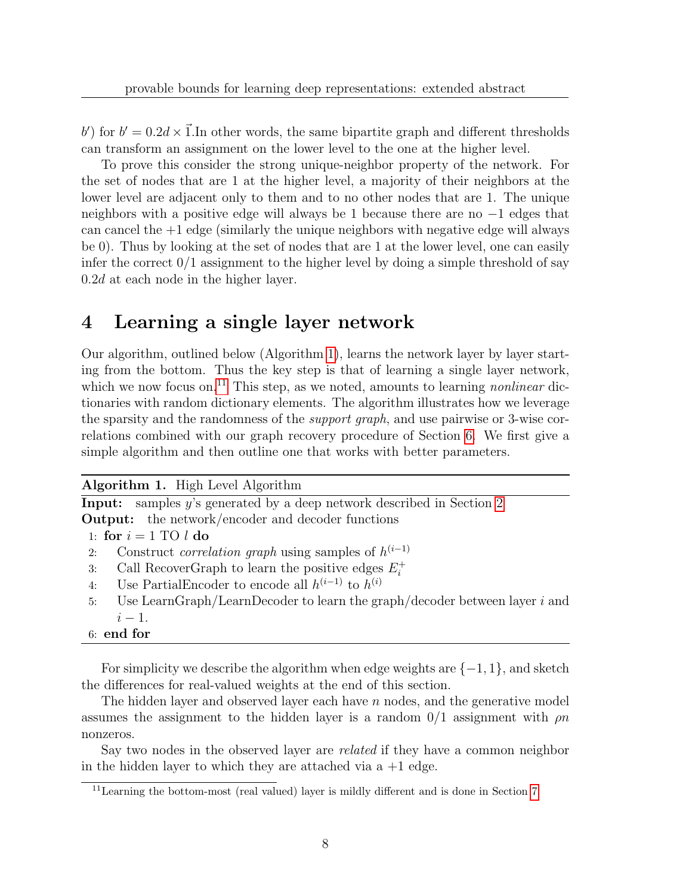$b'$) for $b' = 0.2d \times \vec{1}$.In other words, the same bipartite graph and different thresholds can transform an assignment on the lower level to the one at the higher level.

To prove this consider the strong unique-neighbor property of the network. For the set of nodes that are 1 at the higher level, a majority of their neighbors at the lower level are adjacent only to them and to no other nodes that are 1. The unique neighbors with a positive edge will always be 1 because there are no $-1$ edges that can cancel the $+1$ edge (similarly the unique neighbors with negative edge will always be 0). Thus by looking at the set of nodes that are 1 at the lower level, one can easily infer the correct 0/1 assignment to the higher level by doing a simple threshold of say $0.2d$ at each node in the higher layer.

# 4 Learning a single layer network

Our algorithm, outlined below (Algorithm 1), learns the network layer by layer starting from the bottom. Thus the key step is that of learning a single layer network, which we now focus on.[11] This step, as we noted, amounts to learning *nonlinear* dictionaries with random dictionary elements. The algorithm illustrates how we leverage the sparsity and the randomness of the *support graph*, and use pairwise or 3-wise correlations combined with our graph recovery procedure of Section 6. We first give a simple algorithm and then outline one that works with better parameters.

---

**Algorithm 1.** High Level Algorithm

**Input:** samples $y$'s generated by a deep network described in Section 2

**Output:** the network/encoder and decoder functions

1: **for** $i = 1$ TO $l$ **do**

2: Construct *correlation graph* using samples of $h^{(i-1)}$

3: Call RecoverGraph to learn the positive edges $E_i^+$

4: Use PartialEncoder to encode all $h^{(i-1)}$ to $h^{(i)}$

5: Use LearnGraph/LearnDecoder to learn the graph/decoder between layer $i$ and $i-1$.

6: **end for**

---

For simplicity we describe the algorithm when edge weights are $\{-1, 1\}$, and sketch the differences for real-valued weights at the end of this section.

The hidden layer and observed layer each have $n$ nodes, and the generative model assumes the assignment to the hidden layer is a random 0/1 assignment with $\rho n$ nonzeros.

Say two nodes in the observed layer are *related* if they have a common neighbor in the hidden layer to which they are attached via a $+1$ edge.

[11] Learning the bottom-most (real valued) layer is mildly different and is done in Section 7.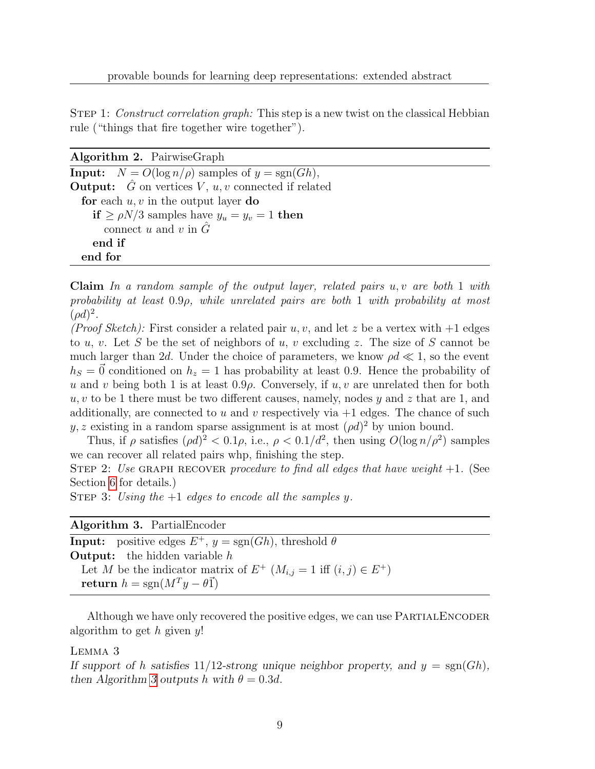Step 1: *Construct correlation graph:* This step is a new twist on the classical Hebbian rule ("things that fire together wire together").

---

**Algorithm 2.** PairwiseGraph

---

**Input:** $N = O(\log n/\rho)$ samples of $y = \text{sgn}(Gh)$,
**Output:** $\hat{G}$ on vertices $V$, $u, v$ connected if related

```
for each u, v in the output layer do
    if ≥ ρN/3 samples have y_u = y_v = 1 then
        connect u and v in Ĝ
    end if
end for
```

---

**Claim** *In a random sample of the output layer, related pairs $u, v$ are both 1 with probability at least $0.9\rho$, while unrelated pairs are both 1 with probability at most $(\rho d)^2$.*

*(Proof Sketch):* First consider a related pair $u, v$, and let $z$ be a vertex with $+1$ edges to $u$, $v$. Let $S$ be the set of neighbors of $u$, $v$ excluding $z$. The size of $S$ cannot be much larger than $2d$. Under the choice of parameters, we know $\rho d \ll 1$, so the event $h_S = \vec{0}$ conditioned on $h_z = 1$ has probability at least 0.9. Hence the probability of $u$ and $v$ being both 1 is at least $0.9\rho$. Conversely, if $u, v$ are unrelated then for both $u, v$ to be 1 there must be two different causes, namely, nodes $y$ and $z$ that are 1, and additionally, are connected to $u$ and $v$ respectively via $+1$ edges. The chance of such $y, z$ existing in a random sparse assignment is at most $(\rho d)^2$ by union bound.

Thus, if $\rho$ satisfies $(\rho d)^2 < 0.1\rho$, i.e., $\rho < 0.1/d^2$, then using $O(\log n/\rho^2)$ samples we can recover all related pairs whp, finishing the step.

Step 2: *Use* graph recover *procedure to find all edges that have weight $+1$.* (See Section 6 for details.)

Step 3: *Using the $+1$ edges to encode all the samples $y$.*

---

**Algorithm 3.** PartialEncoder

---

**Input:** positive edges $E^+$, $y = \text{sgn}(Gh)$, threshold $\theta$
**Output:** the hidden variable $h$

Let $M$ be the indicator matrix of $E^+$ ($M_{i,j} = 1$ iff $(i, j) \in E^+$)
**return** $h = \text{sgn}(M^T y - \theta\vec{1})$

---

Although we have only recovered the positive edges, we can use PartialEncoder algorithm to get $h$ given $y$!

Lemma 3
*If support of $h$ satisfies $11/12$-strong unique neighbor property, and $y = \text{sgn}(Gh)$, then Algorithm 3 outputs $h$ with $\theta = 0.3d$.*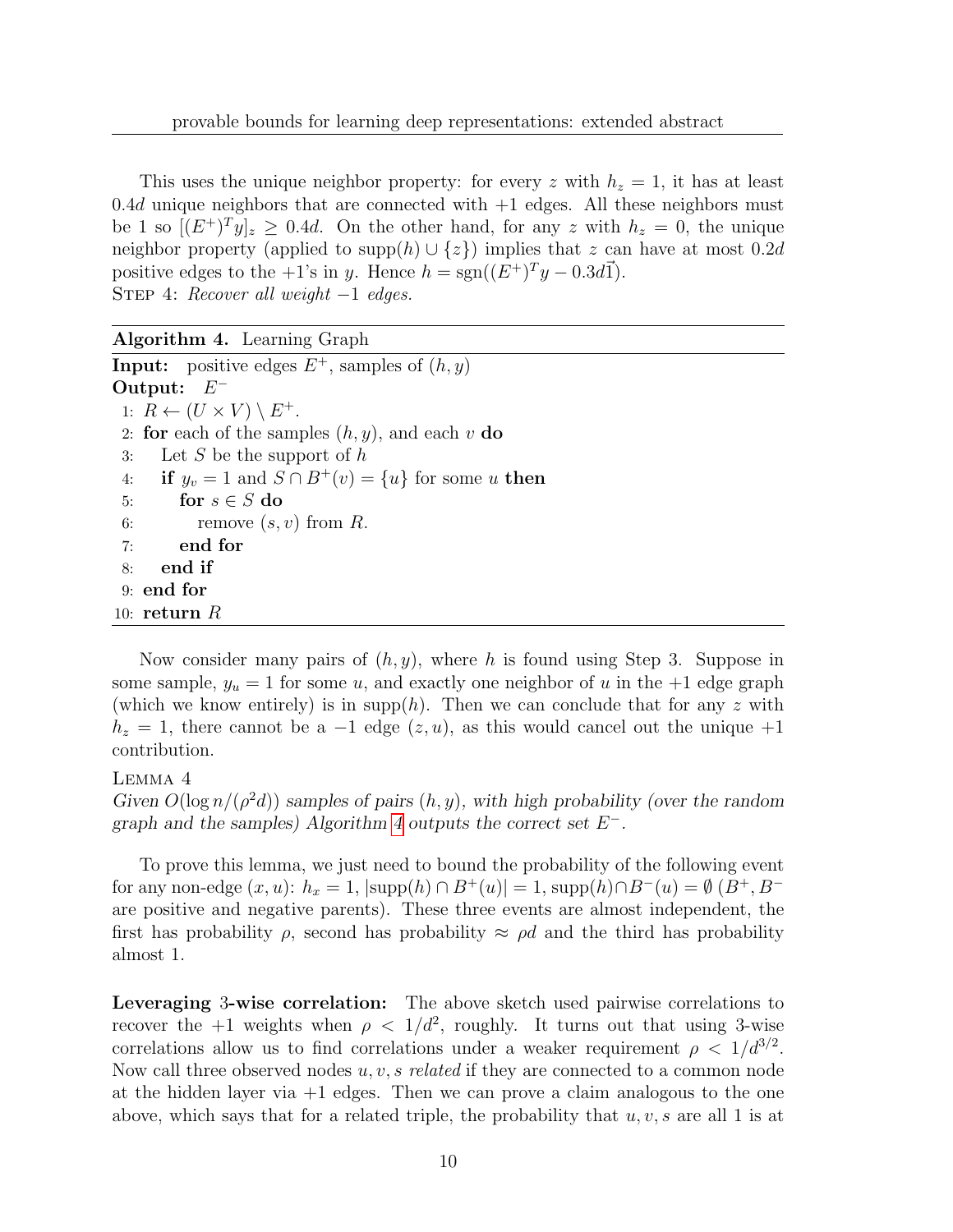This uses the unique neighbor property: for every $z$ with $h_z = 1$, it has at least $0.4d$ unique neighbors that are connected with $+1$ edges. All these neighbors must be 1 so $[(E^+)^T y]_z \geq 0.4d$. On the other hand, for any $z$ with $h_z = 0$, the unique neighbor property (applied to $\text{supp}(h) \cup \{z\}$) implies that $z$ can have at most $0.2d$ positive edges to the $+1$'s in $y$. Hence $h = \text{sgn}((E^+)^T y - 0.3d\vec{1})$.

Step 4: *Recover all weight $-1$ edges.*

**Algorithm 4.** Learning Graph

**Input:** positive edges $E^+$, samples of $(h, y)$

**Output:** $E^-$

```
1: R ← (U × V) \ E^+.
2: for each of the samples (h, y), and each v do
3:    Let S be the support of h
4:    if y_v = 1 and S ∩ B^+(v) = {u} for some u then
5:       for s ∈ S do
6:          remove (s, v) from R.
7:       end for
8:    end if
9: end for
10: return R
```

Now consider many pairs of $(h, y)$, where $h$ is found using Step 3. Suppose in some sample, $y_u = 1$ for some $u$, and exactly one neighbor of $u$ in the $+1$ edge graph (which we know entirely) is in $\text{supp}(h)$. Then we can conclude that for any $z$ with $h_z = 1$, there cannot be a $-1$ edge $(z, u)$, as this would cancel out the unique $+1$ contribution.

Lemma 4

*Given $O(\log n/(\rho^2 d))$ samples of pairs $(h, y)$, with high probability (over the random graph and the samples) Algorithm 4 outputs the correct set $E^-$.*

To prove this lemma, we just need to bound the probability of the following event for any non-edge $(x, u)$: $h_x = 1$, $|\text{supp}(h) \cap B^+(u)| = 1$, $\text{supp}(h) \cap B^-(u) = \emptyset$ ($B^+, B^-$ are positive and negative parents). These three events are almost independent, the first has probability $\rho$, second has probability $\approx \rho d$ and the third has probability almost 1.

**Leveraging 3-wise correlation:** The above sketch used pairwise correlations to recover the $+1$ weights when $\rho < 1/d^2$, roughly. It turns out that using 3-wise correlations allow us to find correlations under a weaker requirement $\rho < 1/d^{3/2}$. Now call three observed nodes $u, v, s$ *related* if they are connected to a common node at the hidden layer via $+1$ edges. Then we can prove a claim analogous to the one above, which says that for a related triple, the probability that $u, v, s$ are all 1 is at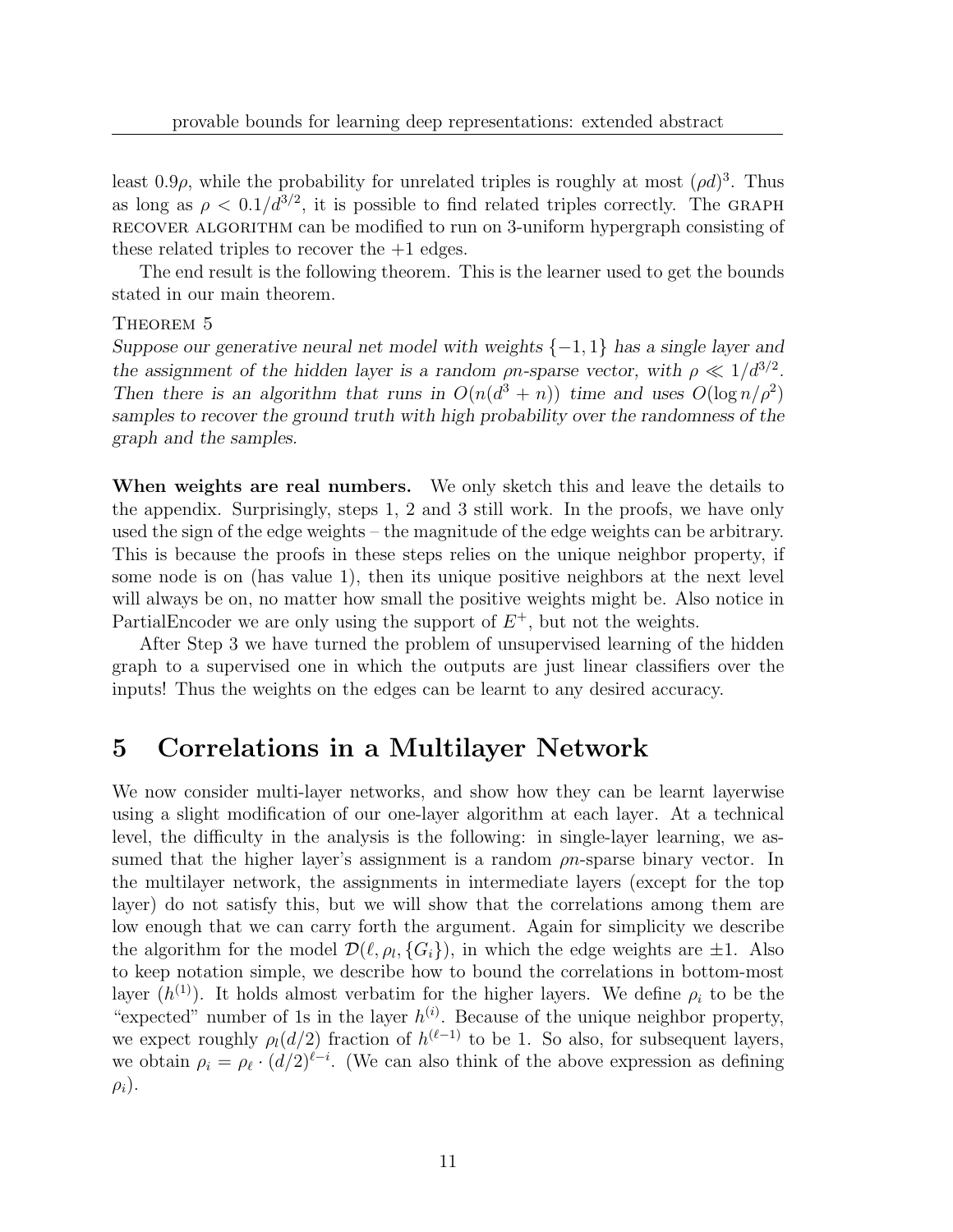least $0.9\rho$, while the probability for unrelated triples is roughly at most $(\rho d)^3$. Thus as long as $\rho < 0.1/d^{3/2}$, it is possible to find related triples correctly. The GRAPH RECOVER ALGORITHM can be modified to run on 3-uniform hypergraph consisting of these related triples to recover the +1 edges.

The end result is the following theorem. This is the learner used to get the bounds stated in our main theorem.

THEOREM 5

*Suppose our generative neural net model with weights $\{-1, 1\}$ has a single layer and the assignment of the hidden layer is a random $\rho n$-sparse vector, with $\rho \ll 1/d^{3/2}$. Then there is an algorithm that runs in $O(n(d^3 + n))$ time and uses $O(\log n/\rho^2)$ samples to recover the ground truth with high probability over the randomness of the graph and the samples.*

**When weights are real numbers.** We only sketch this and leave the details to the appendix. Surprisingly, steps 1, 2 and 3 still work. In the proofs, we have only used the sign of the edge weights – the magnitude of the edge weights can be arbitrary. This is because the proofs in these steps relies on the unique neighbor property, if some node is on (has value 1), then its unique positive neighbors at the next level will always be on, no matter how small the positive weights might be. Also notice in PartialEncoder we are only using the support of $E^+$, but not the weights.

After Step 3 we have turned the problem of unsupervised learning of the hidden graph to a supervised one in which the outputs are just linear classifiers over the inputs! Thus the weights on the edges can be learnt to any desired accuracy.

# 5 Correlations in a Multilayer Network

We now consider multi-layer networks, and show how they can be learnt layerwise using a slight modification of our one-layer algorithm at each layer. At a technical level, the difficulty in the analysis is the following: in single-layer learning, we assumed that the higher layer's assignment is a random $\rho n$-sparse binary vector. In the multilayer network, the assignments in intermediate layers (except for the top layer) do not satisfy this, but we will show that the correlations among them are low enough that we can carry forth the argument. Again for simplicity we describe the algorithm for the model $\mathcal{D}(\ell, \rho_l, \{G_i\})$, in which the edge weights are $\pm 1$. Also to keep notation simple, we describe how to bound the correlations in bottom-most layer ($h^{(1)}$). It holds almost verbatim for the higher layers. We define $\rho_i$ to be the "expected" number of 1s in the layer $h^{(i)}$. Because of the unique neighbor property, we expect roughly $\rho_l(d/2)$ fraction of $h^{(\ell-1)}$ to be 1. So also, for subsequent layers, we obtain $\rho_i = \rho_\ell \cdot (d/2)^{\ell-i}$. (We can also think of the above expression as defining $\rho_i$).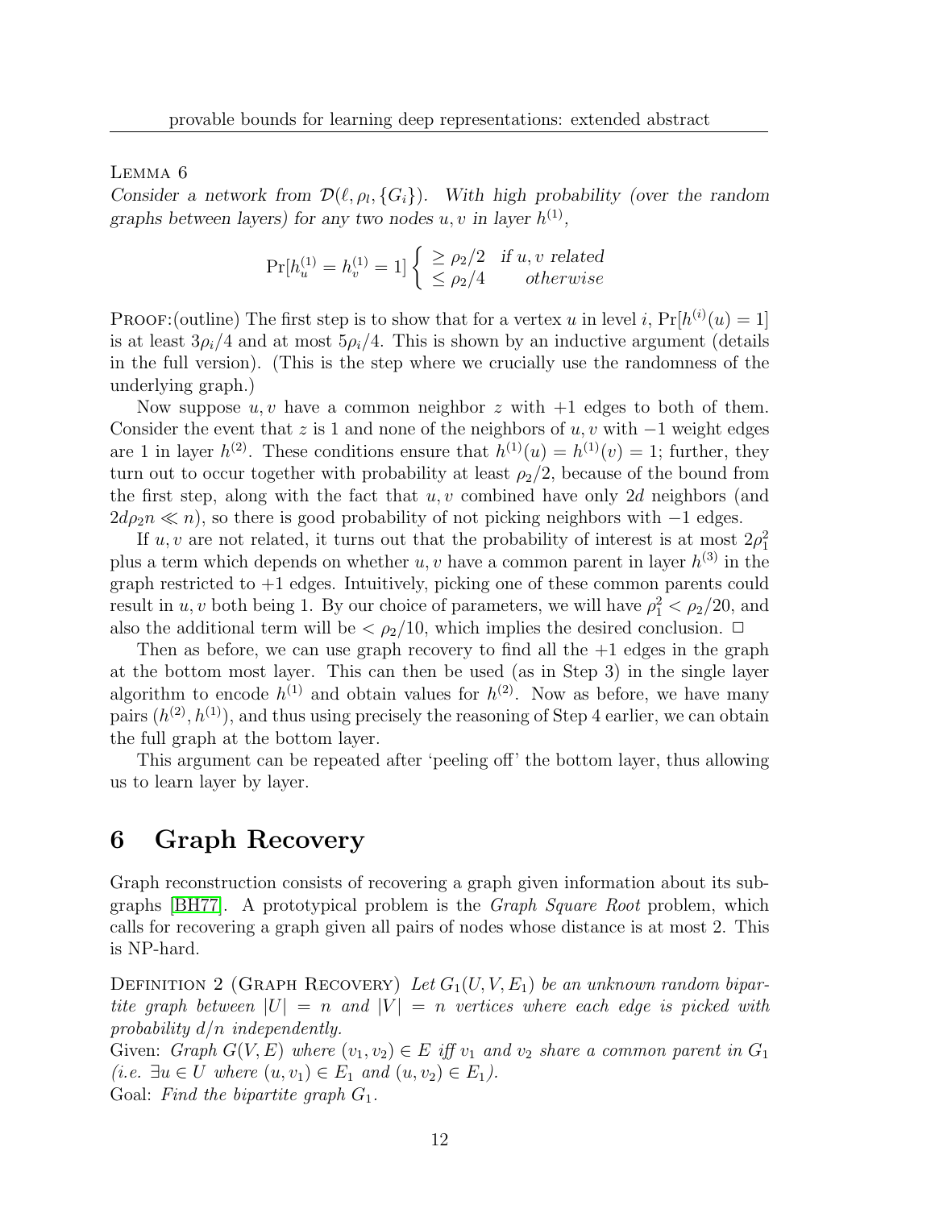Lemma 6

*Consider a network from $\mathcal{D}(\ell, \rho_l, \{G_i\})$. With high probability (over the random graphs between layers) for any two nodes $u, v$ in layer $h^{(1)}$,*

$$\Pr[h^{(1)}_u = h^{(1)}_v = 1] \begin{cases} \geq \rho_2/2 & \text{if } u, v \text{ related} \\ \leq \rho_2/4 & \text{otherwise} \end{cases}$$

Proof:(outline) The first step is to show that for a vertex $u$ in level $i$, $\Pr[h^{(i)}(u) = 1]$ is at least $3\rho_i/4$ and at most $5\rho_i/4$. This is shown by an inductive argument (details in the full version). (This is the step where we crucially use the randomness of the underlying graph.)

Now suppose $u, v$ have a common neighbor $z$ with $+1$ edges to both of them. Consider the event that $z$ is 1 and none of the neighbors of $u, v$ with $-1$ weight edges are 1 in layer $h^{(2)}$. These conditions ensure that $h^{(1)}(u) = h^{(1)}(v) = 1$; further, they turn out to occur together with probability at least $\rho_2/2$, because of the bound from the first step, along with the fact that $u, v$ combined have only $2d$ neighbors (and $2d\rho_2 n \ll n$), so there is good probability of not picking neighbors with $-1$ edges.

If $u, v$ are not related, it turns out that the probability of interest is at most $2\rho_1^2$ plus a term which depends on whether $u, v$ have a common parent in layer $h^{(3)}$ in the graph restricted to $+1$ edges. Intuitively, picking one of these common parents could result in $u, v$ both being 1. By our choice of parameters, we will have $\rho_1^2 < \rho_2/20$, and also the additional term will be $< \rho_2/10$, which implies the desired conclusion. □

Then as before, we can use graph recovery to find all the $+1$ edges in the graph at the bottom most layer. This can then be used (as in Step 3) in the single layer algorithm to encode $h^{(1)}$ and obtain values for $h^{(2)}$. Now as before, we have many pairs $(h^{(2)}, h^{(1)})$, and thus using precisely the reasoning of Step 4 earlier, we can obtain the full graph at the bottom layer.

This argument can be repeated after 'peeling off' the bottom layer, thus allowing us to learn layer by layer.

# 6 Graph Recovery

Graph reconstruction consists of recovering a graph given information about its subgraphs [BH77]. A prototypical problem is the *Graph Square Root* problem, which calls for recovering a graph given all pairs of nodes whose distance is at most 2. This is NP-hard.

Definition 2 (Graph Recovery) *Let $G_1(U, V, E_1)$ be an unknown random bipartite graph between $|U| = n$ and $|V| = n$ vertices where each edge is picked with probability $d/n$ independently.*

Given: *Graph $G(V, E)$ where $(v_1, v_2) \in E$ iff $v_1$ and $v_2$ share a common parent in $G_1$ (i.e. $\exists u \in U$ where $(u, v_1) \in E_1$ and $(u, v_2) \in E_1$).*

Goal: *Find the bipartite graph $G_1$.*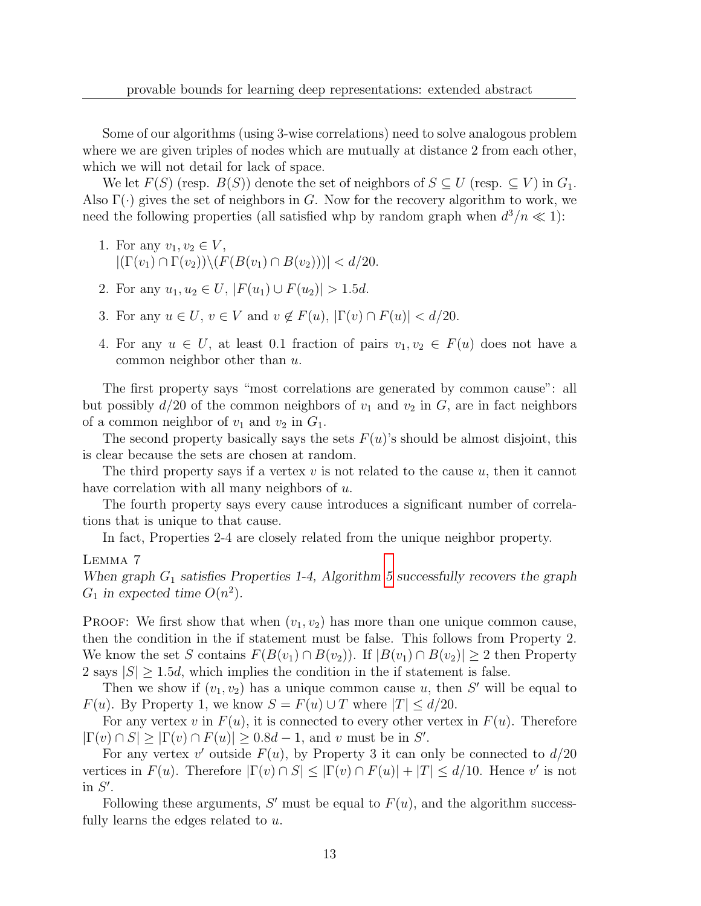Some of our algorithms (using 3-wise correlations) need to solve analogous problem where we are given triples of nodes which are mutually at distance 2 from each other, which we will not detail for lack of space.

We let $F(S)$ (resp. $B(S)$) denote the set of neighbors of $S \subseteq U$ (resp. $\subseteq V$) in $G_1$. Also $\Gamma(\cdot)$ gives the set of neighbors in $G$. Now for the recovery algorithm to work, we need the following properties (all satisfied whp by random graph when $d^3/n \ll 1$):

1. For any $v_1, v_2 \in V$,
   $|(\Gamma(v_1) \cap \Gamma(v_2)) \backslash (F(B(v_1) \cap B(v_2)))| < d/20$.
2. For any $u_1, u_2 \in U$, $|F(u_1) \cup F(u_2)| > 1.5d$.
3. For any $u \in U$, $v \in V$ and $v \notin F(u)$, $|\Gamma(v) \cap F(u)| < d/20$.
4. For any $u \in U$, at least 0.1 fraction of pairs $v_1, v_2 \in F(u)$ does not have a common neighbor other than $u$.

The first property says "most correlations are generated by common cause": all but possibly $d/20$ of the common neighbors of $v_1$ and $v_2$ in $G$, are in fact neighbors of a common neighbor of $v_1$ and $v_2$ in $G_1$.

The second property basically says the sets $F(u)$'s should be almost disjoint, this is clear because the sets are chosen at random.

The third property says if a vertex $v$ is not related to the cause $u$, then it cannot have correlation with all many neighbors of $u$.

The fourth property says every cause introduces a significant number of correlations that is unique to that cause.

In fact, Properties 2-4 are closely related from the unique neighbor property.

Lemma 7
*When graph $G_1$ satisfies Properties 1-4, Algorithm 5 successfully recovers the graph $G_1$ in expected time $O(n^2)$.*

Proof: We first show that when $(v_1, v_2)$ has more than one unique common cause, then the condition in the if statement must be false. This follows from Property 2. We know the set $S$ contains $F(B(v_1) \cap B(v_2))$. If $|B(v_1) \cap B(v_2)| \geq 2$ then Property 2 says $|S| \geq 1.5d$, which implies the condition in the if statement is false.

Then we show if $(v_1, v_2)$ has a unique common cause $u$, then $S'$ will be equal to $F(u)$. By Property 1, we know $S = F(u) \cup T$ where $|T| \leq d/20$.

For any vertex $v$ in $F(u)$, it is connected to every other vertex in $F(u)$. Therefore $|\Gamma(v) \cap S| \geq |\Gamma(v) \cap F(u)| \geq 0.8d - 1$, and $v$ must be in $S'$.

For any vertex $v'$ outside $F(u)$, by Property 3 it can only be connected to $d/20$ vertices in $F(u)$. Therefore $|\Gamma(v) \cap S| \leq |\Gamma(v) \cap F(u)| + |T| \leq d/10$. Hence $v'$ is not in $S'$.

Following these arguments, $S'$ must be equal to $F(u)$, and the algorithm successfully learns the edges related to $u$.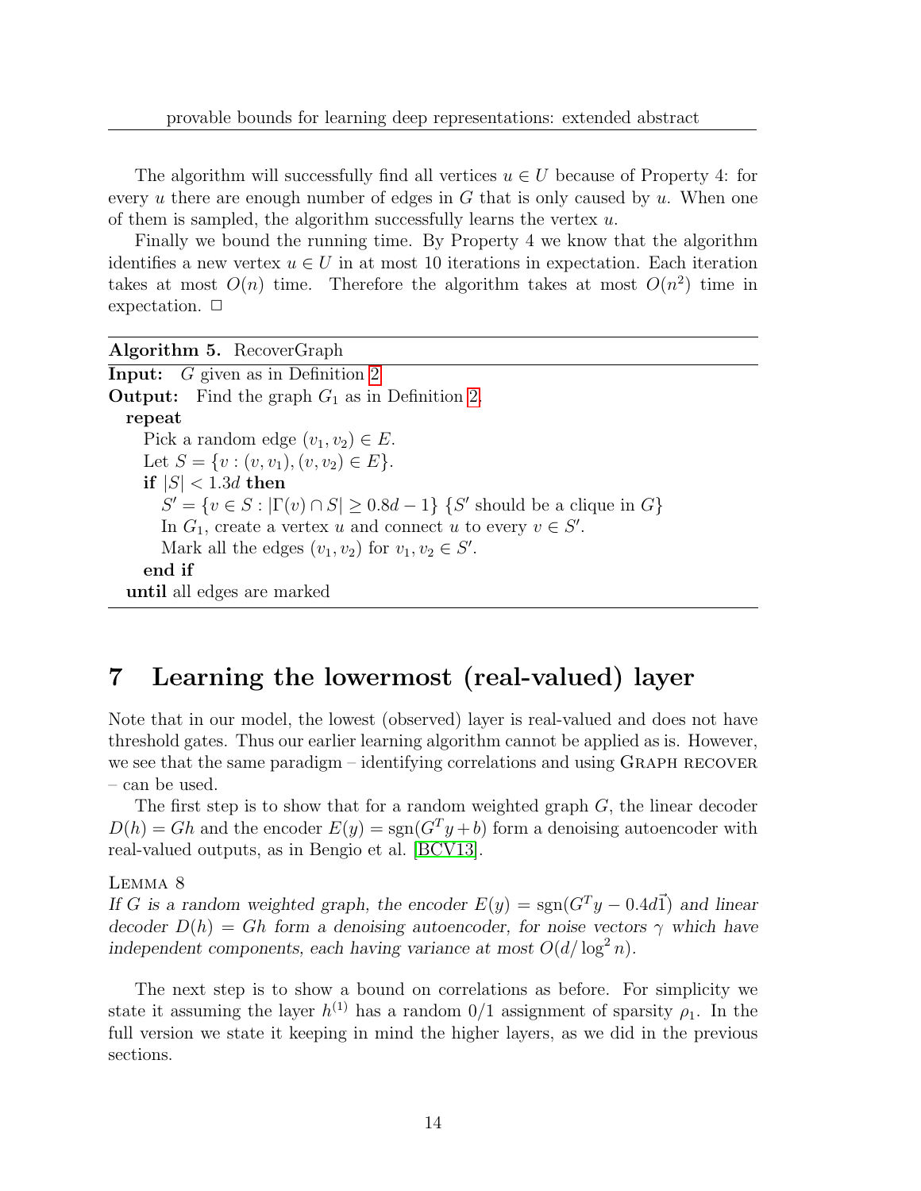The algorithm will successfully find all vertices $u \in U$ because of Property 4: for every $u$ there are enough number of edges in $G$ that is only caused by $u$. When one of them is sampled, the algorithm successfully learns the vertex $u$.

Finally we bound the running time. By Property 4 we know that the algorithm identifies a new vertex $u \in U$ in at most 10 iterations in expectation. Each iteration takes at most $O(n)$ time. Therefore the algorithm takes at most $O(n^2)$ time in expectation. □

---

**Algorithm 5.** RecoverGraph

---

**Input:** $G$ given as in Definition 2

**Output:** Find the graph $G_1$ as in Definition 2.

```
repeat
  Pick a random edge (v_1, v_2) ∈ E.
  Let S = {v : (v, v_1), (v, v_2) ∈ E}.
  if |S| < 1.3d then
    S' = {v ∈ S : |Γ(v) ∩ S| ≥ 0.8d − 1} {S' should be a clique in G}
    In G_1, create a vertex u and connect u to every v ∈ S'.
    Mark all the edges (v_1, v_2) for v_1, v_2 ∈ S'.
  end if
until all edges are marked
```

---

# 7 Learning the lowermost (real-valued) layer

Note that in our model, the lowest (observed) layer is real-valued and does not have threshold gates. Thus our earlier learning algorithm cannot be applied as is. However, we see that the same paradigm – identifying correlations and using Graph recover – can be used.

The first step is to show that for a random weighted graph $G$, the linear decoder $D(h) = Gh$ and the encoder $E(y) = \text{sgn}(G^T y + b)$ form a denoising autoencoder with real-valued outputs, as in Bengio et al. [BCV13].

Lemma 8

*If $G$ is a random weighted graph, the encoder $E(y) = \text{sgn}(G^T y - 0.4d\vec{1})$ and linear decoder $D(h) = Gh$ form a denoising autoencoder, for noise vectors $\gamma$ which have independent components, each having variance at most $O(d/\log^2 n)$.*

The next step is to show a bound on correlations as before. For simplicity we state it assuming the layer $h^{(1)}$ has a random 0/1 assignment of sparsity $\rho_1$. In the full version we state it keeping in mind the higher layers, as we did in the previous sections.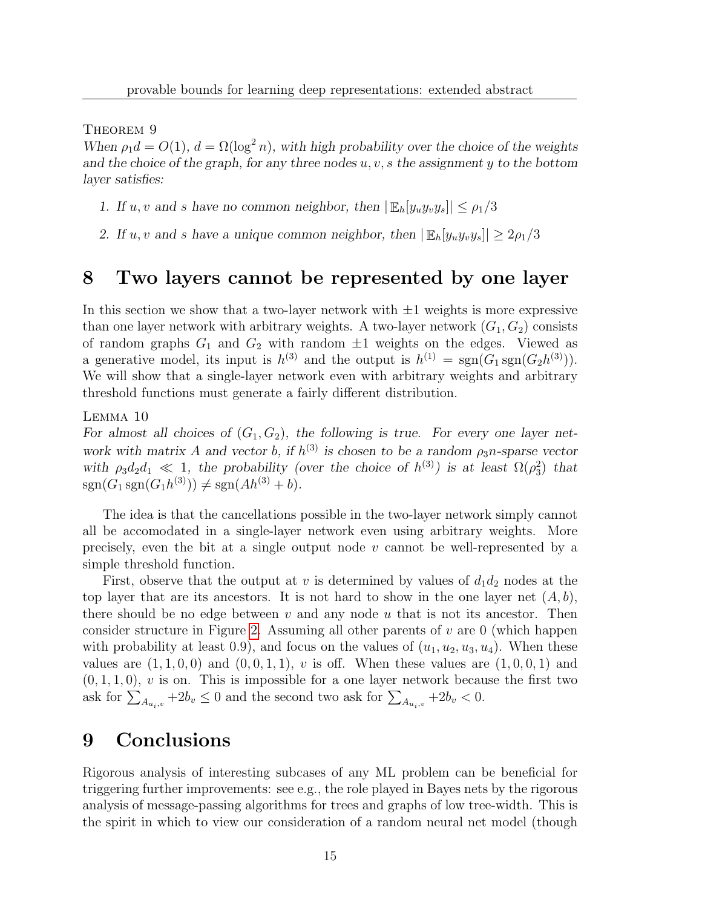Theorem 9

*When $\rho_1 d = O(1)$, $d = \Omega(\log^2 n)$, with high probability over the choice of the weights and the choice of the graph, for any three nodes $u, v, s$ the assignment $y$ to the bottom layer satisfies:*

1. *If $u, v$ and $s$ have no common neighbor, then $|\mathbb{E}_h[y_u y_v y_s]| \leq \rho_1/3$*
2. *If $u, v$ and $s$ have a unique common neighbor, then $|\mathbb{E}_h[y_u y_v y_s]| \geq 2\rho_1/3$*

# 8 Two layers cannot be represented by one layer

In this section we show that a two-layer network with $\pm 1$ weights is more expressive than one layer network with arbitrary weights. A two-layer network $(G_1, G_2)$ consists of random graphs $G_1$ and $G_2$ with random $\pm 1$ weights on the edges. Viewed as a generative model, its input is $h^{(3)}$ and the output is $h^{(1)} = \text{sgn}(G_1 \,\text{sgn}(G_2 h^{(3)}))$. We will show that a single-layer network even with arbitrary weights and arbitrary threshold functions must generate a fairly different distribution.

Lemma 10

*For almost all choices of $(G_1, G_2)$, the following is true. For every one layer network with matrix $A$ and vector $b$, if $h^{(3)}$ is chosen to be a random $\rho_3 n$-sparse vector with $\rho_3 d_2 d_1 \ll 1$, the probability (over the choice of $h^{(3)}$) is at least $\Omega(\rho_3^2)$ that $\text{sgn}(G_1 \,\text{sgn}(G_1 h^{(3)})) \neq \text{sgn}(A h^{(3)} + b)$.*

The idea is that the cancellations possible in the two-layer network simply cannot all be accomodated in a single-layer network even using arbitrary weights. More precisely, even the bit at a single output node $v$ cannot be well-represented by a simple threshold function.

First, observe that the output at $v$ is determined by values of $d_1 d_2$ nodes at the top layer that are its ancestors. It is not hard to show in the one layer net $(A, b)$, there should be no edge between $v$ and any node $u$ that is not its ancestor. Then consider structure in Figure 2. Assuming all other parents of $v$ are 0 (which happen with probability at least 0.9), and focus on the values of $(u_1, u_2, u_3, u_4)$. When these values are $(1,1,0,0)$ and $(0,0,1,1)$, $v$ is off. When these values are $(1,0,0,1)$ and $(0,1,1,0)$, $v$ is on. This is impossible for a one layer network because the first two ask for $\sum_{A_{u_i,v}} +2b_v \leq 0$ and the second two ask for $\sum_{A_{u_i,v}} +2b_v < 0$.

# 9 Conclusions

Rigorous analysis of interesting subcases of any ML problem can be beneficial for triggering further improvements: see e.g., the role played in Bayes nets by the rigorous analysis of message-passing algorithms for trees and graphs of low tree-width. This is the spirit in which to view our consideration of a random neural net model (though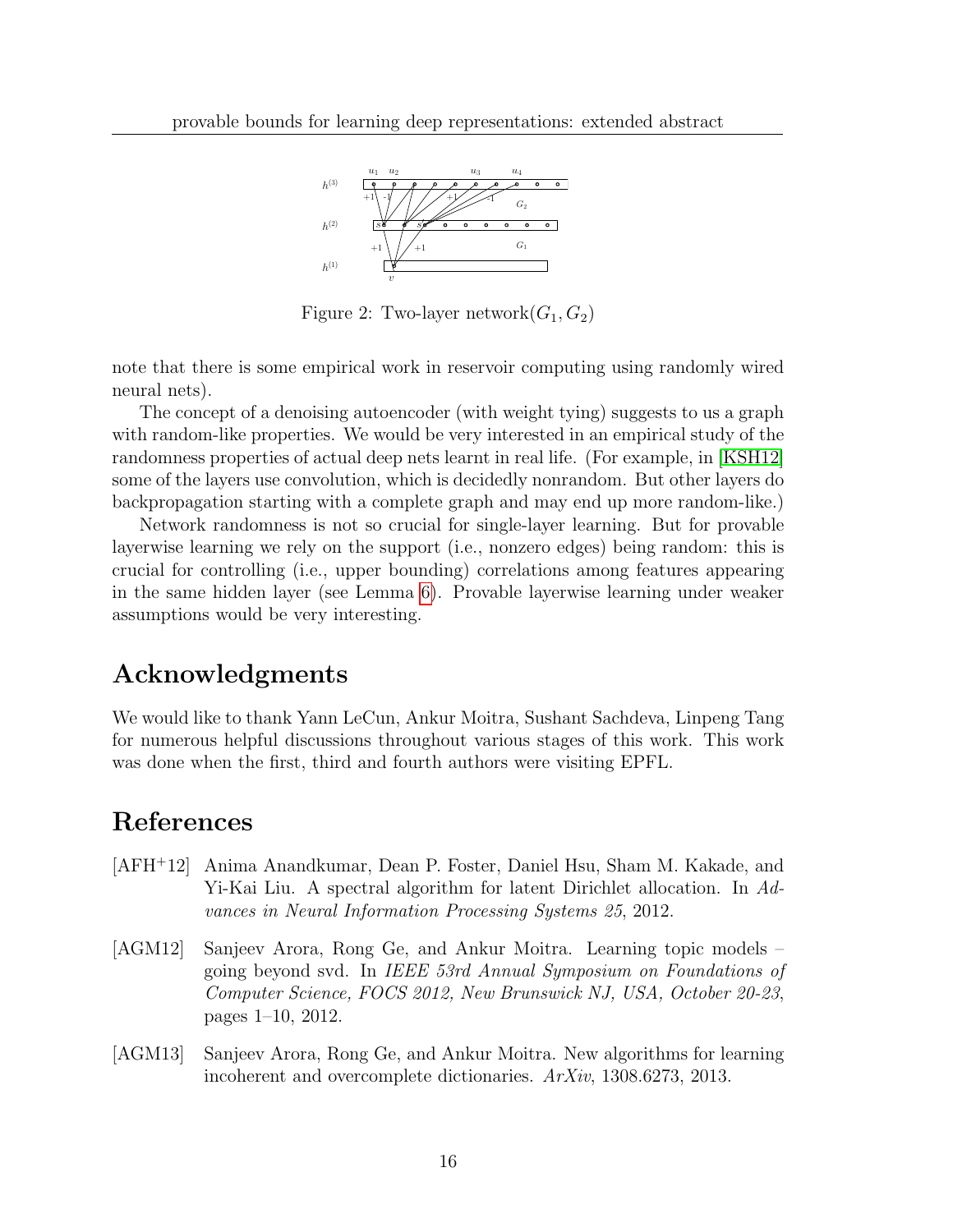Figure 2: Two-layer network$(G_1, G_2)$

note that there is some empirical work in reservoir computing using randomly wired neural nets).

The concept of a denoising autoencoder (with weight tying) suggests to us a graph with random-like properties. We would be very interested in an empirical study of the randomness properties of actual deep nets learnt in real life. (For example, in [KSH12] some of the layers use convolution, which is decidedly nonrandom. But other layers do backpropagation starting with a complete graph and may end up more random-like.)

Network randomness is not so crucial for single-layer learning. But for provable layerwise learning we rely on the support (i.e., nonzero edges) being random: this is crucial for controlling (i.e., upper bounding) correlations among features appearing in the same hidden layer (see Lemma 6). Provable layerwise learning under weaker assumptions would be very interesting.

## Acknowledgments

We would like to thank Yann LeCun, Ankur Moitra, Sushant Sachdeva, Linpeng Tang for numerous helpful discussions throughout various stages of this work. This work was done when the first, third and fourth authors were visiting EPFL.

## References

[AFH+12] Anima Anandkumar, Dean P. Foster, Daniel Hsu, Sham M. Kakade, and Yi-Kai Liu. A spectral algorithm for latent Dirichlet allocation. In *Advances in Neural Information Processing Systems 25*, 2012.

[AGM12] Sanjeev Arora, Rong Ge, and Ankur Moitra. Learning topic models – going beyond svd. In *IEEE 53rd Annual Symposium on Foundations of Computer Science, FOCS 2012, New Brunswick NJ, USA, October 20-23*, pages 1–10, 2012.

[AGM13] Sanjeev Arora, Rong Ge, and Ankur Moitra. New algorithms for learning incoherent and overcomplete dictionaries. *ArXiv*, 1308.6273, 2013.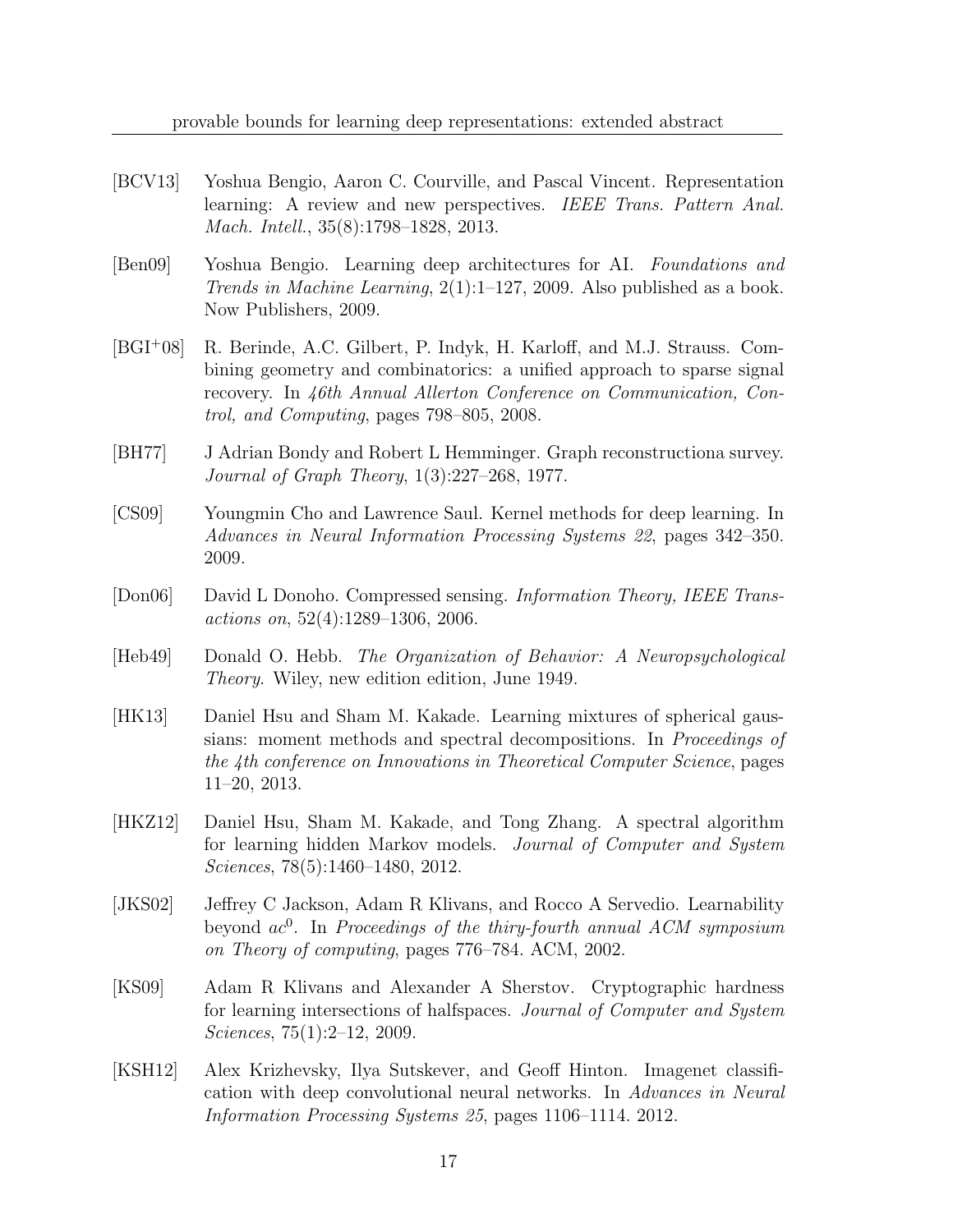[BCV13] Yoshua Bengio, Aaron C. Courville, and Pascal Vincent. Representation learning: A review and new perspectives. *IEEE Trans. Pattern Anal. Mach. Intell.*, 35(8):1798–1828, 2013.

[Ben09] Yoshua Bengio. Learning deep architectures for AI. *Foundations and Trends in Machine Learning*, 2(1):1–127, 2009. Also published as a book. Now Publishers, 2009.

[BGI+08] R. Berinde, A.C. Gilbert, P. Indyk, H. Karloff, and M.J. Strauss. Combining geometry and combinatorics: a unified approach to sparse signal recovery. In *46th Annual Allerton Conference on Communication, Control, and Computing*, pages 798–805, 2008.

[BH77] J Adrian Bondy and Robert L Hemminger. Graph reconstructiona survey. *Journal of Graph Theory*, 1(3):227–268, 1977.

[CS09] Youngmin Cho and Lawrence Saul. Kernel methods for deep learning. In *Advances in Neural Information Processing Systems 22*, pages 342–350. 2009.

[Don06] David L Donoho. Compressed sensing. *Information Theory, IEEE Transactions on*, 52(4):1289–1306, 2006.

[Heb49] Donald O. Hebb. *The Organization of Behavior: A Neuropsychological Theory*. Wiley, new edition edition, June 1949.

[HK13] Daniel Hsu and Sham M. Kakade. Learning mixtures of spherical gaussians: moment methods and spectral decompositions. In *Proceedings of the 4th conference on Innovations in Theoretical Computer Science*, pages 11–20, 2013.

[HKZ12] Daniel Hsu, Sham M. Kakade, and Tong Zhang. A spectral algorithm for learning hidden Markov models. *Journal of Computer and System Sciences*, 78(5):1460–1480, 2012.

[JKS02] Jeffrey C Jackson, Adam R Klivans, and Rocco A Servedio. Learnability beyond $ac^0$. In *Proceedings of the thiry-fourth annual ACM symposium on Theory of computing*, pages 776–784. ACM, 2002.

[KS09] Adam R Klivans and Alexander A Sherstov. Cryptographic hardness for learning intersections of halfspaces. *Journal of Computer and System Sciences*, 75(1):2–12, 2009.

[KSH12] Alex Krizhevsky, Ilya Sutskever, and Geoff Hinton. Imagenet classification with deep convolutional neural networks. In *Advances in Neural Information Processing Systems 25*, pages 1106–1114. 2012.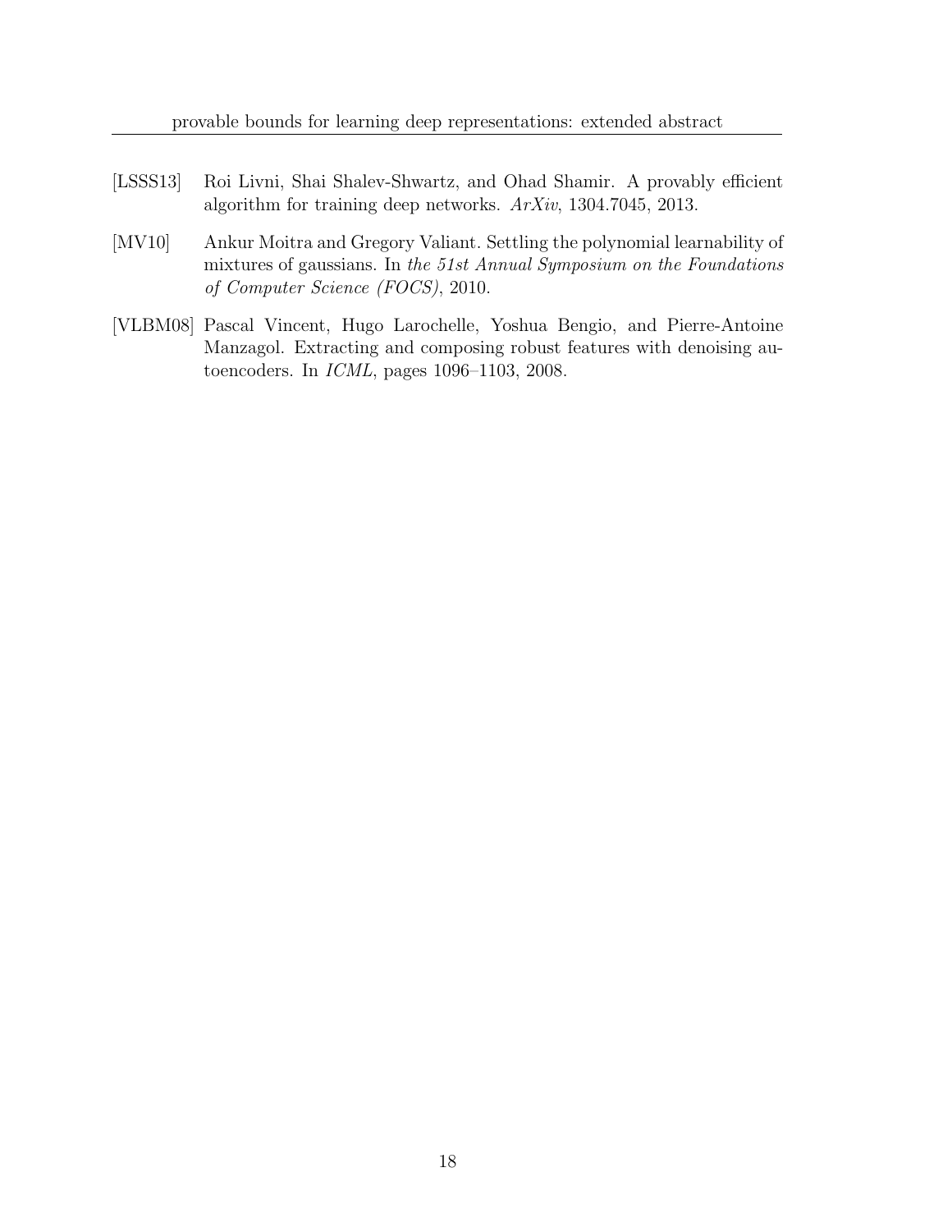[LSSS13] Roi Livni, Shai Shalev-Shwartz, and Ohad Shamir. A provably efficient algorithm for training deep networks. *ArXiv*, 1304.7045, 2013.

[MV10] Ankur Moitra and Gregory Valiant. Settling the polynomial learnability of mixtures of gaussians. In *the 51st Annual Symposium on the Foundations of Computer Science (FOCS)*, 2010.

[VLBM08] Pascal Vincent, Hugo Larochelle, Yoshua Bengio, and Pierre-Antoine Manzagol. Extracting and composing robust features with denoising autoencoders. In *ICML*, pages 1096–1103, 2008.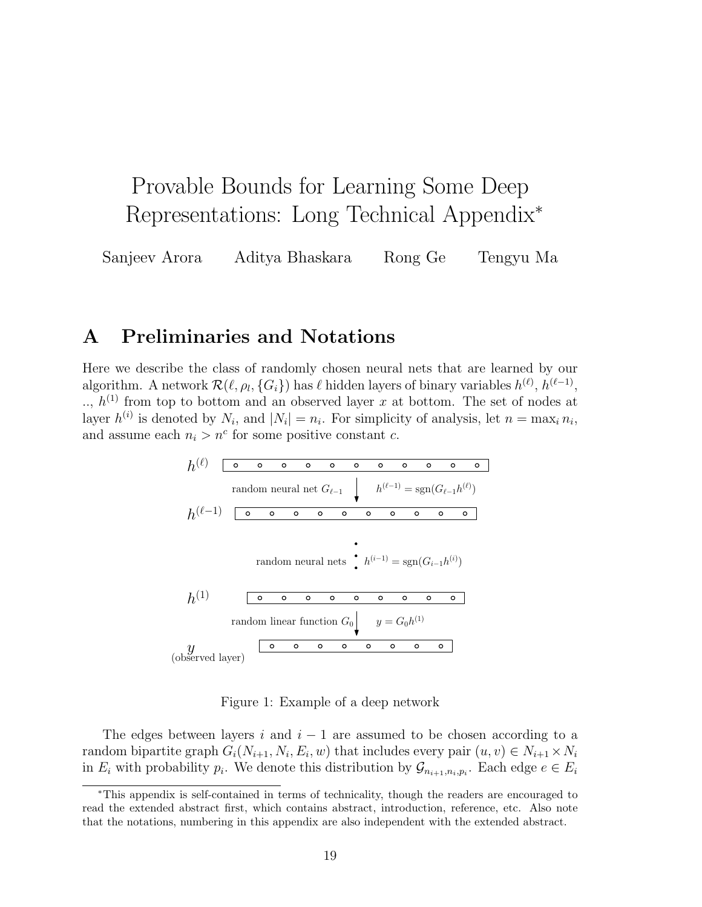# Provable Bounds for Learning Some Deep Representations: Long Technical Appendix*

Sanjeev Arora Aditya Bhaskara Rong Ge Tengyu Ma

## A Preliminaries and Notations

Here we describe the class of randomly chosen neural nets that are learned by our algorithm. A network $\mathcal{R}(\ell, \rho_l, \{G_i\})$ has $\ell$ hidden layers of binary variables $h^{(\ell)}$, $h^{(\ell-1)}$, .., $h^{(1)}$ from top to bottom and an observed layer $x$ at bottom. The set of nodes at layer $h^{(i)}$ is denoted by $N_i$, and $|N_i| = n_i$. For simplicity of analysis, let $n = \max_i n_i$, and assume each $n_i > n^c$ for some positive constant $c$.

$h^{(\ell)}$

random neural net $G_{\ell-1}$ $h^{(\ell-1)} = \text{sgn}(G_{\ell-1}h^{(\ell)})$

$h^{(\ell-1)}$

random neural nets $h^{(i-1)} = \text{sgn}(G_{i-1}h^{(i)})$

$h^{(1)}$

random linear function $G_0$ $y = G_0 h^{(1)}$

$y$
(observed layer)

Figure 1: Example of a deep network

The edges between layers $i$ and $i-1$ are assumed to be chosen according to a random bipartite graph $G_i(N_{i+1}, N_i, E_i, w)$ that includes every pair $(u, v) \in N_{i+1} \times N_i$ in $E_i$ with probability $p_i$. We denote this distribution by $\mathcal{G}_{n_{i+1},n_i,p_i}$. Each edge $e \in E_i$

---

*This appendix is self-contained in terms of technicality, though the readers are encouraged to read the extended abstract first, which contains abstract, introduction, reference, etc. Also note that the notations, numbering in this appendix are also independent with the extended abstract.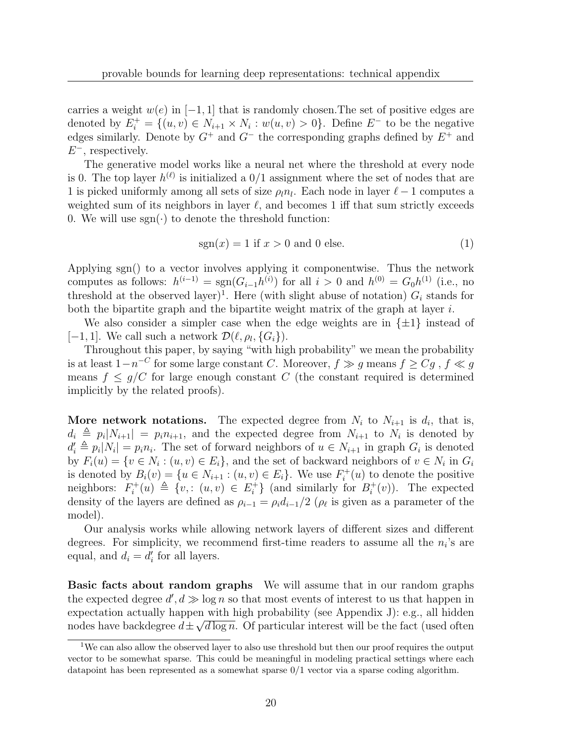carries a weight $w(e)$ in $[-1,1]$ that is randomly chosen.The set of positive edges are denoted by $E_i^+ = \{(u,v) \in N_{i+1} \times N_i : w(u,v) > 0\}$. Define $E^-$ to be the negative edges similarly. Denote by $G^+$ and $G^-$ the corresponding graphs defined by $E^+$ and $E^-$, respectively.

The generative model works like a neural net where the threshold at every node is 0. The top layer $h^{(\ell)}$ is initialized a 0/1 assignment where the set of nodes that are 1 is picked uniformly among all sets of size $\rho_l n_l$. Each node in layer $\ell - 1$ computes a weighted sum of its neighbors in layer $\ell$, and becomes 1 iff that sum strictly exceeds 0. We will use $\mathrm{sgn}(\cdot)$ to denote the threshold function:

$$\mathrm{sgn}(x) = 1 \text{ if } x > 0 \text{ and } 0 \text{ else.} \tag{1}$$

Applying sgn() to a vector involves applying it componentwise. Thus the network computes as follows: $h^{(i-1)} = \mathrm{sgn}(G_{i-1}h^{(i)})$ for all $i > 0$ and $h^{(0)} = G_0 h^{(1)}$ (i.e., no threshold at the observed layer)[1]. Here (with slight abuse of notation) $G_i$ stands for both the bipartite graph and the bipartite weight matrix of the graph at layer $i$.

We also consider a simpler case when the edge weights are in $\{\pm 1\}$ instead of $[-1,1]$. We call such a network $\mathcal{D}(\ell, \rho_l, \{G_i\})$.

Throughout this paper, by saying "with high probability" we mean the probability is at least $1 - n^{-C}$ for some large constant $C$. Moreover, $f \gg g$ means $f \geq Cg$ , $f \ll g$ means $f \leq g/C$ for large enough constant $C$ (the constant required is determined implicitly by the related proofs).

**More network notations.** The expected degree from $N_i$ to $N_{i+1}$ is $d_i$, that is, $d_i \triangleq p_i|N_{i+1}| = p_i n_{i+1}$, and the expected degree from $N_{i+1}$ to $N_i$ is denoted by $d_i' \triangleq p_i|N_i| = p_i n_i$. The set of forward neighbors of $u \in N_{i+1}$ in graph $G_i$ is denoted by $F_i(u) = \{v \in N_i : (u,v) \in E_i\}$, and the set of backward neighbors of $v \in N_i$ in $G_i$ is denoted by $B_i(v) = \{u \in N_{i+1} : (u,v) \in E_i\}$. We use $F_i^+(u)$ to denote the positive neighbors: $F_i^+(u) \triangleq \{v, : (u,v) \in E_i^+\}$ (and similarly for $B_i^+(v)$). The expected density of the layers are defined as $\rho_{i-1} = \rho_i d_{i-1}/2$ ($\rho_\ell$ is given as a parameter of the model).

Our analysis works while allowing network layers of different sizes and different degrees. For simplicity, we recommend first-time readers to assume all the $n_i$'s are equal, and $d_i = d_i'$ for all layers.

**Basic facts about random graphs** We will assume that in our random graphs the expected degree $d', d \gg \log n$ so that most events of interest to us that happen in expectation actually happen with high probability (see Appendix J): e.g., all hidden nodes have backdegree $d \pm \sqrt{d \log n}$. Of particular interest will be the fact (used often

[1] We can also allow the observed layer to also use threshold but then our proof requires the output vector to be somewhat sparse. This could be meaningful in modeling practical settings where each datapoint has been represented as a somewhat sparse 0/1 vector via a sparse coding algorithm.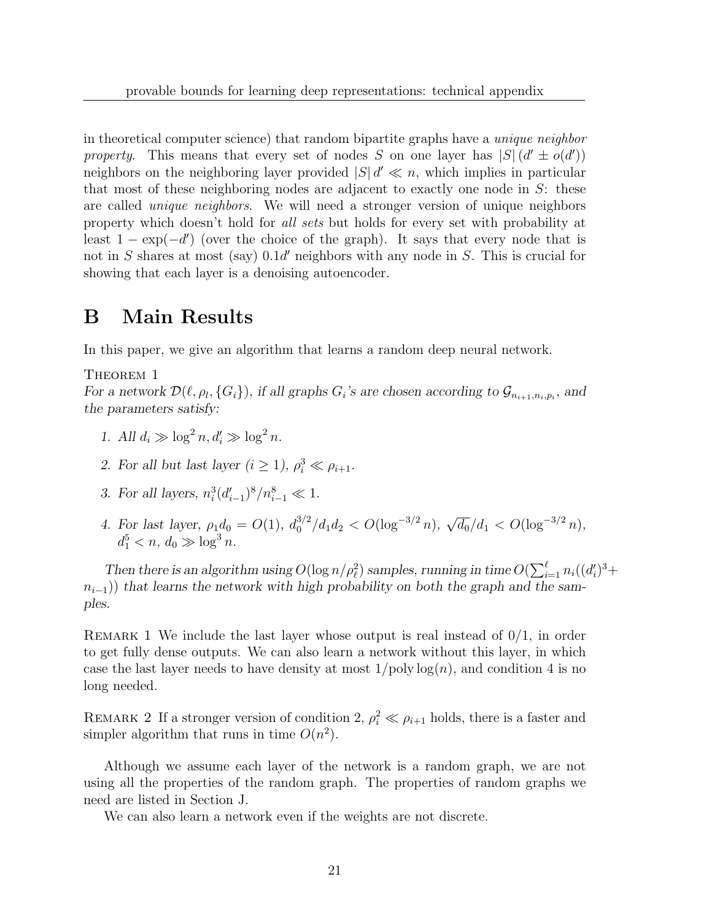in theoretical computer science) that random bipartite graphs have a *unique neighbor property*. This means that every set of nodes $S$ on one layer has $|S|\,(d' \pm o(d'))$ neighbors on the neighboring layer provided $|S|\,d' \ll n$, which implies in particular that most of these neighboring nodes are adjacent to exactly one node in $S$: these are called *unique neighbors*. We will need a stronger version of unique neighbors property which doesn't hold for *all sets* but holds for every set with probability at least $1 - \exp(-d')$ (over the choice of the graph). It says that every node that is not in $S$ shares at most (say) $0.1d'$ neighbors with any node in $S$. This is crucial for showing that each layer is a denoising autoencoder.

# B Main Results

In this paper, we give an algorithm that learns a random deep neural network.

Theorem 1
*For a network $\mathcal{D}(\ell, \rho_l, \{G_i\})$, if all graphs $G_i$'s are chosen according to $\mathcal{G}_{n_{i+1},n_i,p_i}$, and the parameters satisfy:*

1. *All $d_i \gg \log^2 n, d_i' \gg \log^2 n$.*
2. *For all but last layer ($i \geq 1$), $\rho_i^3 \ll \rho_{i+1}$.*
3. *For all layers, $n_i^3 (d_{i-1}')^8 / n_{i-1}^8 \ll 1$.*
4. *For last layer, $\rho_1 d_0 = O(1)$, $d_0^{3/2}/d_1 d_2 < O(\log^{-3/2} n)$, $\sqrt{d_0}/d_1 < O(\log^{-3/2} n)$, $d_1^5 < n$, $d_0 \gg \log^3 n$.*

*Then there is an algorithm using $O(\log n/\rho_\ell^2)$ samples, running in time $O(\sum_{i=1}^{\ell} n_i((d_i')^3 + n_{i-1}))$ that learns the network with high probability on both the graph and the samples.*

Remark 1 We include the last layer whose output is real instead of 0/1, in order to get fully dense outputs. We can also learn a network without this layer, in which case the last layer needs to have density at most $1/\text{poly}\log(n)$, and condition 4 is no long needed.

Remark 2 If a stronger version of condition 2, $\rho_i^2 \ll \rho_{i+1}$ holds, there is a faster and simpler algorithm that runs in time $O(n^2)$.

Although we assume each layer of the network is a random graph, we are not using all the properties of the random graph. The properties of random graphs we need are listed in Section J.

We can also learn a network even if the weights are not discrete.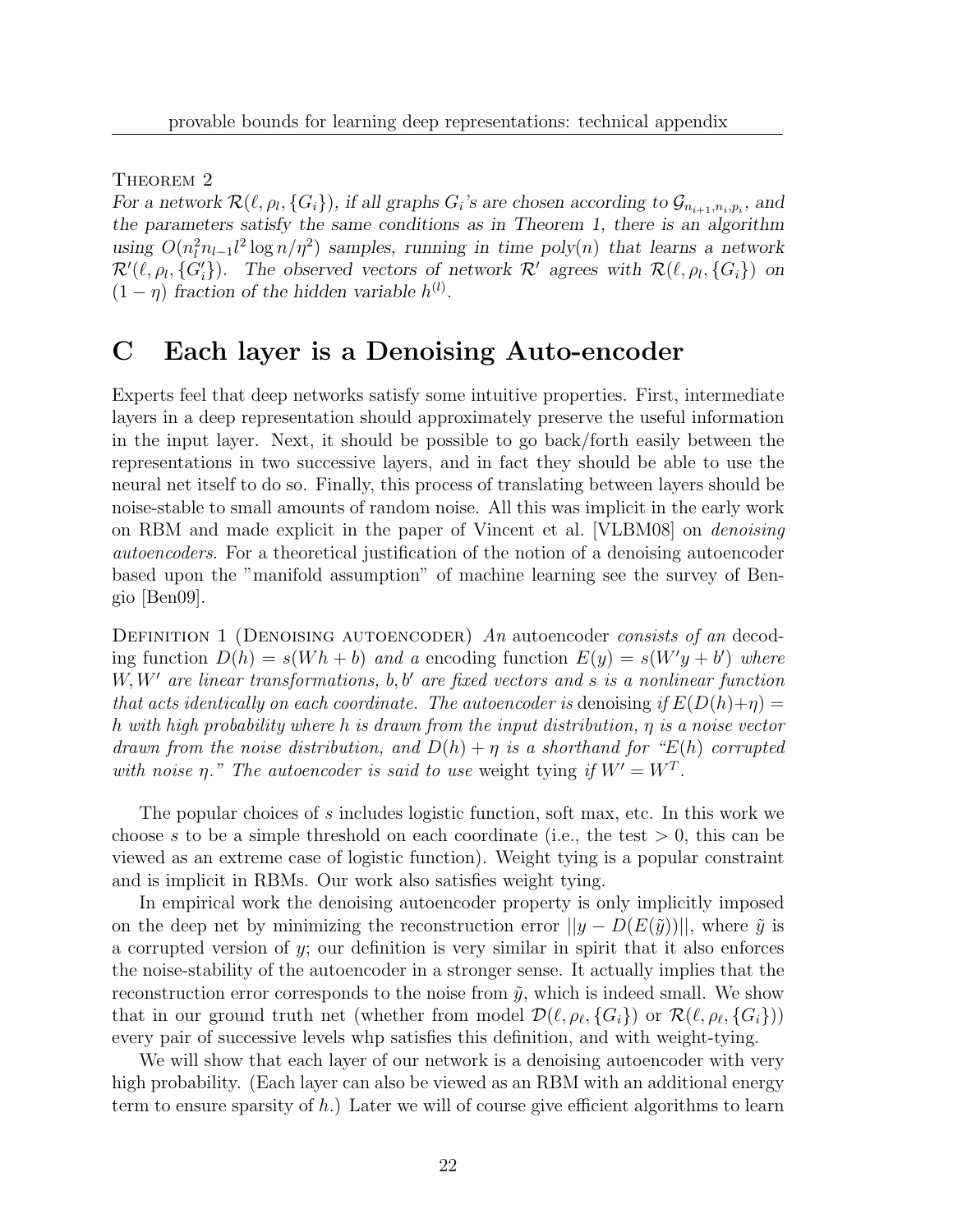Theorem 2

*For a network $\mathcal{R}(\ell, \rho_l, \{G_i\})$, if all graphs $G_i$'s are chosen according to $\mathcal{G}_{n_{i+1},n_i,p_i}$, and the parameters satisfy the same conditions as in Theorem 1, there is an algorithm using $O(n_l^2 n_{l-1} l^2 \log n/\eta^2)$ samples, running in time poly$(n)$ that learns a network $\mathcal{R}'(\ell, \rho_l, \{G_i'\})$. The observed vectors of network $\mathcal{R}'$ agrees with $\mathcal{R}(\ell, \rho_l, \{G_i\})$ on $(1-\eta)$ fraction of the hidden variable $h^{(l)}$.*

# C Each layer is a Denoising Auto-encoder

Experts feel that deep networks satisfy some intuitive properties. First, intermediate layers in a deep representation should approximately preserve the useful information in the input layer. Next, it should be possible to go back/forth easily between the representations in two successive layers, and in fact they should be able to use the neural net itself to do so. Finally, this process of translating between layers should be noise-stable to small amounts of random noise. All this was implicit in the early work on RBM and made explicit in the paper of Vincent et al. [VLBM08] on *denoising autoencoders*. For a theoretical justification of the notion of a denoising autoencoder based upon the "manifold assumption" of machine learning see the survey of Bengio [Ben09].

Definition 1 (Denoising autoencoder) *An* autoencoder *consists of an* decoding function $D(h) = s(Wh + b)$ *and a* encoding function $E(y) = s(W'y + b')$ *where $W, W'$ are linear transformations, $b, b'$ are fixed vectors and $s$ is a nonlinear function that acts identically on each coordinate. The autoencoder is* denoising *if $E(D(h)+\eta) = h$ with high probability where $h$ is drawn from the input distribution, $\eta$ is a noise vector drawn from the noise distribution, and $D(h) + \eta$ is a shorthand for "$E(h)$ corrupted with noise $\eta$." The autoencoder is said to use* weight tying *if $W' = W^T$.*

The popular choices of $s$ includes logistic function, soft max, etc. In this work we choose $s$ to be a simple threshold on each coordinate (i.e., the test $> 0$, this can be viewed as an extreme case of logistic function). Weight tying is a popular constraint and is implicit in RBMs. Our work also satisfies weight tying.

In empirical work the denoising autoencoder property is only implicitly imposed on the deep net by minimizing the reconstruction error $||y - D(E(\tilde{y}))||$, where $\tilde{y}$ is a corrupted version of $y$; our definition is very similar in spirit that it also enforces the noise-stability of the autoencoder in a stronger sense. It actually implies that the reconstruction error corresponds to the noise from $\tilde{y}$, which is indeed small. We show that in our ground truth net (whether from model $\mathcal{D}(\ell, \rho_\ell, \{G_i\})$ or $\mathcal{R}(\ell, \rho_\ell, \{G_i\})$) every pair of successive levels whp satisfies this definition, and with weight-tying.

We will show that each layer of our network is a denoising autoencoder with very high probability. (Each layer can also be viewed as an RBM with an additional energy term to ensure sparsity of $h$.) Later we will of course give efficient algorithms to learn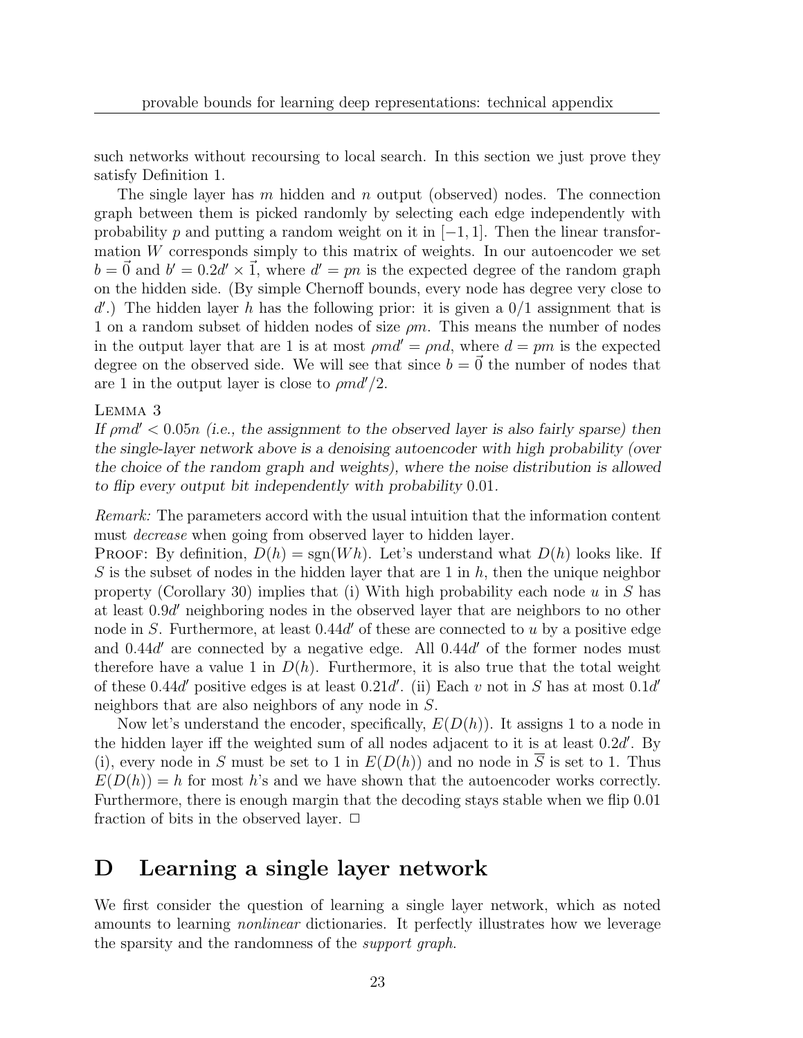such networks without recoursing to local search. In this section we just prove they satisfy Definition 1.

The single layer has $m$ hidden and $n$ output (observed) nodes. The connection graph between them is picked randomly by selecting each edge independently with probability $p$ and putting a random weight on it in $[-1, 1]$. Then the linear transformation $W$ corresponds simply to this matrix of weights. In our autoencoder we set $b = \vec{0}$ and $b' = 0.2d' \times \vec{1}$, where $d' = pn$ is the expected degree of the random graph on the hidden side. (By simple Chernoff bounds, every node has degree very close to $d'$.) The hidden layer $h$ has the following prior: it is given a 0/1 assignment that is 1 on a random subset of hidden nodes of size $\rho m$. This means the number of nodes in the output layer that are 1 is at most $\rho m d' = \rho n d$, where $d = pm$ is the expected degree on the observed side. We will see that since $b = \vec{0}$ the number of nodes that are 1 in the output layer is close to $\rho m d'/2$.

Lemma 3

*If $\rho m d' < 0.05n$ (i.e., the assignment to the observed layer is also fairly sparse) then the single-layer network above is a denoising autoencoder with high probability (over the choice of the random graph and weights), where the noise distribution is allowed to flip every output bit independently with probability 0.01.*

*Remark:* The parameters accord with the usual intuition that the information content must *decrease* when going from observed layer to hidden layer.

Proof: By definition, $D(h) = \text{sgn}(Wh)$. Let's understand what $D(h)$ looks like. If $S$ is the subset of nodes in the hidden layer that are 1 in $h$, then the unique neighbor property (Corollary 30) implies that (i) With high probability each node $u$ in $S$ has at least $0.9d'$ neighboring nodes in the observed layer that are neighbors to no other node in $S$. Furthermore, at least $0.44d'$ of these are connected to $u$ by a positive edge and $0.44d'$ are connected by a negative edge. All $0.44d'$ of the former nodes must therefore have a value 1 in $D(h)$. Furthermore, it is also true that the total weight of these $0.44d'$ positive edges is at least $0.21d'$. (ii) Each $v$ not in $S$ has at most $0.1d'$ neighbors that are also neighbors of any node in $S$.

Now let's understand the encoder, specifically, $E(D(h))$. It assigns 1 to a node in the hidden layer iff the weighted sum of all nodes adjacent to it is at least $0.2d'$. By (i), every node in $S$ must be set to 1 in $E(D(h))$ and no node in $\overline{S}$ is set to 1. Thus $E(D(h)) = h$ for most $h$'s and we have shown that the autoencoder works correctly. Furthermore, there is enough margin that the decoding stays stable when we flip 0.01 fraction of bits in the observed layer. $\square$

# D Learning a single layer network

We first consider the question of learning a single layer network, which as noted amounts to learning *nonlinear* dictionaries. It perfectly illustrates how we leverage the sparsity and the randomness of the *support graph*.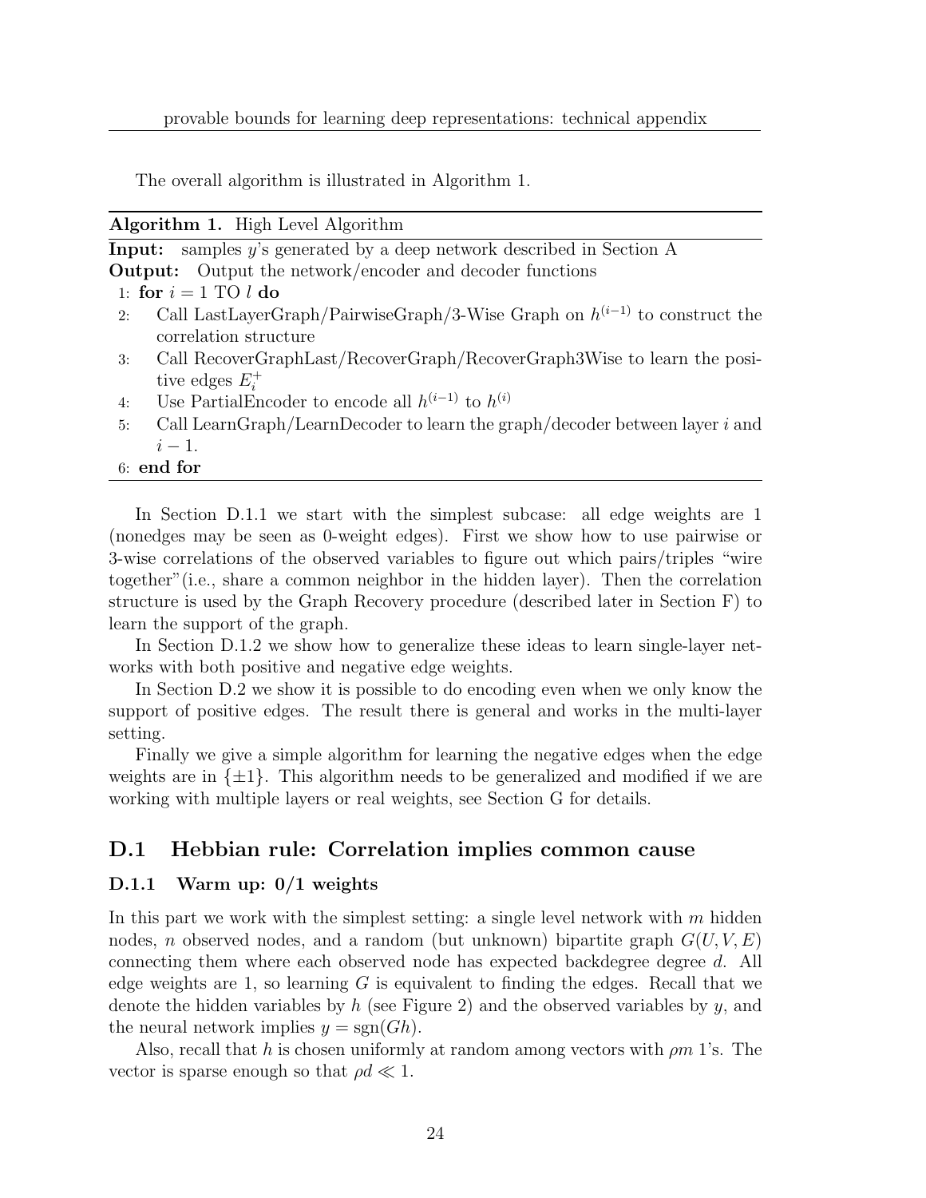The overall algorithm is illustrated in Algorithm 1.

**Algorithm 1.** High Level Algorithm

**Input:** samples $y$'s generated by a deep network described in Section A
**Output:** Output the network/encoder and decoder functions

1: **for** $i = 1$ TO $l$ **do**
2: Call LastLayerGraph/PairwiseGraph/3-Wise Graph on $h^{(i-1)}$ to construct the correlation structure
3: Call RecoverGraphLast/RecoverGraph/RecoverGraph3Wise to learn the positive edges $E_i^+$
4: Use PartialEncoder to encode all $h^{(i-1)}$ to $h^{(i)}$
5: Call LearnGraph/LearnDecoder to learn the graph/decoder between layer $i$ and $i-1$.
6: **end for**

In Section D.1.1 we start with the simplest subcase: all edge weights are 1 (nonedges may be seen as 0-weight edges). First we show how to use pairwise or 3-wise correlations of the observed variables to figure out which pairs/triples "wire together"(i.e., share a common neighbor in the hidden layer). Then the correlation structure is used by the Graph Recovery procedure (described later in Section F) to learn the support of the graph.

In Section D.1.2 we show how to generalize these ideas to learn single-layer networks with both positive and negative edge weights.

In Section D.2 we show it is possible to do encoding even when we only know the support of positive edges. The result there is general and works in the multi-layer setting.

Finally we give a simple algorithm for learning the negative edges when the edge weights are in $\{\pm 1\}$. This algorithm needs to be generalized and modified if we are working with multiple layers or real weights, see Section G for details.

## D.1 Hebbian rule: Correlation implies common cause

### D.1.1 Warm up: 0/1 weights

In this part we work with the simplest setting: a single level network with $m$ hidden nodes, $n$ observed nodes, and a random (but unknown) bipartite graph $G(U, V, E)$ connecting them where each observed node has expected backdegree degree $d$. All edge weights are 1, so learning $G$ is equivalent to finding the edges. Recall that we denote the hidden variables by $h$ (see Figure 2) and the observed variables by $y$, and the neural network implies $y = \text{sgn}(Gh)$.

Also, recall that $h$ is chosen uniformly at random among vectors with $\rho m$ 1's. The vector is sparse enough so that $\rho d \ll 1$.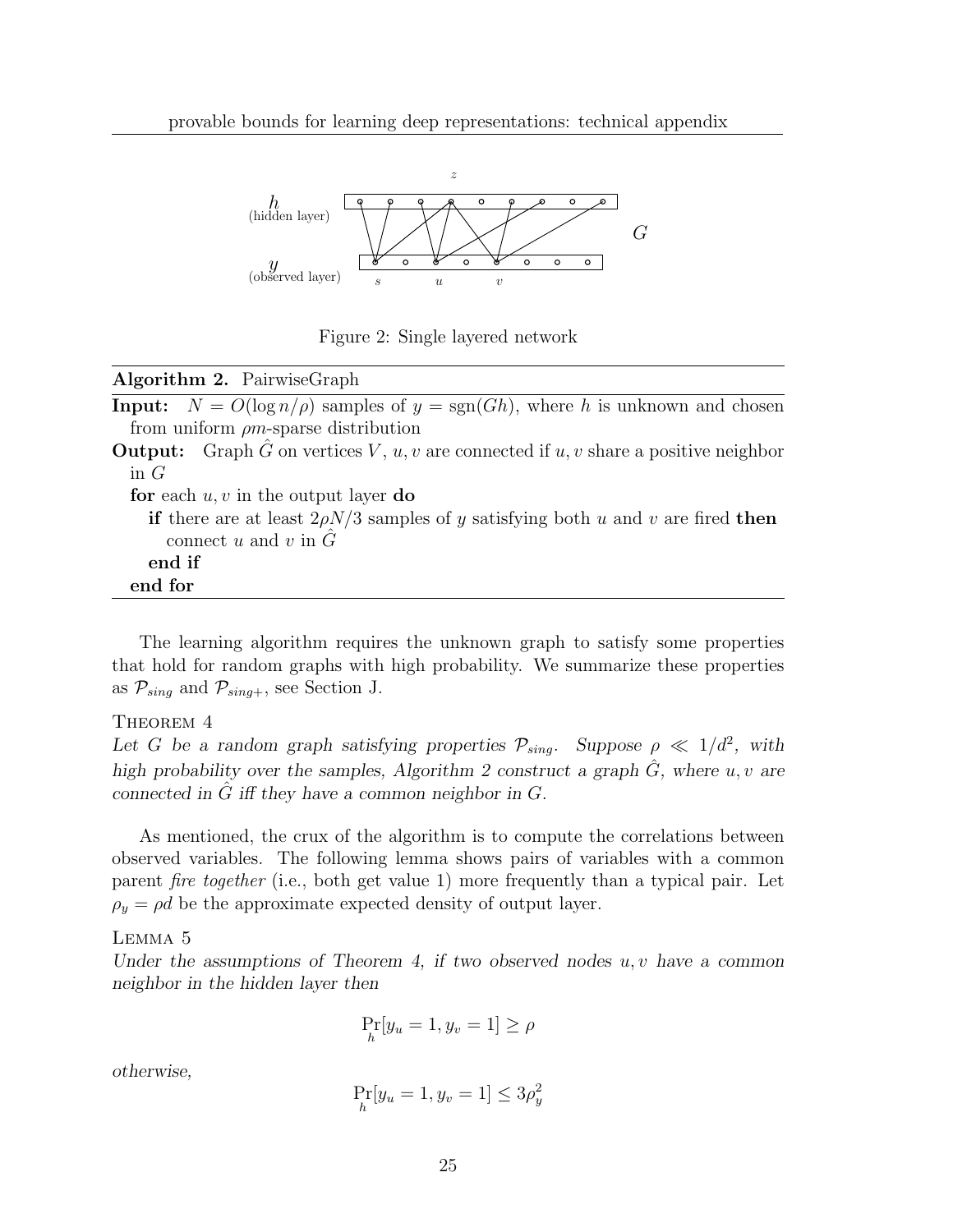Figure 2: Single layered network

---

**Algorithm 2.** PairwiseGraph

---

**Input:** $N = O(\log n/\rho)$ samples of $y = \text{sgn}(Gh)$, where $h$ is unknown and chosen from uniform $\rho m$-sparse distribution

**Output:** Graph $\hat{G}$ on vertices $V$, $u, v$ are connected if $u, v$ share a positive neighbor in $G$

```
for each u, v in the output layer do
    if there are at least 2ρN/3 samples of y satisfying both u and v are fired then
        connect u and v in Ĝ
    end if
end for
```

---

The learning algorithm requires the unknown graph to satisfy some properties that hold for random graphs with high probability. We summarize these properties as $\mathcal{P}_{sing}$ and $\mathcal{P}_{sing+}$, see Section J.

**Theorem 4**

*Let $G$ be a random graph satisfying properties $\mathcal{P}_{sing}$. Suppose $\rho \ll 1/d^2$, with high probability over the samples, Algorithm 2 construct a graph $\hat{G}$, where $u, v$ are connected in $\hat{G}$ iff they have a common neighbor in $G$.*

As mentioned, the crux of the algorithm is to compute the correlations between observed variables. The following lemma shows pairs of variables with a common parent *fire together* (i.e., both get value 1) more frequently than a typical pair. Let $\rho_y = \rho d$ be the approximate expected density of output layer.

**Lemma 5**

*Under the assumptions of Theorem 4, if two observed nodes $u, v$ have a common neighbor in the hidden layer then*

$$\Pr_h[y_u = 1, y_v = 1] \geq \rho$$

*otherwise,*

$$\Pr_h[y_u = 1, y_v = 1] \leq 3\rho_y^2$$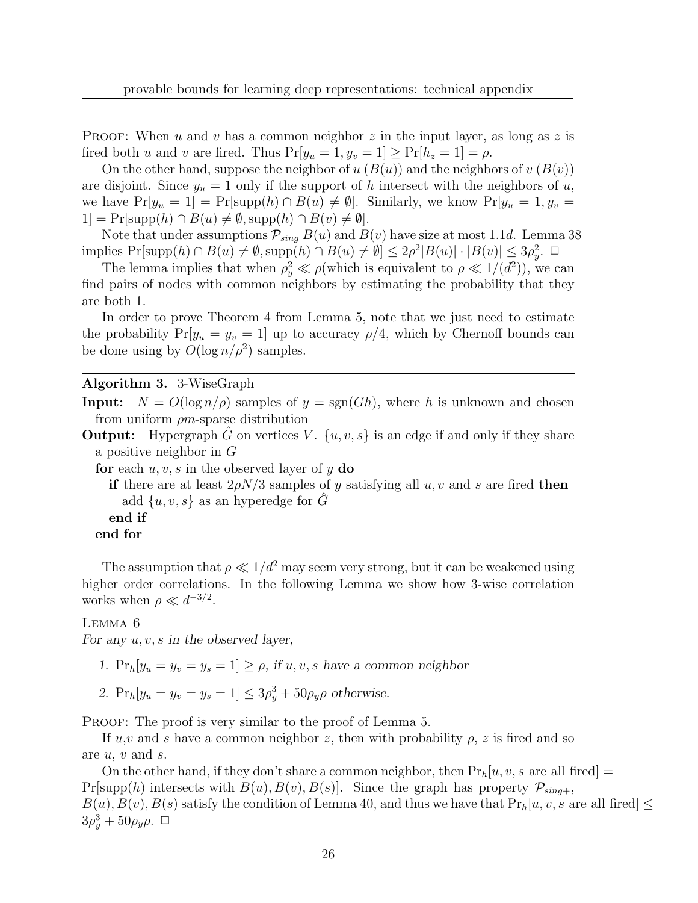PROOF: When $u$ and $v$ has a common neighbor $z$ in the input layer, as long as $z$ is fired both $u$ and $v$ are fired. Thus $\Pr[y_u = 1, y_v = 1] \geq \Pr[h_z = 1] = \rho$.

On the other hand, suppose the neighbor of $u$ ($B(u)$) and the neighbors of $v$ ($B(v)$) are disjoint. Since $y_u = 1$ only if the support of $h$ intersect with the neighbors of $u$, we have $\Pr[y_u = 1] = \Pr[\text{supp}(h) \cap B(u) \neq \emptyset]$. Similarly, we know $\Pr[y_u = 1, y_v = 1] = \Pr[\text{supp}(h) \cap B(u) \neq \emptyset, \text{supp}(h) \cap B(v) \neq \emptyset]$.

Note that under assumptions $\mathcal{P}_{sing}$ $B(u)$ and $B(v)$ have size at most $1.1d$. Lemma 38 implies $\Pr[\text{supp}(h) \cap B(u) \neq \emptyset, \text{supp}(h) \cap B(u) \neq \emptyset] \leq 2\rho^2|B(u)| \cdot |B(v)| \leq 3\rho_y^2$. □

The lemma implies that when $\rho_y^2 \ll \rho$(which is equivalent to $\rho \ll 1/(d^2)$), we can find pairs of nodes with common neighbors by estimating the probability that they are both 1.

In order to prove Theorem 4 from Lemma 5, note that we just need to estimate the probability $\Pr[y_u = y_v = 1]$ up to accuracy $\rho/4$, which by Chernoff bounds can be done using by $O(\log n/\rho^2)$ samples.

---

**Algorithm 3.** 3-WiseGraph

**Input:** $N = O(\log n/\rho)$ samples of $y = \text{sgn}(Gh)$, where $h$ is unknown and chosen from uniform $\rho m$-sparse distribution

**Output:** Hypergraph $\hat{G}$ on vertices $V$. $\{u, v, s\}$ is an edge if and only if they share a positive neighbor in $G$

```
for each u, v, s in the observed layer of y do
    if there are at least 2ρN/3 samples of y satisfying all u, v and s are fired then
        add {u, v, s} as an hyperedge for Ĝ
    end if
end for
```

---

The assumption that $\rho \ll 1/d^2$ may seem very strong, but it can be weakened using higher order correlations. In the following Lemma we show how 3-wise correlation works when $\rho \ll d^{-3/2}$.

LEMMA 6
*For any $u, v, s$ in the observed layer,*

1. $\Pr_h[y_u = y_v = y_s = 1] \geq \rho$*, if $u, v, s$ have a common neighbor*
2. $\Pr_h[y_u = y_v = y_s = 1] \leq 3\rho_y^3 + 50\rho_y\rho$ *otherwise.*

PROOF: The proof is very similar to the proof of Lemma 5.

If $u$,$v$ and $s$ have a common neighbor $z$, then with probability $\rho$, $z$ is fired and so are $u$, $v$ and $s$.

On the other hand, if they don't share a common neighbor, then $\Pr_h[u, v, s \text{ are all fired}] = \Pr[\text{supp}(h) \text{ intersects with } B(u), B(v), B(s)]$. Since the graph has property $\mathcal{P}_{sing+}$, $B(u), B(v), B(s)$ satisfy the condition of Lemma 40, and thus we have that $\Pr_h[u, v, s \text{ are all fired}] \leq 3\rho_y^3 + 50\rho_y\rho$. □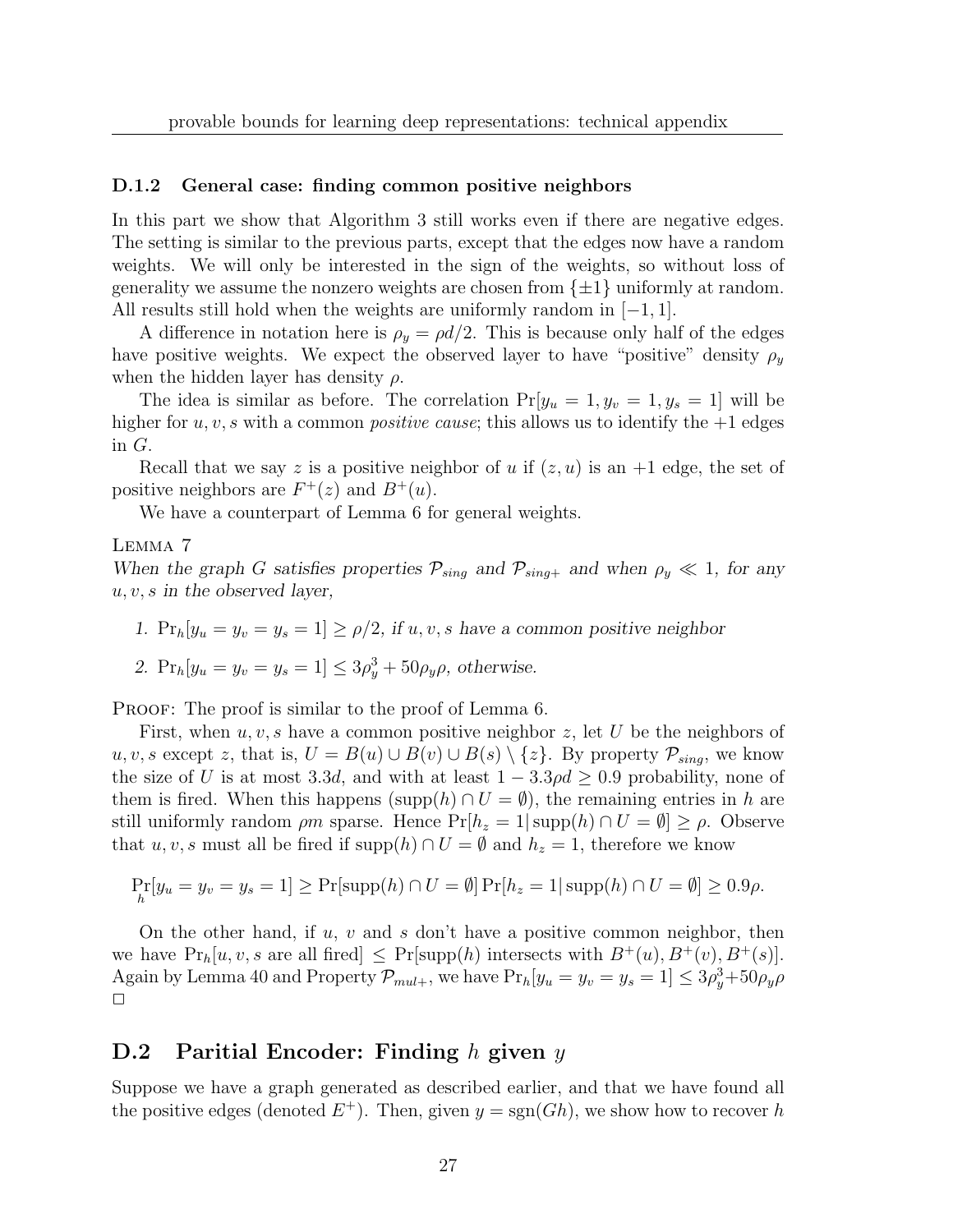### D.1.2 General case: finding common positive neighbors

In this part we show that Algorithm 3 still works even if there are negative edges. The setting is similar to the previous parts, except that the edges now have a random weights. We will only be interested in the sign of the weights, so without loss of generality we assume the nonzero weights are chosen from $\{\pm 1\}$ uniformly at random. All results still hold when the weights are uniformly random in $[-1, 1]$.

A difference in notation here is $\rho_y = \rho d/2$. This is because only half of the edges have positive weights. We expect the observed layer to have "positive" density $\rho_y$ when the hidden layer has density $\rho$.

The idea is similar as before. The correlation $\Pr[y_u = 1, y_v = 1, y_s = 1]$ will be higher for $u, v, s$ with a common *positive cause*; this allows us to identify the $+1$ edges in $G$.

Recall that we say $z$ is a positive neighbor of $u$ if $(z, u)$ is an $+1$ edge, the set of positive neighbors are $F^+(z)$ and $B^+(u)$.

We have a counterpart of Lemma 6 for general weights.

LEMMA 7
*When the graph $G$ satisfies properties $\mathcal{P}_{sing}$ and $\mathcal{P}_{sing+}$ and when $\rho_y \ll 1$, for any $u, v, s$ in the observed layer,*

1. $\Pr_h[y_u = y_v = y_s = 1] \geq \rho/2$*, if $u, v, s$ have a common positive neighbor*
2. $\Pr_h[y_u = y_v = y_s = 1] \leq 3\rho_y^3 + 50\rho_y\rho$*, otherwise.*

PROOF: The proof is similar to the proof of Lemma 6.

First, when $u, v, s$ have a common positive neighbor $z$, let $U$ be the neighbors of $u, v, s$ except $z$, that is, $U = B(u) \cup B(v) \cup B(s) \setminus \{z\}$. By property $\mathcal{P}_{sing}$, we know the size of $U$ is at most $3.3d$, and with at least $1 - 3.3\rho d \geq 0.9$ probability, none of them is fired. When this happens ($\text{supp}(h) \cap U = \emptyset$), the remaining entries in $h$ are still uniformly random $\rho m$ sparse. Hence $\Pr[h_z = 1 | \text{supp}(h) \cap U = \emptyset] \geq \rho$. Observe that $u, v, s$ must all be fired if $\text{supp}(h) \cap U = \emptyset$ and $h_z = 1$, therefore we know

$$\Pr_h[y_u = y_v = y_s = 1] \geq \Pr[\text{supp}(h) \cap U = \emptyset] \Pr[h_z = 1 | \text{supp}(h) \cap U = \emptyset] \geq 0.9\rho.$$

On the other hand, if $u$, $v$ and $s$ don't have a positive common neighbor, then we have $\Pr_h[u, v, s \text{ are all fired}] \leq \Pr[\text{supp}(h) \text{ intersects with } B^+(u), B^+(v), B^+(s)]$. Again by Lemma 40 and Property $\mathcal{P}_{mul+}$, we have $\Pr_h[y_u = y_v = y_s = 1] \leq 3\rho_y^3 + 50\rho_y\rho$ $\square$

## D.2 Paritial Encoder: Finding $h$ given $y$

Suppose we have a graph generated as described earlier, and that we have found all the positive edges (denoted $E^+$). Then, given $y = \text{sgn}(Gh)$, we show how to recover $h$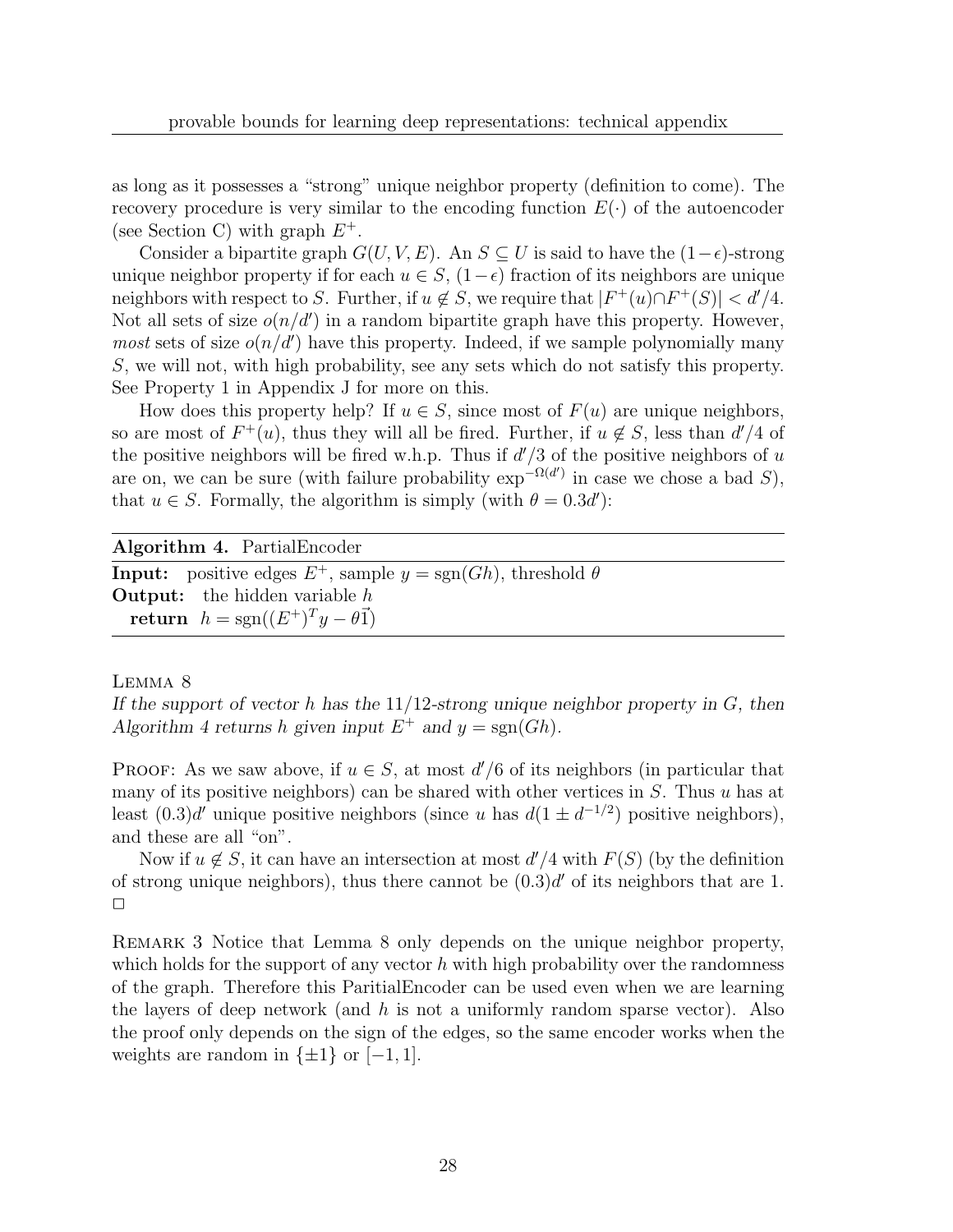as long as it possesses a "strong" unique neighbor property (definition to come). The recovery procedure is very similar to the encoding function $E(\cdot)$ of the autoencoder (see Section C) with graph $E^+$.

Consider a bipartite graph $G(U, V, E)$. An $S \subseteq U$ is said to have the $(1-\epsilon)$-strong unique neighbor property if for each $u \in S$, $(1-\epsilon)$ fraction of its neighbors are unique neighbors with respect to $S$. Further, if $u \notin S$, we require that $|F^+(u) \cap F^+(S)| < d'/4$. Not all sets of size $o(n/d')$ in a random bipartite graph have this property. However, *most* sets of size $o(n/d')$ have this property. Indeed, if we sample polynomially many $S$, we will not, with high probability, see any sets which do not satisfy this property. See Property 1 in Appendix J for more on this.

How does this property help? If $u \in S$, since most of $F(u)$ are unique neighbors, so are most of $F^+(u)$, thus they will all be fired. Further, if $u \notin S$, less than $d'/4$ of the positive neighbors will be fired w.h.p. Thus if $d'/3$ of the positive neighbors of $u$ are on, we can be sure (with failure probability $\exp^{-\Omega(d')}$ in case we chose a bad $S$), that $u \in S$. Formally, the algorithm is simply (with $\theta = 0.3d'$):

**Algorithm 4.** PartialEncoder

**Input:** positive edges $E^+$, sample $y = \text{sgn}(Gh)$, threshold $\theta$
**Output:** the hidden variable $h$
**return** $h = \text{sgn}((E^+)^T y - \theta\vec{1})$

LEMMA 8
*If the support of vector $h$ has the $11/12$-strong unique neighbor property in $G$, then Algorithm 4 returns $h$ given input $E^+$ and $y = \text{sgn}(Gh)$.*

PROOF: As we saw above, if $u \in S$, at most $d'/6$ of its neighbors (in particular that many of its positive neighbors) can be shared with other vertices in $S$. Thus $u$ has at least $(0.3)d'$ unique positive neighbors (since $u$ has $d(1 \pm d^{-1/2})$ positive neighbors), and these are all "on".

Now if $u \notin S$, it can have an intersection at most $d'/4$ with $F(S)$ (by the definition of strong unique neighbors), thus there cannot be $(0.3)d'$ of its neighbors that are 1. $\square$

REMARK 3 Notice that Lemma 8 only depends on the unique neighbor property, which holds for the support of any vector $h$ with high probability over the randomness of the graph. Therefore this ParitialEncoder can be used even when we are learning the layers of deep network (and $h$ is not a uniformly random sparse vector). Also the proof only depends on the sign of the edges, so the same encoder works when the weights are random in $\{\pm 1\}$ or $[-1, 1]$.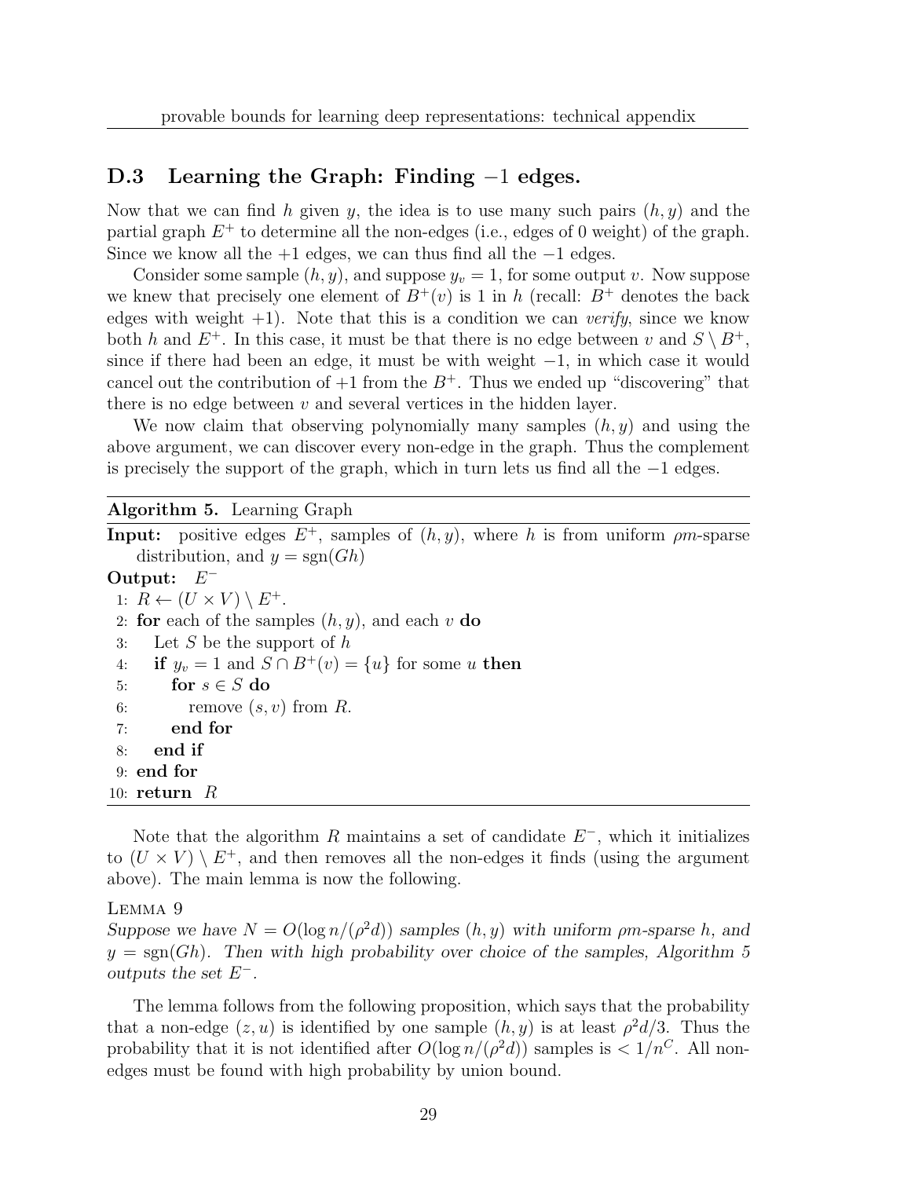## D.3 Learning the Graph: Finding $-1$ edges.

Now that we can find $h$ given $y$, the idea is to use many such pairs $(h, y)$ and the partial graph $E^+$ to determine all the non-edges (i.e., edges of 0 weight) of the graph. Since we know all the $+1$ edges, we can thus find all the $-1$ edges.

Consider some sample $(h, y)$, and suppose $y_v = 1$, for some output $v$. Now suppose we knew that precisely one element of $B^+(v)$ is 1 in $h$ (recall: $B^+$ denotes the back edges with weight $+1$). Note that this is a condition we can *verify*, since we know both $h$ and $E^+$. In this case, it must be that there is no edge between $v$ and $S \setminus B^+$, since if there had been an edge, it must be with weight $-1$, in which case it would cancel out the contribution of $+1$ from the $B^+$. Thus we ended up "discovering" that there is no edge between $v$ and several vertices in the hidden layer.

We now claim that observing polynomially many samples $(h, y)$ and using the above argument, we can discover every non-edge in the graph. Thus the complement is precisely the support of the graph, which in turn lets us find all the $-1$ edges.

**Algorithm 5.** Learning Graph

**Input:** positive edges $E^+$, samples of $(h, y)$, where $h$ is from uniform $\rho m$-sparse distribution, and $y = \text{sgn}(Gh)$

**Output:** $E^-$

```
1: R ← (U × V) \ E⁺.
2: for each of the samples (h, y), and each v do
3:    Let S be the support of h
4:    if y_v = 1 and S ∩ B⁺(v) = {u} for some u then
5:       for s ∈ S do
6:          remove (s, v) from R.
7:       end for
8:    end if
9: end for
10: return R
```

Note that the algorithm $R$ maintains a set of candidate $E^-$, which it initializes to $(U \times V) \setminus E^+$, and then removes all the non-edges it finds (using the argument above). The main lemma is now the following.

**Lemma 9**

*Suppose we have $N = O(\log n/(\rho^2 d))$ samples $(h, y)$ with uniform $\rho m$-sparse $h$, and $y = \text{sgn}(Gh)$. Then with high probability over choice of the samples, Algorithm 5 outputs the set $E^-$.*

The lemma follows from the following proposition, which says that the probability that a non-edge $(z, u)$ is identified by one sample $(h, y)$ is at least $\rho^2 d/3$. Thus the probability that it is not identified after $O(\log n/(\rho^2 d))$ samples is $< 1/n^C$. All non-edges must be found with high probability by union bound.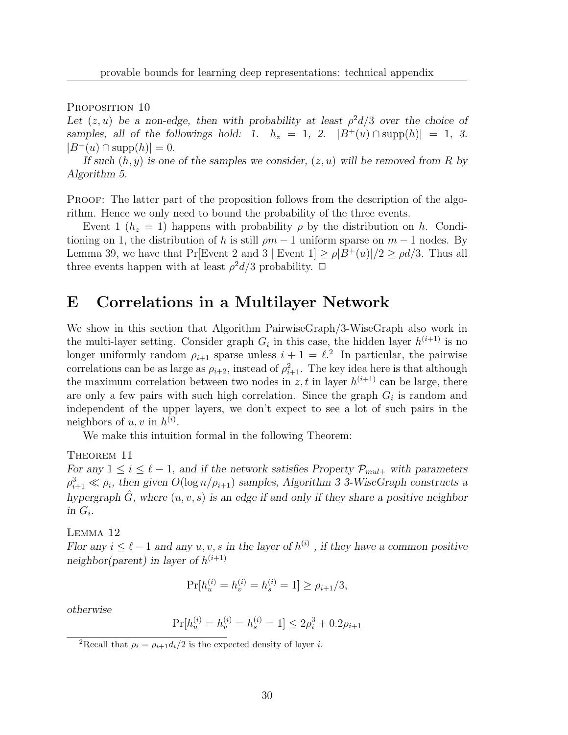PROPOSITION 10

*Let $(z, u)$ be a non-edge, then with probability at least $\rho^2 d/3$ over the choice of samples, all of the followings hold: 1. $h_z = 1$, 2. $|B^+(u) \cap \text{supp}(h)| = 1$, 3. $|B^-(u) \cap \text{supp}(h)| = 0$.*

*If such $(h, y)$ is one of the samples we consider, $(z, u)$ will be removed from $R$ by Algorithm 5.*

PROOF: The latter part of the proposition follows from the description of the algorithm. Hence we only need to bound the probability of the three events.

Event 1 ($h_z = 1$) happens with probability $\rho$ by the distribution on $h$. Conditioning on 1, the distribution of $h$ is still $\rho m - 1$ uniform sparse on $m - 1$ nodes. By Lemma 39, we have that $\Pr[\text{Event 2 and 3} \mid \text{Event 1}] \geq \rho|B^+(u)|/2 \geq \rho d/3$. Thus all three events happen with at least $\rho^2 d/3$ probability. $\square$

# E Correlations in a Multilayer Network

We show in this section that Algorithm PairwiseGraph/3-WiseGraph also work in the multi-layer setting. Consider graph $G_i$ in this case, the hidden layer $h^{(i+1)}$ is no longer uniformly random $\rho_{i+1}$ sparse unless $i + 1 = \ell$.[2] In particular, the pairwise correlations can be as large as $\rho_{i+2}$, instead of $\rho_{i+1}^2$. The key idea here is that although the maximum correlation between two nodes in $z, t$ in layer $h^{(i+1)}$ can be large, there are only a few pairs with such high correlation. Since the graph $G_i$ is random and independent of the upper layers, we don't expect to see a lot of such pairs in the neighbors of $u, v$ in $h^{(i)}$.

We make this intuition formal in the following Theorem:

THEOREM 11

*For any $1 \leq i \leq \ell - 1$, and if the network satisfies Property $\mathcal{P}_{mul+}$ with parameters $\rho_{i+1}^3 \ll \rho_i$, then given $O(\log n/\rho_{i+1})$ samples, Algorithm 3 3-WiseGraph constructs a hypergraph $\hat{G}$, where $(u, v, s)$ is an edge if and only if they share a positive neighbor in $G_i$.*

LEMMA 12

*Flor any $i \leq \ell - 1$ and any $u, v, s$ in the layer of $h^{(i)}$ , if they have a common positive neighbor(parent) in layer of $h^{(i+1)}$*

$$\Pr[h_u^{(i)} = h_v^{(i)} = h_s^{(i)} = 1] \geq \rho_{i+1}/3,$$

*otherwise*

$$\Pr[h_u^{(i)} = h_v^{(i)} = h_s^{(i)} = 1] \leq 2\rho_i^3 + 0.2\rho_{i+1}$$

[2] Recall that $\rho_i = \rho_{i+1} d_i/2$ is the expected density of layer $i$.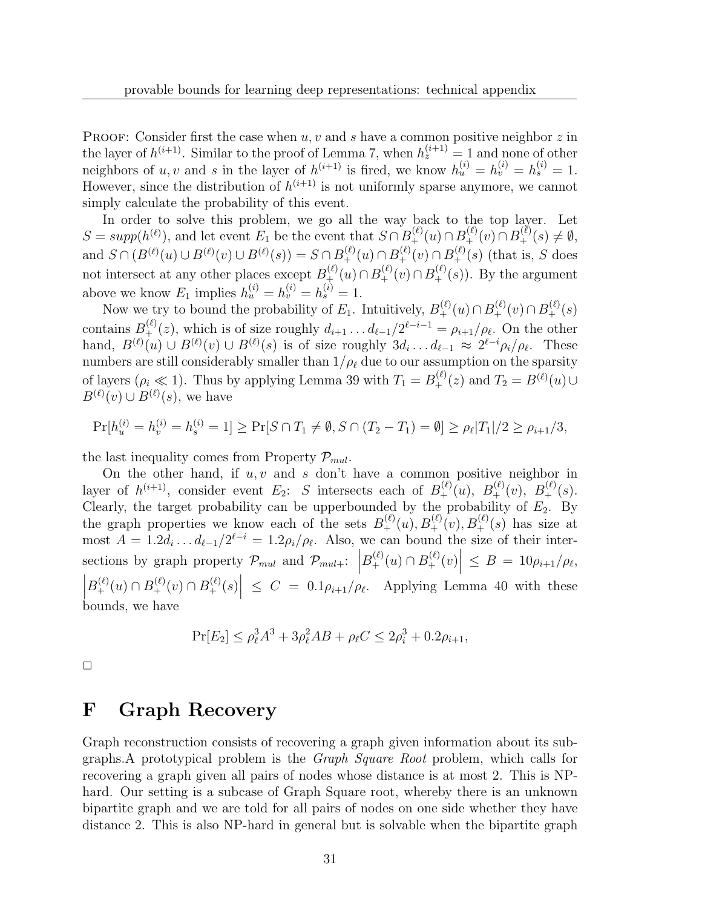PROOF: Consider first the case when $u, v$ and $s$ have a common positive neighbor $z$ in the layer of $h^{(i+1)}$. Similar to the proof of Lemma 7, when $h_z^{(i+1)} = 1$ and none of other neighbors of $u, v$ and $s$ in the layer of $h^{(i+1)}$ is fired, we know $h_u^{(i)} = h_v^{(i)} = h_s^{(i)} = 1$. However, since the distribution of $h^{(i+1)}$ is not uniformly sparse anymore, we cannot simply calculate the probability of this event.

In order to solve this problem, we go all the way back to the top layer. Let $S = supp(h^{(\ell)})$, and let event $E_1$ be the event that $S \cap B_+^{(\ell)}(u) \cap B_+^{(\ell)}(v) \cap B_+^{(\ell)}(s) \neq \emptyset$, and $S \cap (B^{(\ell)}(u) \cup B^{(\ell)}(v) \cup B^{(\ell)}(s)) = S \cap B_+^{(\ell)}(u) \cap B_+^{(\ell)}(v) \cap B_+^{(\ell)}(s)$ (that is, $S$ does not intersect at any other places except $B_+^{(\ell)}(u) \cap B_+^{(\ell)}(v) \cap B_+^{(\ell)}(s)$). By the argument above we know $E_1$ implies $h_u^{(i)} = h_v^{(i)} = h_s^{(i)} = 1$.

Now we try to bound the probability of $E_1$. Intuitively, $B_+^{(\ell)}(u) \cap B_+^{(\ell)}(v) \cap B_+^{(\ell)}(s)$ contains $B_+^{(\ell)}(z)$, which is of size roughly $d_{i+1} \dots d_{\ell-1}/2^{\ell-i-1} = \rho_{i+1}/\rho_\ell$. On the other hand, $B^{(\ell)}(u) \cup B^{(\ell)}(v) \cup B^{(\ell)}(s)$ is of size roughly $3d_i \dots d_{\ell-1} \approx 2^{\ell-i}\rho_i/\rho_\ell$. These numbers are still considerably smaller than $1/\rho_\ell$ due to our assumption on the sparsity of layers ($\rho_i \ll 1$). Thus by applying Lemma 39 with $T_1 = B_+^{(\ell)}(z)$ and $T_2 = B^{(\ell)}(u) \cup B^{(\ell)}(v) \cup B^{(\ell)}(s)$, we have

$$\Pr[h_u^{(i)} = h_v^{(i)} = h_s^{(i)} = 1] \geq \Pr[S \cap T_1 \neq \emptyset, S \cap (T_2 - T_1) = \emptyset] \geq \rho_\ell |T_1|/2 \geq \rho_{i+1}/3,$$

the last inequality comes from Property $\mathcal{P}_{mul}$.

On the other hand, if $u, v$ and $s$ don't have a common positive neighbor in layer of $h^{(i+1)}$, consider event $E_2$: $S$ intersects each of $B_+^{(\ell)}(u)$, $B_+^{(\ell)}(v)$, $B_+^{(\ell)}(s)$. Clearly, the target probability can be upperbounded by the probability of $E_2$. By the graph properties we know each of the sets $B_+^{(\ell)}(u), B_+^{(\ell)}(v), B_+^{(\ell)}(s)$ has size at most $A = 1.2d_i \dots d_{\ell-1}/2^{\ell-i} = 1.2\rho_i/\rho_\ell$. Also, we can bound the size of their intersections by graph property $\mathcal{P}_{mul}$ and $\mathcal{P}_{mul+}$: $\left|B_+^{(\ell)}(u) \cap B_+^{(\ell)}(v)\right| \leq B = 10\rho_{i+1}/\rho_\ell$, $\left|B_+^{(\ell)}(u) \cap B_+^{(\ell)}(v) \cap B_+^{(\ell)}(s)\right| \leq C = 0.1\rho_{i+1}/\rho_\ell$. Applying Lemma 40 with these bounds, we have

$$\Pr[E_2] \leq \rho_\ell^3 A^3 + 3\rho_\ell^2 AB + \rho_\ell C \leq 2\rho_i^3 + 0.2\rho_{i+1},$$

$\square$

# F Graph Recovery

Graph reconstruction consists of recovering a graph given information about its subgraphs.A prototypical problem is the *Graph Square Root* problem, which calls for recovering a graph given all pairs of nodes whose distance is at most 2. This is NP-hard. Our setting is a subcase of Graph Square root, whereby there is an unknown bipartite graph and we are told for all pairs of nodes on one side whether they have distance 2. This is also NP-hard in general but is solvable when the bipartite graph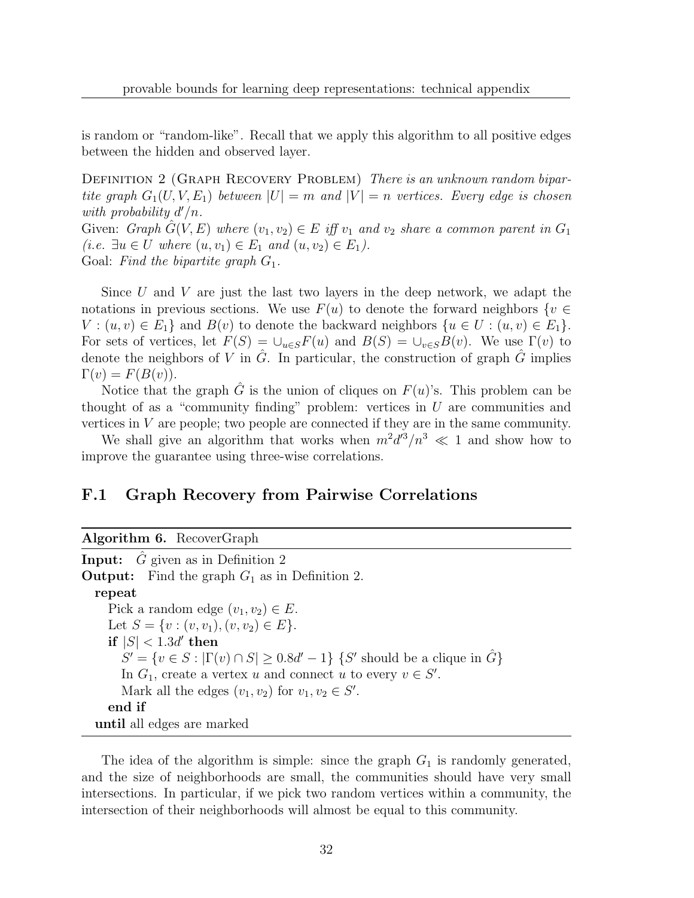is random or "random-like". Recall that we apply this algorithm to all positive edges between the hidden and observed layer.

Definition 2 (Graph Recovery Problem) *There is an unknown random bipartite graph $G_1(U, V, E_1)$ between $|U| = m$ and $|V| = n$ vertices. Every edge is chosen with probability $d'/n$.*
Given: *Graph $\hat{G}(V, E)$ where $(v_1, v_2) \in E$ iff $v_1$ and $v_2$ share a common parent in $G_1$ (i.e. $\exists u \in U$ where $(u, v_1) \in E_1$ and $(u, v_2) \in E_1$).*
Goal: *Find the bipartite graph $G_1$.*

Since $U$ and $V$ are just the last two layers in the deep network, we adapt the notations in previous sections. We use $F(u)$ to denote the forward neighbors $\{v \in V : (u, v) \in E_1\}$ and $B(v)$ to denote the backward neighbors $\{u \in U : (u, v) \in E_1\}$. For sets of vertices, let $F(S) = \cup_{u \in S} F(u)$ and $B(S) = \cup_{v \in S} B(v)$. We use $\Gamma(v)$ to denote the neighbors of $V$ in $\hat{G}$. In particular, the construction of graph $\hat{G}$ implies $\Gamma(v) = F(B(v))$.

Notice that the graph $\hat{G}$ is the union of cliques on $F(u)$'s. This problem can be thought of as a "community finding" problem: vertices in $U$ are communities and vertices in $V$ are people; two people are connected if they are in the same community.

We shall give an algorithm that works when $m^2 d'^3 / n^3 \ll 1$ and show how to improve the guarantee using three-wise correlations.

## F.1 Graph Recovery from Pairwise Correlations

**Algorithm 6.** RecoverGraph

**Input:** $\hat{G}$ given as in Definition 2
**Output:** Find the graph $G_1$ as in Definition 2.

```
repeat
    Pick a random edge (v1, v2) ∈ E.
    Let S = {v : (v, v1), (v, v2) ∈ E}.
    if |S| < 1.3d' then
        S' = {v ∈ S : |Γ(v) ∩ S| ≥ 0.8d' − 1} {S' should be a clique in Ĝ}
        In G1, create a vertex u and connect u to every v ∈ S'.
        Mark all the edges (v1, v2) for v1, v2 ∈ S'.
    end if
until all edges are marked
```

The idea of the algorithm is simple: since the graph $G_1$ is randomly generated, and the size of neighborhoods are small, the communities should have very small intersections. In particular, if we pick two random vertices within a community, the intersection of their neighborhoods will almost be equal to this community.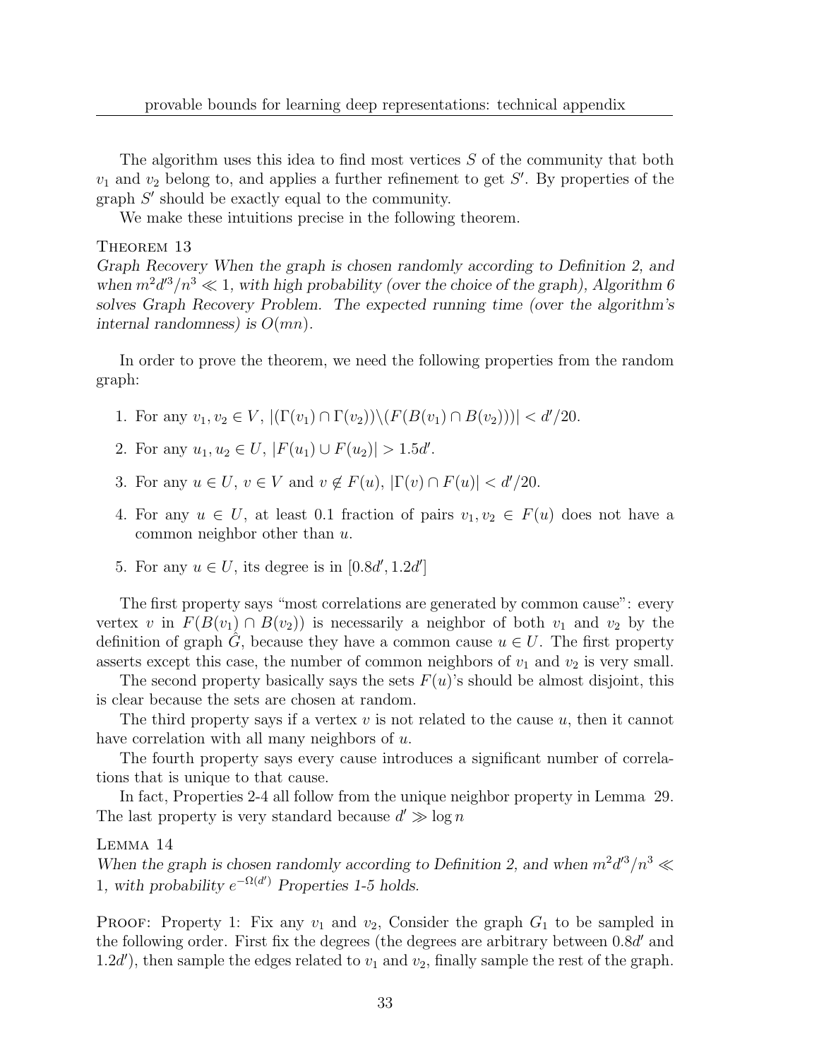The algorithm uses this idea to find most vertices $S$ of the community that both $v_1$ and $v_2$ belong to, and applies a further refinement to get $S'$. By properties of the graph $S'$ should be exactly equal to the community.

We make these intuitions precise in the following theorem.

**Theorem 13**

*Graph Recovery When the graph is chosen randomly according to Definition 2, and when $m^2 d'^3/n^3 \ll 1$, with high probability (over the choice of the graph), Algorithm 6 solves Graph Recovery Problem. The expected running time (over the algorithm's internal randomness) is $O(mn)$.*

In order to prove the theorem, we need the following properties from the random graph:

1. For any $v_1, v_2 \in V$, $|(\Gamma(v_1) \cap \Gamma(v_2)) \backslash (F(B(v_1) \cap B(v_2)))| < d'/20$.
2. For any $u_1, u_2 \in U$, $|F(u_1) \cup F(u_2)| > 1.5d'$.
3. For any $u \in U$, $v \in V$ and $v \notin F(u)$, $|\Gamma(v) \cap F(u)| < d'/20$.
4. For any $u \in U$, at least 0.1 fraction of pairs $v_1, v_2 \in F(u)$ does not have a common neighbor other than $u$.
5. For any $u \in U$, its degree is in $[0.8d', 1.2d']$

The first property says "most correlations are generated by common cause": every vertex $v$ in $F(B(v_1) \cap B(v_2))$ is necessarily a neighbor of both $v_1$ and $v_2$ by the definition of graph $\hat{G}$, because they have a common cause $u \in U$. The first property asserts except this case, the number of common neighbors of $v_1$ and $v_2$ is very small.

The second property basically says the sets $F(u)$'s should be almost disjoint, this is clear because the sets are chosen at random.

The third property says if a vertex $v$ is not related to the cause $u$, then it cannot have correlation with all many neighbors of $u$.

The fourth property says every cause introduces a significant number of correlations that is unique to that cause.

In fact, Properties 2-4 all follow from the unique neighbor property in Lemma 29. The last property is very standard because $d' \gg \log n$

**Lemma 14**

*When the graph is chosen randomly according to Definition 2, and when $m^2 d'^3/n^3 \ll 1$, with probability $e^{-\Omega(d')}$ Properties 1-5 holds.*

**Proof:** Property 1: Fix any $v_1$ and $v_2$, Consider the graph $G_1$ to be sampled in the following order. First fix the degrees (the degrees are arbitrary between $0.8d'$ and $1.2d'$), then sample the edges related to $v_1$ and $v_2$, finally sample the rest of the graph.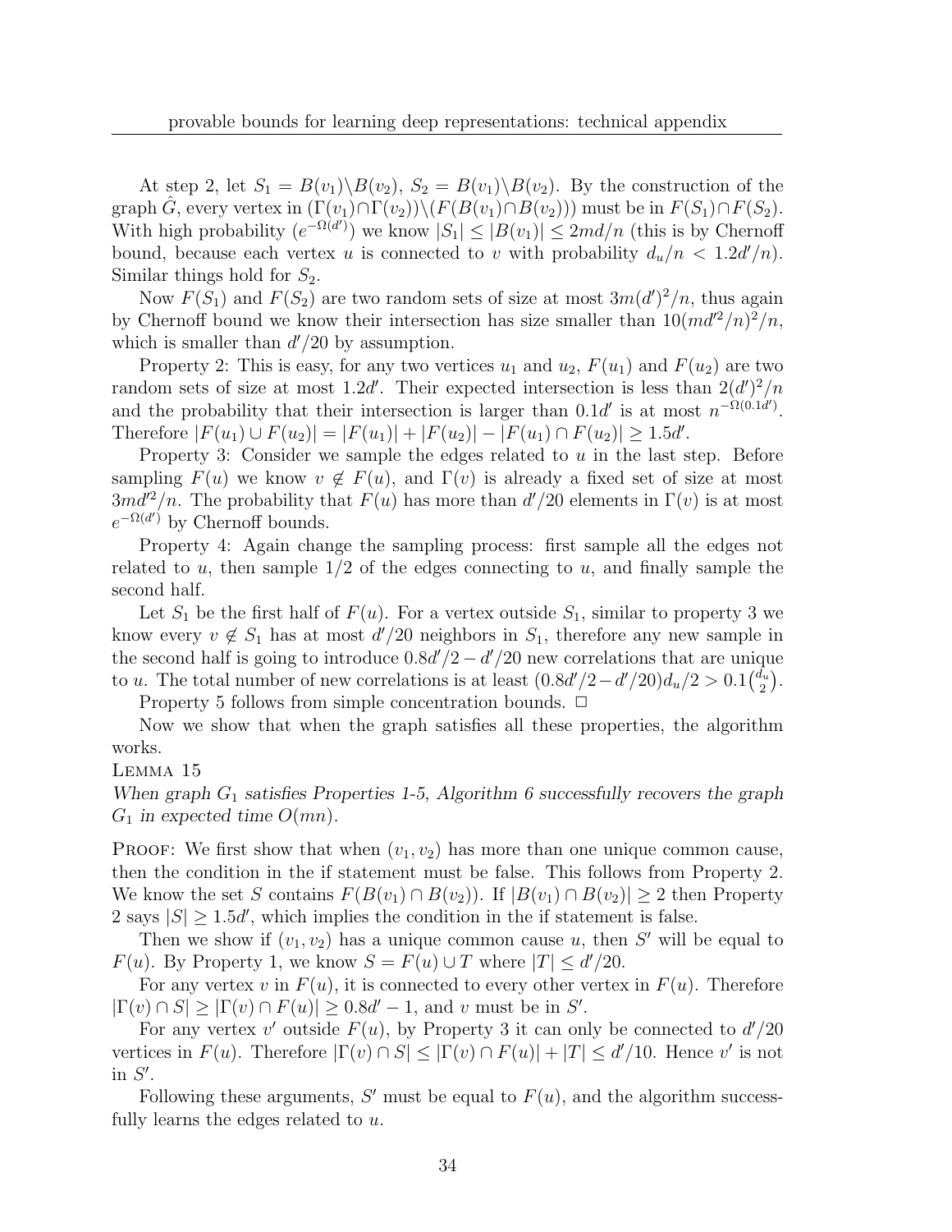At step 2, let $S_1 = B(v_1)\backslash B(v_2)$, $S_2 = B(v_1)\backslash B(v_2)$. By the construction of the graph $\hat{G}$, every vertex in $(\Gamma(v_1)\cap\Gamma(v_2))\backslash(F(B(v_1)\cap B(v_2)))$ must be in $F(S_1)\cap F(S_2)$. With high probability ($e^{-\Omega(d')}$) we know $|S_1| \le |B(v_1)| \le 2md/n$ (this is by Chernoff bound, because each vertex $u$ is connected to $v$ with probability $d_u/n < 1.2d'/n$). Similar things hold for $S_2$.

Now $F(S_1)$ and $F(S_2)$ are two random sets of size at most $3m(d')^2/n$, thus again by Chernoff bound we know their intersection has size smaller than $10(md'^2/n)^2/n$, which is smaller than $d'/20$ by assumption.

Property 2: This is easy, for any two vertices $u_1$ and $u_2$, $F(u_1)$ and $F(u_2)$ are two random sets of size at most $1.2d'$. Their expected intersection is less than $2(d')^2/n$ and the probability that their intersection is larger than $0.1d'$ is at most $n^{-\Omega(0.1d')}$. Therefore $|F(u_1)\cup F(u_2)| = |F(u_1)| + |F(u_2)| - |F(u_1)\cap F(u_2)| \ge 1.5d'$.

Property 3: Consider we sample the edges related to $u$ in the last step. Before sampling $F(u)$ we know $v \notin F(u)$, and $\Gamma(v)$ is already a fixed set of size at most $3md'^2/n$. The probability that $F(u)$ has more than $d'/20$ elements in $\Gamma(v)$ is at most $e^{-\Omega(d')}$ by Chernoff bounds.

Property 4: Again change the sampling process: first sample all the edges not related to $u$, then sample $1/2$ of the edges connecting to $u$, and finally sample the second half.

Let $S_1$ be the first half of $F(u)$. For a vertex outside $S_1$, similar to property 3 we know every $v \notin S_1$ has at most $d'/20$ neighbors in $S_1$, therefore any new sample in the second half is going to introduce $0.8d'/2 - d'/20$ new correlations that are unique to $u$. The total number of new correlations is at least $(0.8d'/2 - d'/20)d_u/2 > 0.1\binom{d_u}{2}$.

Property 5 follows from simple concentration bounds. $\Box$

Now we show that when the graph satisfies all these properties, the algorithm works.

Lemma 15

*When graph $G_1$ satisfies Properties 1-5, Algorithm 6 successfully recovers the graph $G_1$ in expected time $O(mn)$.*

Proof: We first show that when $(v_1, v_2)$ has more than one unique common cause, then the condition in the if statement must be false. This follows from Property 2. We know the set $S$ contains $F(B(v_1)\cap B(v_2))$. If $|B(v_1)\cap B(v_2)| \ge 2$ then Property 2 says $|S| \ge 1.5d'$, which implies the condition in the if statement is false.

Then we show if $(v_1, v_2)$ has a unique common cause $u$, then $S'$ will be equal to $F(u)$. By Property 1, we know $S = F(u)\cup T$ where $|T| \le d'/20$.

For any vertex $v$ in $F(u)$, it is connected to every other vertex in $F(u)$. Therefore $|\Gamma(v)\cap S| \ge |\Gamma(v)\cap F(u)| \ge 0.8d' - 1$, and $v$ must be in $S'$.

For any vertex $v'$ outside $F(u)$, by Property 3 it can only be connected to $d'/20$ vertices in $F(u)$. Therefore $|\Gamma(v)\cap S| \le |\Gamma(v)\cap F(u)| + |T| \le d'/10$. Hence $v'$ is not in $S'$.

Following these arguments, $S'$ must be equal to $F(u)$, and the algorithm successfully learns the edges related to $u$.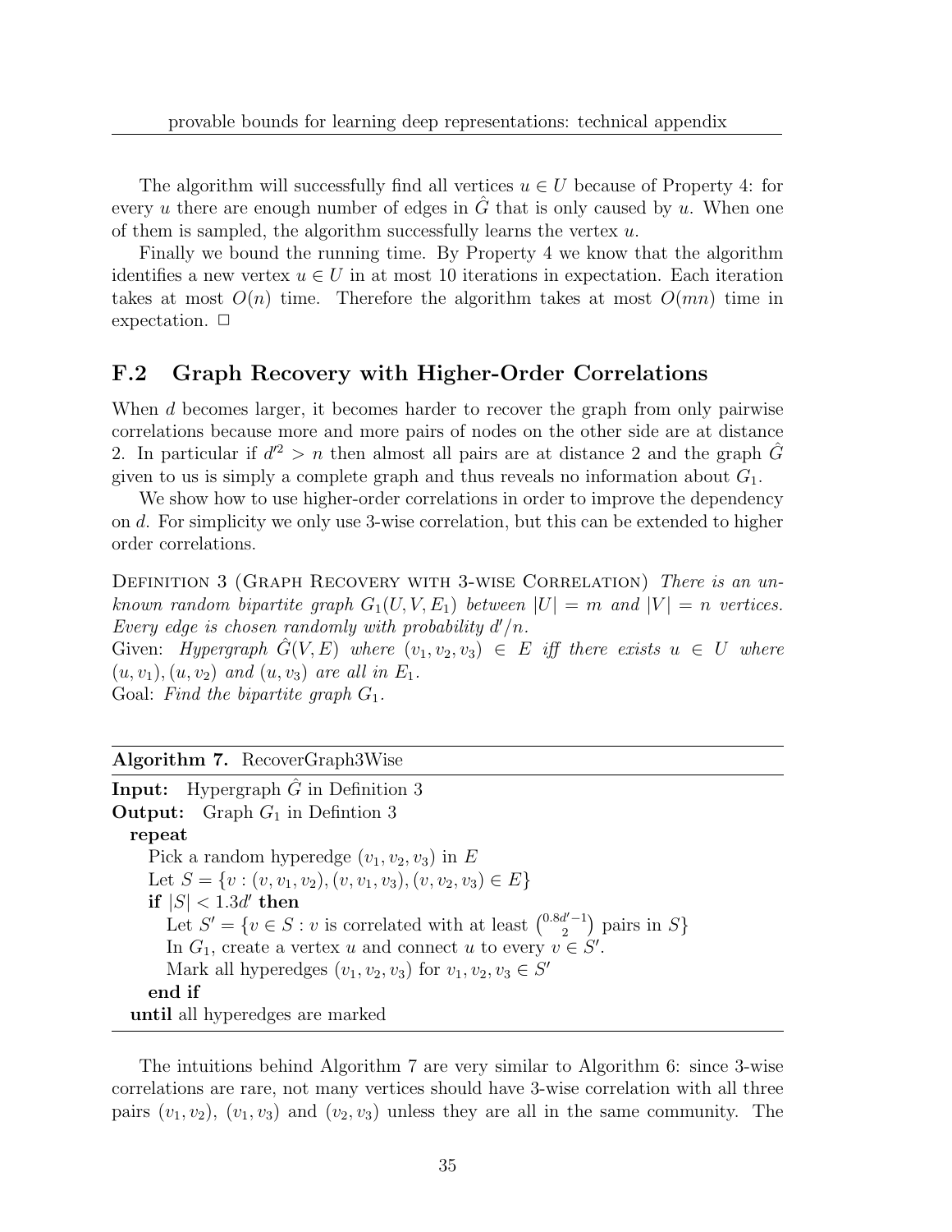The algorithm will successfully find all vertices $u \in U$ because of Property 4: for every $u$ there are enough number of edges in $\hat{G}$ that is only caused by $u$. When one of them is sampled, the algorithm successfully learns the vertex $u$.

Finally we bound the running time. By Property 4 we know that the algorithm identifies a new vertex $u \in U$ in at most 10 iterations in expectation. Each iteration takes at most $O(n)$ time. Therefore the algorithm takes at most $O(mn)$ time in expectation. □

## F.2 Graph Recovery with Higher-Order Correlations

When $d$ becomes larger, it becomes harder to recover the graph from only pairwise correlations because more and more pairs of nodes on the other side are at distance 2. In particular if $d'^2 > n$ then almost all pairs are at distance 2 and the graph $\hat{G}$ given to us is simply a complete graph and thus reveals no information about $G_1$.

We show how to use higher-order correlations in order to improve the dependency on $d$. For simplicity we only use 3-wise correlation, but this can be extended to higher order correlations.

Definition 3 (Graph Recovery with 3-wise Correlation) *There is an unknown random bipartite graph $G_1(U, V, E_1)$ between $|U| = m$ and $|V| = n$ vertices. Every edge is chosen randomly with probability $d'/n$.*
Given: *Hypergraph $\hat{G}(V, E)$ where $(v_1, v_2, v_3) \in E$ iff there exists $u \in U$ where $(u, v_1), (u, v_2)$ and $(u, v_3)$ are all in $E_1$.*
Goal: *Find the bipartite graph $G_1$.*

---

**Algorithm 7.** RecoverGraph3Wise

---

**Input:** Hypergraph $\hat{G}$ in Definition 3
**Output:** Graph $G_1$ in Defintion 3

```
repeat
    Pick a random hyperedge (v_1, v_2, v_3) in E
    Let S = {v : (v, v_1, v_2), (v, v_1, v_3), (v, v_2, v_3) ∈ E}
    if |S| < 1.3d' then
        Let S' = {v ∈ S : v is correlated with at least C(0.8d'−1, 2) pairs in S}
        In G_1, create a vertex u and connect u to every v ∈ S'.
        Mark all hyperedges (v_1, v_2, v_3) for v_1, v_2, v_3 ∈ S'
    end if
until all hyperedges are marked
```

---

The intuitions behind Algorithm 7 are very similar to Algorithm 6: since 3-wise correlations are rare, not many vertices should have 3-wise correlation with all three pairs $(v_1, v_2)$, $(v_1, v_3)$ and $(v_2, v_3)$ unless they are all in the same community. The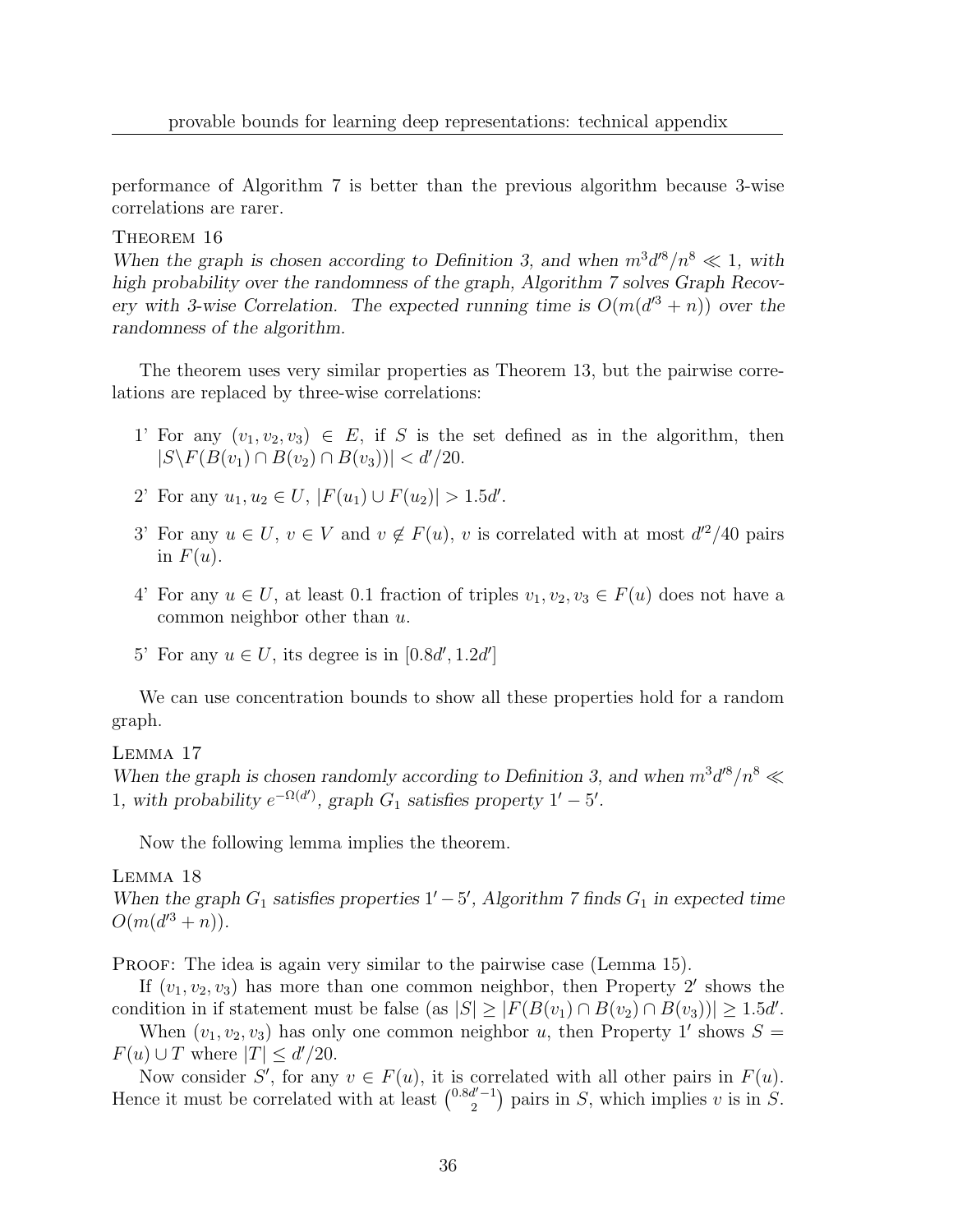performance of Algorithm 7 is better than the previous algorithm because 3-wise correlations are rarer.

Theorem 16

*When the graph is chosen according to Definition 3, and when $m^3 d'^8/n^8 \ll 1$, with high probability over the randomness of the graph, Algorithm 7 solves Graph Recovery with 3-wise Correlation. The expected running time is $O(m(d'^3 + n))$ over the randomness of the algorithm.*

The theorem uses very similar properties as Theorem 13, but the pairwise correlations are replaced by three-wise correlations:

1' For any $(v_1, v_2, v_3) \in E$, if $S$ is the set defined as in the algorithm, then $|S \backslash F(B(v_1) \cap B(v_2) \cap B(v_3))| < d'/20$.

2' For any $u_1, u_2 \in U$, $|F(u_1) \cup F(u_2)| > 1.5d'$.

3' For any $u \in U$, $v \in V$ and $v \notin F(u)$, $v$ is correlated with at most $d'^2/40$ pairs in $F(u)$.

4' For any $u \in U$, at least 0.1 fraction of triples $v_1, v_2, v_3 \in F(u)$ does not have a common neighbor other than $u$.

5' For any $u \in U$, its degree is in $[0.8d', 1.2d']$

We can use concentration bounds to show all these properties hold for a random graph.

Lemma 17

*When the graph is chosen randomly according to Definition 3, and when $m^3 d'^8/n^8 \ll 1$, with probability $e^{-\Omega(d')}$, graph $G_1$ satisfies property $1' - 5'$.*

Now the following lemma implies the theorem.

Lemma 18

*When the graph $G_1$ satisfies properties $1' - 5'$, Algorithm 7 finds $G_1$ in expected time $O(m(d'^3 + n))$.*

Proof: The idea is again very similar to the pairwise case (Lemma 15).

If $(v_1, v_2, v_3)$ has more than one common neighbor, then Property $2'$ shows the condition in if statement must be false (as $|S| \geq |F(B(v_1) \cap B(v_2) \cap B(v_3))| \geq 1.5d'$.

When $(v_1, v_2, v_3)$ has only one common neighbor $u$, then Property $1'$ shows $S = F(u) \cup T$ where $|T| \leq d'/20$.

Now consider $S'$, for any $v \in F(u)$, it is correlated with all other pairs in $F(u)$. Hence it must be correlated with at least $\binom{0.8d'-1}{2}$ pairs in $S$, which implies $v$ is in $S$.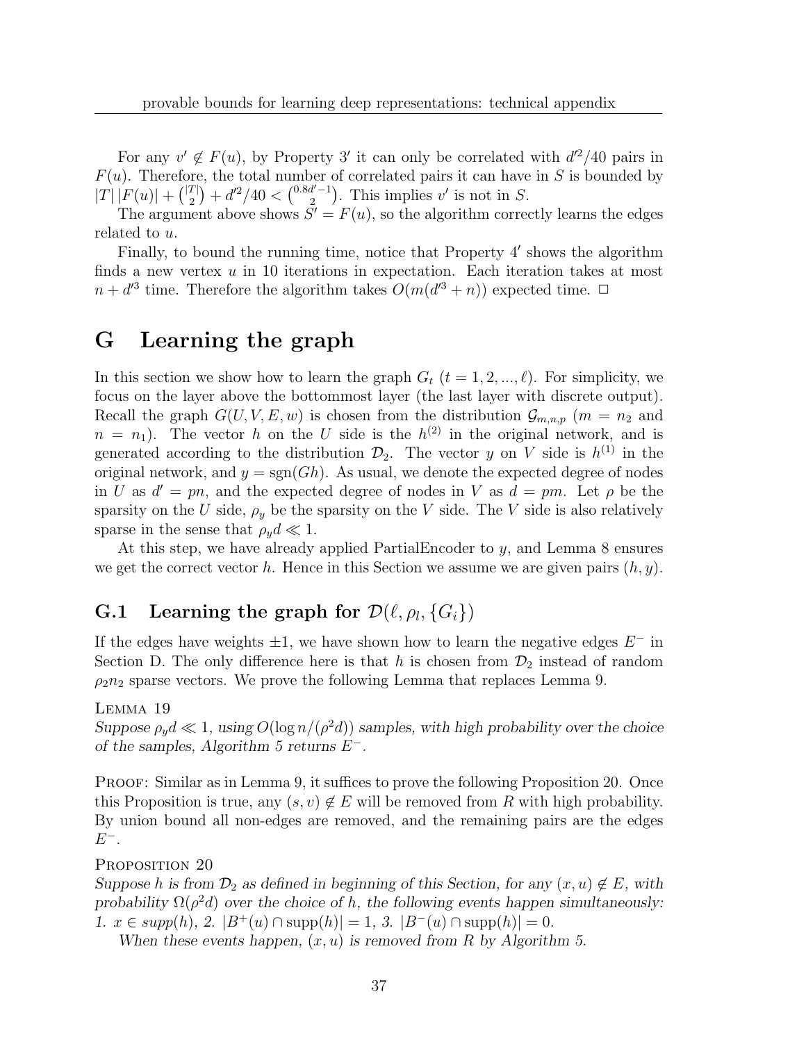For any $v' \notin F(u)$, by Property $3'$ it can only be correlated with $d'^2/40$ pairs in $F(u)$. Therefore, the total number of correlated pairs it can have in $S$ is bounded by $|T|\,|F(u)| + \binom{|T|}{2} + d'^2/40 < \binom{0.8d'-1}{2}$. This implies $v'$ is not in $S$.

The argument above shows $S' = F(u)$, so the algorithm correctly learns the edges related to $u$.

Finally, to bound the running time, notice that Property $4'$ shows the algorithm finds a new vertex $u$ in 10 iterations in expectation. Each iteration takes at most $n + d'^3$ time. Therefore the algorithm takes $O(m(d'^3 + n))$ expected time. □

# G Learning the graph

In this section we show how to learn the graph $G_t$ ($t = 1, 2, ..., \ell$). For simplicity, we focus on the layer above the bottommost layer (the last layer with discrete output). Recall the graph $G(U, V, E, w)$ is chosen from the distribution $\mathcal{G}_{m,n,p}$ ($m = n_2$ and $n = n_1$). The vector $h$ on the $U$ side is the $h^{(2)}$ in the original network, and is generated according to the distribution $\mathcal{D}_2$. The vector $y$ on $V$ side is $h^{(1)}$ in the original network, and $y = \mathrm{sgn}(Gh)$. As usual, we denote the expected degree of nodes in $U$ as $d' = pn$, and the expected degree of nodes in $V$ as $d = pm$. Let $\rho$ be the sparsity on the $U$ side, $\rho_y$ be the sparsity on the $V$ side. The $V$ side is also relatively sparse in the sense that $\rho_y d \ll 1$.

At this step, we have already applied PartialEncoder to $y$, and Lemma 8 ensures we get the correct vector $h$. Hence in this Section we assume we are given pairs $(h, y)$.

## G.1 Learning the graph for $\mathcal{D}(\ell, \rho_l, \{G_i\})$

If the edges have weights $\pm 1$, we have shown how to learn the negative edges $E^-$ in Section D. The only difference here is that $h$ is chosen from $\mathcal{D}_2$ instead of random $\rho_2 n_2$ sparse vectors. We prove the following Lemma that replaces Lemma 9.

Lemma 19

*Suppose $\rho_y d \ll 1$, using $O(\log n/(\rho^2 d))$ samples, with high probability over the choice of the samples, Algorithm 5 returns $E^-$.*

Proof: Similar as in Lemma 9, it suffices to prove the following Proposition 20. Once this Proposition is true, any $(s, v) \notin E$ will be removed from $R$ with high probability. By union bound all non-edges are removed, and the remaining pairs are the edges $E^-$.

Proposition 20

*Suppose $h$ is from $\mathcal{D}_2$ as defined in beginning of this Section, for any $(x, u) \notin E$, with probability $\Omega(\rho^2 d)$ over the choice of $h$, the following events happen simultaneously: 1. $x \in supp(h)$, 2. $|B^+(u) \cap \mathrm{supp}(h)| = 1$, 3. $|B^-(u) \cap \mathrm{supp}(h)| = 0$.*

*When these events happen, $(x, u)$ is removed from $R$ by Algorithm 5.*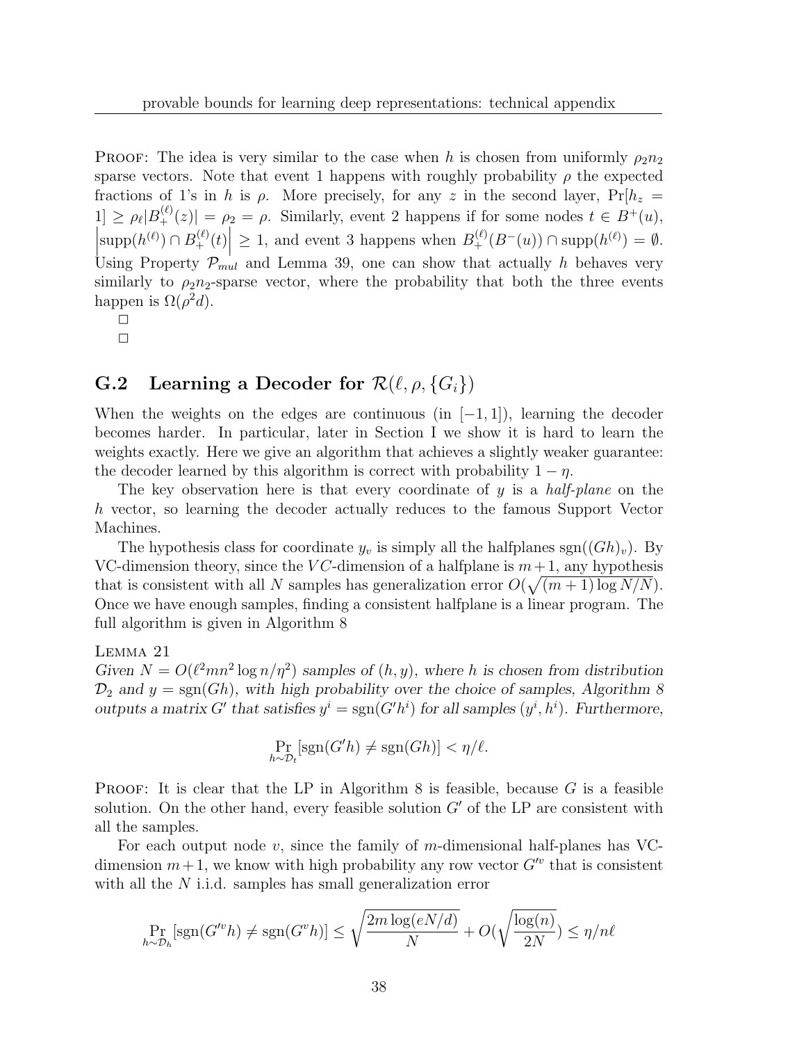**Proof:** The idea is very similar to the case when $h$ is chosen from uniformly $\rho_2 n_2$ sparse vectors. Note that event 1 happens with roughly probability $\rho$ the expected fractions of 1's in $h$ is $\rho$. More precisely, for any $z$ in the second layer, $\Pr[h_z = 1] \geq \rho_\ell |B_+^{(\ell)}(z)| = \rho_2 = \rho$. Similarly, event 2 happens if for some nodes $t \in B^+(u)$, $\left|\text{supp}(h^{(\ell)}) \cap B_+^{(\ell)}(t)\right| \geq 1$, and event 3 happens when $B_+^{(\ell)}(B^-(u)) \cap \text{supp}(h^{(\ell)}) = \emptyset$. Using Property $\mathcal{P}_{mul}$ and Lemma 39, one can show that actually $h$ behaves very similarly to $\rho_2 n_2$-sparse vector, where the probability that both the three events happen is $\Omega(\rho^2 d)$.

□

□

## G.2 Learning a Decoder for $\mathcal{R}(\ell, \rho, \{G_i\})$

When the weights on the edges are continuous (in $[-1, 1]$), learning the decoder becomes harder. In particular, later in Section I we show it is hard to learn the weights exactly. Here we give an algorithm that achieves a slightly weaker guarantee: the decoder learned by this algorithm is correct with probability $1 - \eta$.

The key observation here is that every coordinate of $y$ is a *half-plane* on the $h$ vector, so learning the decoder actually reduces to the famous Support Vector Machines.

The hypothesis class for coordinate $y_v$ is simply all the halfplanes $\text{sgn}((Gh)_v)$. By VC-dimension theory, since the $VC$-dimension of a halfplane is $m+1$, any hypothesis that is consistent with all $N$ samples has generalization error $O(\sqrt{(m+1)\log N/N})$. Once we have enough samples, finding a consistent halfplane is a linear program. The full algorithm is given in Algorithm 8

**Lemma 21**
*Given $N = O(\ell^2 m n^2 \log n/\eta^2)$ samples of $(h, y)$, where $h$ is chosen from distribution $\mathcal{D}_2$ and $y = \text{sgn}(Gh)$, with high probability over the choice of samples, Algorithm 8 outputs a matrix $G'$ that satisfies $y^i = \text{sgn}(G'h^i)$ for all samples $(y^i, h^i)$. Furthermore,*

$$\Pr_{h \sim \mathcal{D}_t}[\text{sgn}(G'h) \neq \text{sgn}(Gh)] < \eta/\ell.$$

**Proof:** It is clear that the LP in Algorithm 8 is feasible, because $G$ is a feasible solution. On the other hand, every feasible solution $G'$ of the LP are consistent with all the samples.

For each output node $v$, since the family of $m$-dimensional half-planes has VC-dimension $m+1$, we know with high probability any row vector $G'^v$ that is consistent with all the $N$ i.i.d. samples has small generalization error

$$\Pr_{h \sim \mathcal{D}_h}[\text{sgn}(G'^v h) \neq \text{sgn}(G^v h)] \leq \sqrt{\frac{2m \log(eN/d)}{N}} + O(\sqrt{\frac{\log(n)}{2N}}) \leq \eta/n\ell$$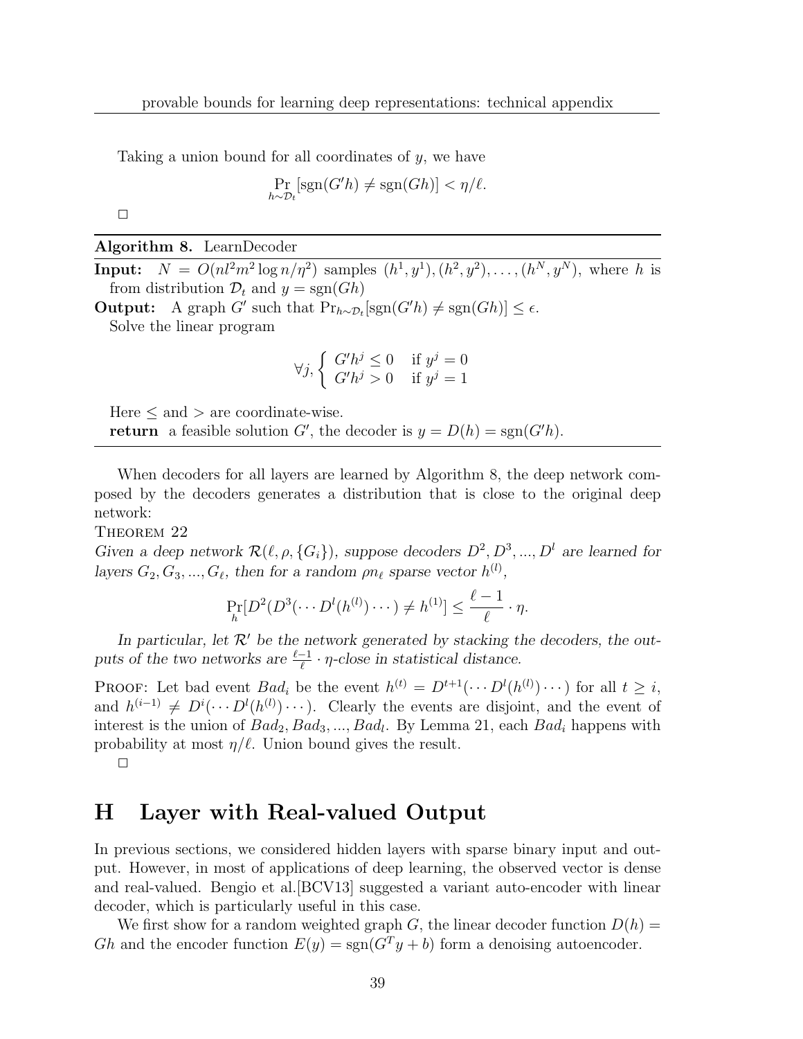Taking a union bound for all coordinates of $y$, we have

$$\Pr_{h \sim \mathcal{D}_t}[\text{sgn}(G'h) \neq \text{sgn}(Gh)] < \eta/\ell.$$

□

---

**Algorithm 8.** LearnDecoder

**Input:** $N = O(nl^2m^2 \log n/\eta^2)$ samples $(h^1, y^1), (h^2, y^2), \ldots, (h^N, y^N)$, where $h$ is from distribution $\mathcal{D}_t$ and $y = \text{sgn}(Gh)$

**Output:** A graph $G'$ such that $\Pr_{h \sim \mathcal{D}_t}[\text{sgn}(G'h) \neq \text{sgn}(Gh)] \leq \epsilon$.

Solve the linear program

$$\forall j, \begin{cases} G'h^j \leq 0 & \text{if } y^j = 0 \\ G'h^j > 0 & \text{if } y^j = 1 \end{cases}$$

Here $\leq$ and $>$ are coordinate-wise.

**return** a feasible solution $G'$, the decoder is $y = D(h) = \text{sgn}(G'h)$.

---

When decoders for all layers are learned by Algorithm 8, the deep network composed by the decoders generates a distribution that is close to the original deep network:

Theorem 22

*Given a deep network $\mathcal{R}(\ell, \rho, \{G_i\})$, suppose decoders $D^2, D^3, ..., D^l$ are learned for layers $G_2, G_3, ..., G_\ell$, then for a random $\rho n_\ell$ sparse vector $h^{(l)}$,*

$$\Pr_h[D^2(D^3(\cdots D^l(h^{(l)}) \cdots) \neq h^{(1)}] \leq \frac{\ell - 1}{\ell} \cdot \eta.$$

*In particular, let $\mathcal{R}'$ be the network generated by stacking the decoders, the outputs of the two networks are $\frac{\ell-1}{\ell} \cdot \eta$-close in statistical distance.*

Proof: Let bad event $Bad_i$ be the event $h^{(t)} = D^{t+1}(\cdots D^l(h^{(l)}) \cdots)$ for all $t \geq i$, and $h^{(i-1)} \neq D^i(\cdots D^l(h^{(l)}) \cdots)$. Clearly the events are disjoint, and the event of interest is the union of $Bad_2, Bad_3, ..., Bad_l$. By Lemma 21, each $Bad_i$ happens with probability at most $\eta/\ell$. Union bound gives the result.

□

# H Layer with Real-valued Output

In previous sections, we considered hidden layers with sparse binary input and output. However, in most of applications of deep learning, the observed vector is dense and real-valued. Bengio et al.[BCV13] suggested a variant auto-encoder with linear decoder, which is particularly useful in this case.

We first show for a random weighted graph $G$, the linear decoder function $D(h) = Gh$ and the encoder function $E(y) = \text{sgn}(G^T y + b)$ form a denoising autoencoder.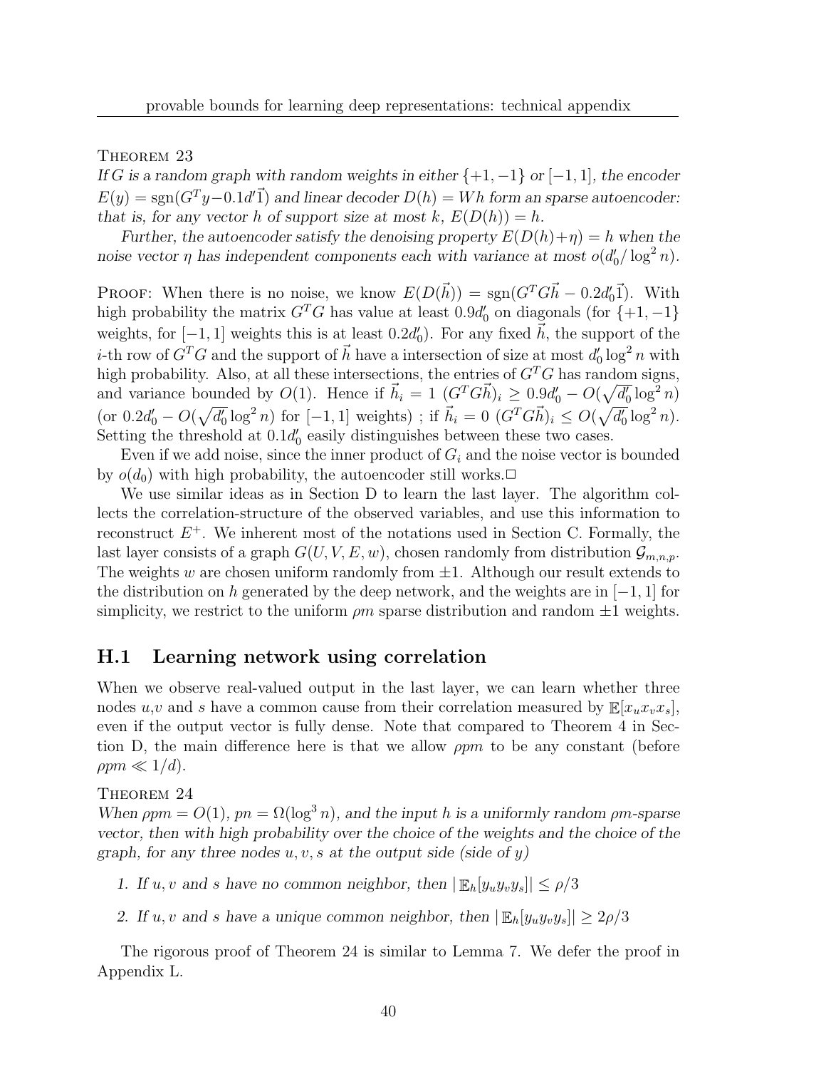Theorem 23

*If $G$ is a random graph with random weights in either $\{+1,-1\}$ or $[-1,1]$, the encoder $E(y) = \mathrm{sgn}(G^T y - 0.1d'\vec{1})$ and linear decoder $D(h) = Wh$ form an sparse autoencoder: that is, for any vector $h$ of support size at most $k$, $E(D(h)) = h$.*

*Further, the autoencoder satisfy the denoising property $E(D(h)+\eta) = h$ when the noise vector $\eta$ has independent components each with variance at most $o(d_0'/\log^2 n)$.*

Proof: When there is no noise, we know $E(D(\vec{h})) = \mathrm{sgn}(G^T G\vec{h} - 0.2d_0'\vec{1})$. With high probability the matrix $G^T G$ has value at least $0.9d_0'$ on diagonals (for $\{+1,-1\}$ weights, for $[-1,1]$ weights this is at least $0.2d_0'$). For any fixed $\vec{h}$, the support of the $i$-th row of $G^T G$ and the support of $\vec{h}$ have a intersection of size at most $d_0' \log^2 n$ with high probability. Also, at all these intersections, the entries of $G^T G$ has random signs, and variance bounded by $O(1)$. Hence if $\vec{h}_i = 1$ $(G^T G\vec{h})_i \geq 0.9d_0' - O(\sqrt{d_0'}\log^2 n)$ (or $0.2d_0' - O(\sqrt{d_0'}\log^2 n)$ for $[-1,1]$ weights) ; if $\vec{h}_i = 0$ $(G^T G\vec{h})_i \leq O(\sqrt{d_0'}\log^2 n)$. Setting the threshold at $0.1d_0'$ easily distinguishes between these two cases.

Even if we add noise, since the inner product of $G_i$ and the noise vector is bounded by $o(d_0)$ with high probability, the autoencoder still works.□

We use similar ideas as in Section D to learn the last layer. The algorithm collects the correlation-structure of the observed variables, and use this information to reconstruct $E^+$. We inherent most of the notations used in Section C. Formally, the last layer consists of a graph $G(U,V,E,w)$, chosen randomly from distribution $\mathcal{G}_{m,n,p}$. The weights $w$ are chosen uniform randomly from $\pm 1$. Although our result extends to the distribution on $h$ generated by the deep network, and the weights are in $[-1,1]$ for simplicity, we restrict to the uniform $\rho m$ sparse distribution and random $\pm 1$ weights.

## H.1 Learning network using correlation

When we observe real-valued output in the last layer, we can learn whether three nodes $u$,$v$ and $s$ have a common cause from their correlation measured by $\mathbb{E}[x_u x_v x_s]$, even if the output vector is fully dense. Note that compared to Theorem 4 in Section D, the main difference here is that we allow $\rho pm$ to be any constant (before $\rho pm \ll 1/d$).

Theorem 24

*When $\rho pm = O(1)$, $pn = \Omega(\log^3 n)$, and the input $h$ is a uniformly random $\rho m$-sparse vector, then with high probability over the choice of the weights and the choice of the graph, for any three nodes $u, v, s$ at the output side (side of $y$)*

1. *If $u, v$ and $s$ have no common neighbor, then $|\mathbb{E}_h[y_u y_v y_s]| \leq \rho/3$*
2. *If $u, v$ and $s$ have a unique common neighbor, then $|\mathbb{E}_h[y_u y_v y_s]| \geq 2\rho/3$*

The rigorous proof of Theorem 24 is similar to Lemma 7. We defer the proof in Appendix L.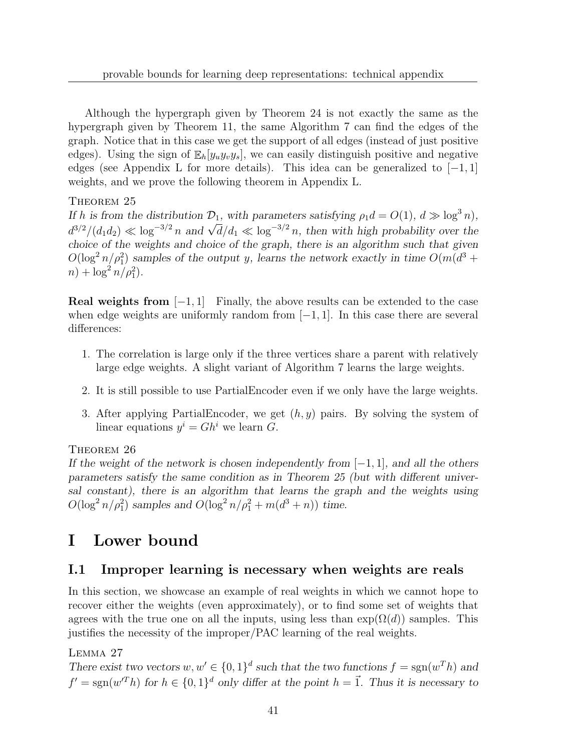Although the hypergraph given by Theorem 24 is not exactly the same as the hypergraph given by Theorem 11, the same Algorithm 7 can find the edges of the graph. Notice that in this case we get the support of all edges (instead of just positive edges). Using the sign of $\mathbb{E}_h[y_u y_v y_s]$, we can easily distinguish positive and negative edges (see Appendix L for more details). This idea can be generalized to $[-1, 1]$ weights, and we prove the following theorem in Appendix L.

Theorem 25

*If $h$ is from the distribution $\mathcal{D}_1$, with parameters satisfying $\rho_1 d = O(1)$, $d \gg \log^3 n$), $d^{3/2}/(d_1 d_2) \ll \log^{-3/2} n$ and $\sqrt{d}/d_1 \ll \log^{-3/2} n$, then with high probability over the choice of the weights and choice of the graph, there is an algorithm such that given $O(\log^2 n/\rho_1^2)$ samples of the output $y$, learns the network exactly in time $O(m(d^3 + n) + \log^2 n/\rho_1^2)$.*

**Real weights from** $[-1, 1]$ Finally, the above results can be extended to the case when edge weights are uniformly random from $[-1, 1]$. In this case there are several differences:

1. The correlation is large only if the three vertices share a parent with relatively large edge weights. A slight variant of Algorithm 7 learns the large weights.
2. It is still possible to use PartialEncoder even if we only have the large weights.
3. After applying PartialEncoder, we get $(h, y)$ pairs. By solving the system of linear equations $y^i = Gh^i$ we learn $G$.

Theorem 26

*If the weight of the network is chosen independently from $[-1, 1]$, and all the others parameters satisfy the same condition as in Theorem 25 (but with different universal constant), there is an algorithm that learns the graph and the weights using $O(\log^2 n/\rho_1^2)$ samples and $O(\log^2 n/\rho_1^2 + m(d^3 + n))$ time.*

# I Lower bound

## I.1 Improper learning is necessary when weights are reals

In this section, we showcase an example of real weights in which we cannot hope to recover either the weights (even approximately), or to find some set of weights that agrees with the true one on all the inputs, using less than $\exp(\Omega(d))$ samples. This justifies the necessity of the improper/PAC learning of the real weights.

Lemma 27

*There exist two vectors $w, w' \in \{0, 1\}^d$ such that the two functions $f = \mathrm{sgn}(w^T h)$ and $f' = \mathrm{sgn}(w'^T h)$ for $h \in \{0, 1\}^d$ only differ at the point $h = \vec{1}$. Thus it is necessary to*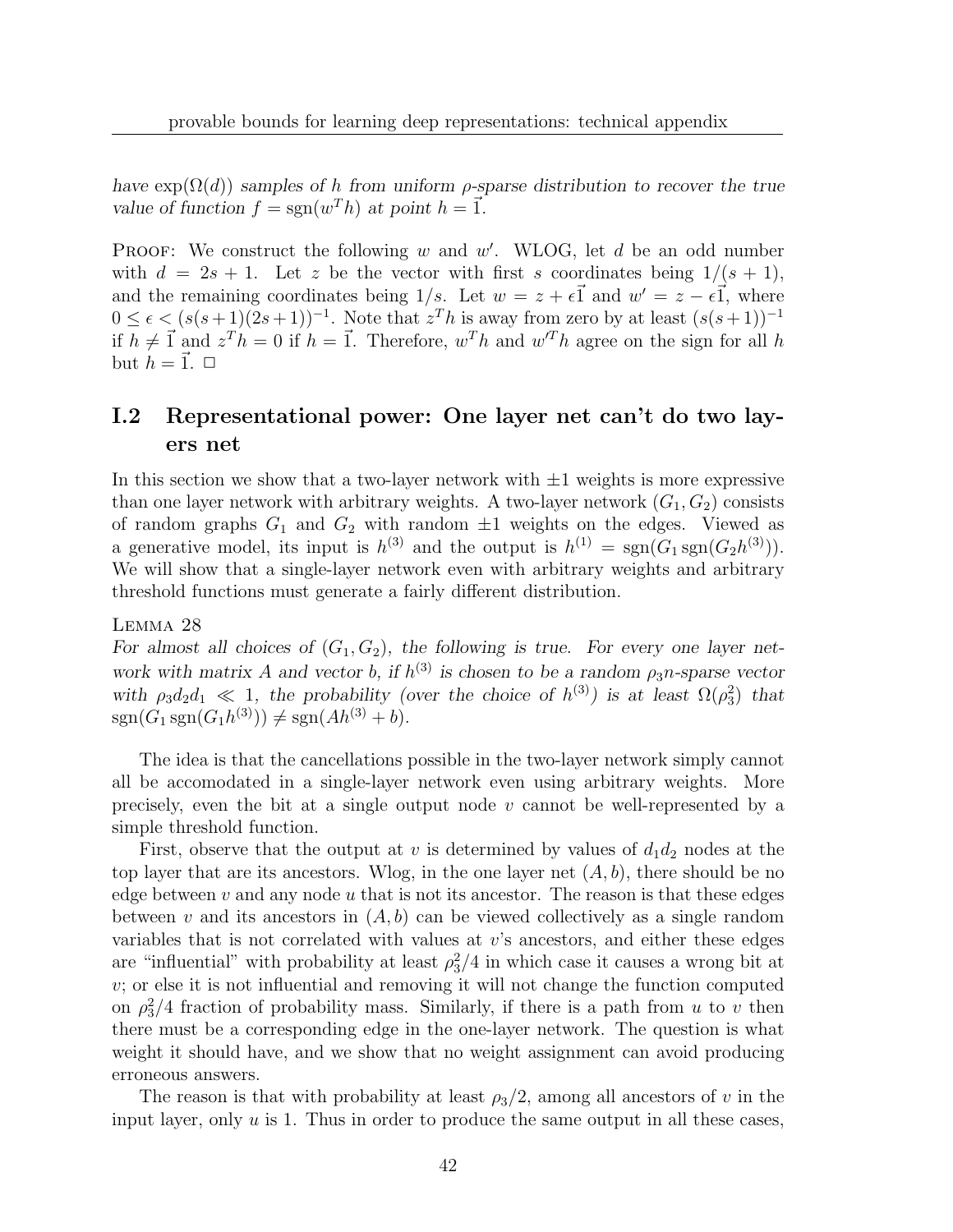*have* $\exp(\Omega(d))$ *samples of* $h$ *from uniform* $\rho$*-sparse distribution to recover the true value of function* $f = \mathrm{sgn}(w^T h)$ *at point* $h = \vec{1}$.

PROOF: We construct the following $w$ and $w'$. WLOG, let $d$ be an odd number with $d = 2s+1$. Let $z$ be the vector with first $s$ coordinates being $1/(s+1)$, and the remaining coordinates being $1/s$. Let $w = z + \epsilon\vec{1}$ and $w' = z - \epsilon\vec{1}$, where $0 \le \epsilon < (s(s+1)(2s+1))^{-1}$. Note that $z^T h$ is away from zero by at least $(s(s+1))^{-1}$ if $h \ne \vec{1}$ and $z^T h = 0$ if $h = \vec{1}$. Therefore, $w^T h$ and $w'^T h$ agree on the sign for all $h$ but $h = \vec{1}$. □

## I.2 Representational power: One layer net can't do two layers net

In this section we show that a two-layer network with $\pm 1$ weights is more expressive than one layer network with arbitrary weights. A two-layer network $(G_1, G_2)$ consists of random graphs $G_1$ and $G_2$ with random $\pm 1$ weights on the edges. Viewed as a generative model, its input is $h^{(3)}$ and the output is $h^{(1)} = \mathrm{sgn}(G_1 \,\mathrm{sgn}(G_2 h^{(3)}))$. We will show that a single-layer network even with arbitrary weights and arbitrary threshold functions must generate a fairly different distribution.

LEMMA 28

*For almost all choices of* $(G_1, G_2)$*, the following is true. For every one layer network with matrix* $A$ *and vector* $b$*, if* $h^{(3)}$ *is chosen to be a random* $\rho_3 n$*-sparse vector with* $\rho_3 d_2 d_1 \ll 1$*, the probability (over the choice of* $h^{(3)}$*) is at least* $\Omega(\rho_3^2)$ *that* $\mathrm{sgn}(G_1 \,\mathrm{sgn}(G_1 h^{(3)})) \ne \mathrm{sgn}(A h^{(3)} + b)$.

The idea is that the cancellations possible in the two-layer network simply cannot all be accomodated in a single-layer network even using arbitrary weights. More precisely, even the bit at a single output node $v$ cannot be well-represented by a simple threshold function.

First, observe that the output at $v$ is determined by values of $d_1 d_2$ nodes at the top layer that are its ancestors. Wlog, in the one layer net $(A, b)$, there should be no edge between $v$ and any node $u$ that is not its ancestor. The reason is that these edges between $v$ and its ancestors in $(A, b)$ can be viewed collectively as a single random variables that is not correlated with values at $v$'s ancestors, and either these edges are "influential" with probability at least $\rho_3^2/4$ in which case it causes a wrong bit at $v$; or else it is not influential and removing it will not change the function computed on $\rho_3^2/4$ fraction of probability mass. Similarly, if there is a path from $u$ to $v$ then there must be a corresponding edge in the one-layer network. The question is what weight it should have, and we show that no weight assignment can avoid producing erroneous answers.

The reason is that with probability at least $\rho_3/2$, among all ancestors of $v$ in the input layer, only $u$ is 1. Thus in order to produce the same output in all these cases,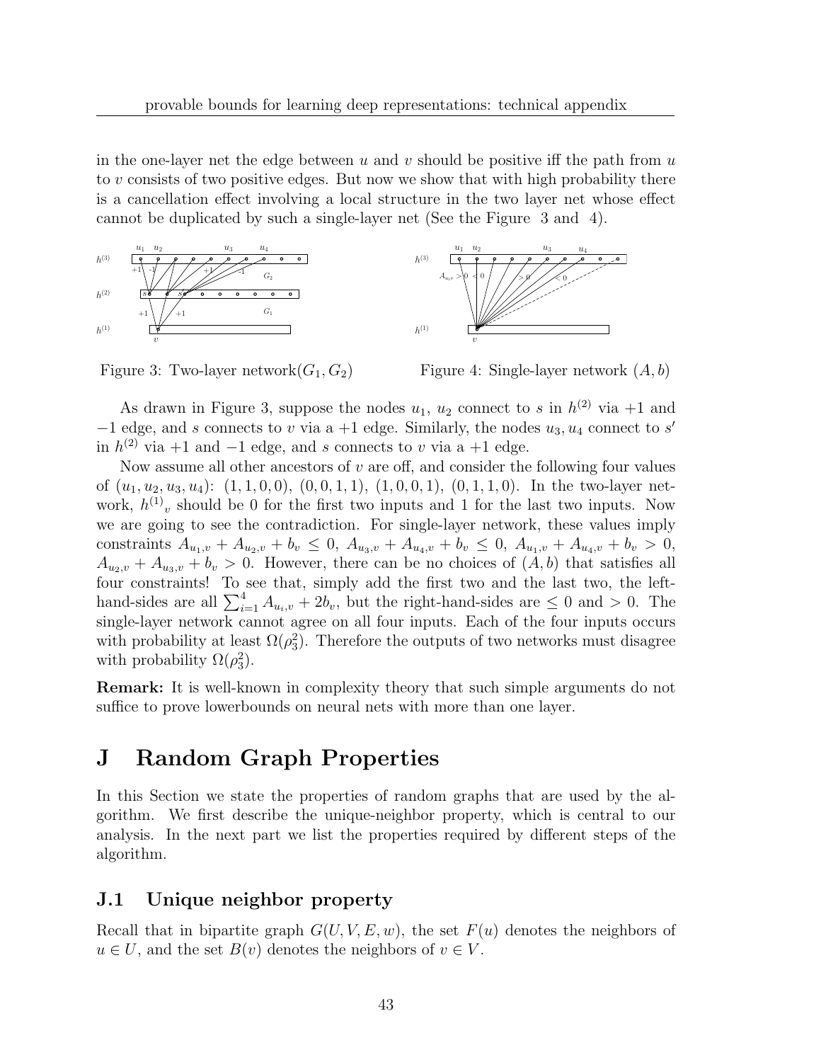in the one-layer net the edge between $u$ and $v$ should be positive iff the path from $u$ to $v$ consists of two positive edges. But now we show that with high probability there is a cancellation effect involving a local structure in the two layer net whose effect cannot be duplicated by such a single-layer net (See the Figure 3 and 4).

Figure 3: Two-layer network$(G_1, G_2)$

Figure 4: Single-layer network $(A, b)$

As drawn in Figure 3, suppose the nodes $u_1$, $u_2$ connect to $s$ in $h^{(2)}$ via $+1$ and $-1$ edge, and $s$ connects to $v$ via a $+1$ edge. Similarly, the nodes $u_3, u_4$ connect to $s'$ in $h^{(2)}$ via $+1$ and $-1$ edge, and $s$ connects to $v$ via a $+1$ edge.

Now assume all other ancestors of $v$ are off, and consider the following four values of $(u_1, u_2, u_3, u_4)$: $(1, 1, 0, 0)$, $(0, 0, 1, 1)$, $(1, 0, 0, 1)$, $(0, 1, 1, 0)$. In the two-layer network, ${h^{(1)}}_v$ should be 0 for the first two inputs and 1 for the last two inputs. Now we are going to see the contradiction. For single-layer network, these values imply constraints $A_{u_1,v} + A_{u_2,v} + b_v \le 0$, $A_{u_3,v} + A_{u_4,v} + b_v \le 0$, $A_{u_1,v} + A_{u_4,v} + b_v > 0$, $A_{u_2,v} + A_{u_3,v} + b_v > 0$. However, there can be no choices of $(A, b)$ that satisfies all four constraints! To see that, simply add the first two and the last two, the left-hand-sides are all $\sum_{i=1}^{4} A_{u_i,v} + 2b_v$, but the right-hand-sides are $\le 0$ and $> 0$. The single-layer network cannot agree on all four inputs. Each of the four inputs occurs with probability at least $\Omega(\rho_3^2)$. Therefore the outputs of two networks must disagree with probability $\Omega(\rho_3^2)$.

**Remark:** It is well-known in complexity theory that such simple arguments do not suffice to prove lowerbounds on neural nets with more than one layer.

# J Random Graph Properties

In this Section we state the properties of random graphs that are used by the algorithm. We first describe the unique-neighbor property, which is central to our analysis. In the next part we list the properties required by different steps of the algorithm.

## J.1 Unique neighbor property

Recall that in bipartite graph $G(U, V, E, w)$, the set $F(u)$ denotes the neighbors of $u \in U$, and the set $B(v)$ denotes the neighbors of $v \in V$.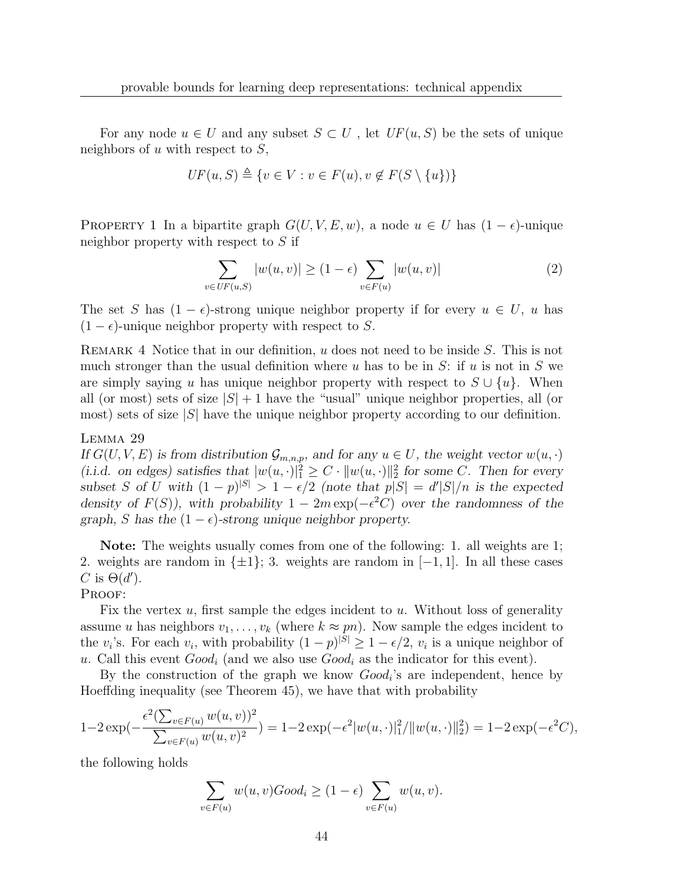For any node $u \in U$ and any subset $S \subset U$ , let $UF(u, S)$ be the sets of unique neighbors of $u$ with respect to $S$,

$$UF(u, S) \triangleq \{v \in V : v \in F(u), v \notin F(S \setminus \{u\})\}$$

PROPERTY 1 In a bipartite graph $G(U, V, E, w)$, a node $u \in U$ has $(1 - \epsilon)$-unique neighbor property with respect to $S$ if

$$\sum_{v \in UF(u,S)} |w(u, v)| \geq (1 - \epsilon) \sum_{v \in F(u)} |w(u, v)| \tag{2}$$

The set $S$ has $(1 - \epsilon)$-strong unique neighbor property if for every $u \in U$, $u$ has $(1 - \epsilon)$-unique neighbor property with respect to $S$.

REMARK 4 Notice that in our definition, $u$ does not need to be inside $S$. This is not much stronger than the usual definition where $u$ has to be in $S$: if $u$ is not in $S$ we are simply saying $u$ has unique neighbor property with respect to $S \cup \{u\}$. When all (or most) sets of size $|S| + 1$ have the "usual" unique neighbor properties, all (or most) sets of size $|S|$ have the unique neighbor property according to our definition.

LEMMA 29
*If $G(U, V, E)$ is from distribution $\mathcal{G}_{m,n,p}$, and for any $u \in U$, the weight vector $w(u, \cdot)$ (i.i.d. on edges) satisfies that $|w(u, \cdot)|_1^2 \geq C \cdot \|w(u, \cdot)\|_2^2$ for some $C$. Then for every subset $S$ of $U$ with $(1 - p)^{|S|} > 1 - \epsilon/2$ (note that $p|S| = d'|S|/n$ is the expected density of $F(S)$), with probability $1 - 2m \exp(-\epsilon^2 C)$ over the randomness of the graph, $S$ has the $(1 - \epsilon)$-strong unique neighbor property.*

**Note:** The weights usually comes from one of the following: 1. all weights are 1; 2. weights are random in $\{\pm 1\}$; 3. weights are random in $[-1, 1]$. In all these cases $C$ is $\Theta(d')$.

PROOF:

Fix the vertex $u$, first sample the edges incident to $u$. Without loss of generality assume $u$ has neighbors $v_1, \ldots, v_k$ (where $k \approx pn$). Now sample the edges incident to the $v_i$'s. For each $v_i$, with probability $(1 - p)^{|S|} \geq 1 - \epsilon/2$, $v_i$ is a unique neighbor of $u$. Call this event $Good_i$ (and we also use $Good_i$ as the indicator for this event).

By the construction of the graph we know $Good_i$'s are independent, hence by Hoeffding inequality (see Theorem 45), we have that with probability

$$1-2\exp(-\frac{\epsilon^2(\sum_{v \in F(u)} w(u,v))^2}{\sum_{v \in F(u)} w(u,v)^2}) = 1-2\exp(-\epsilon^2|w(u,\cdot)|_1^2/\|w(u,\cdot)\|_2^2) = 1-2\exp(-\epsilon^2 C),$$

the following holds

$$\sum_{v \in F(u)} w(u, v) Good_i \geq (1 - \epsilon) \sum_{v \in F(u)} w(u, v).$$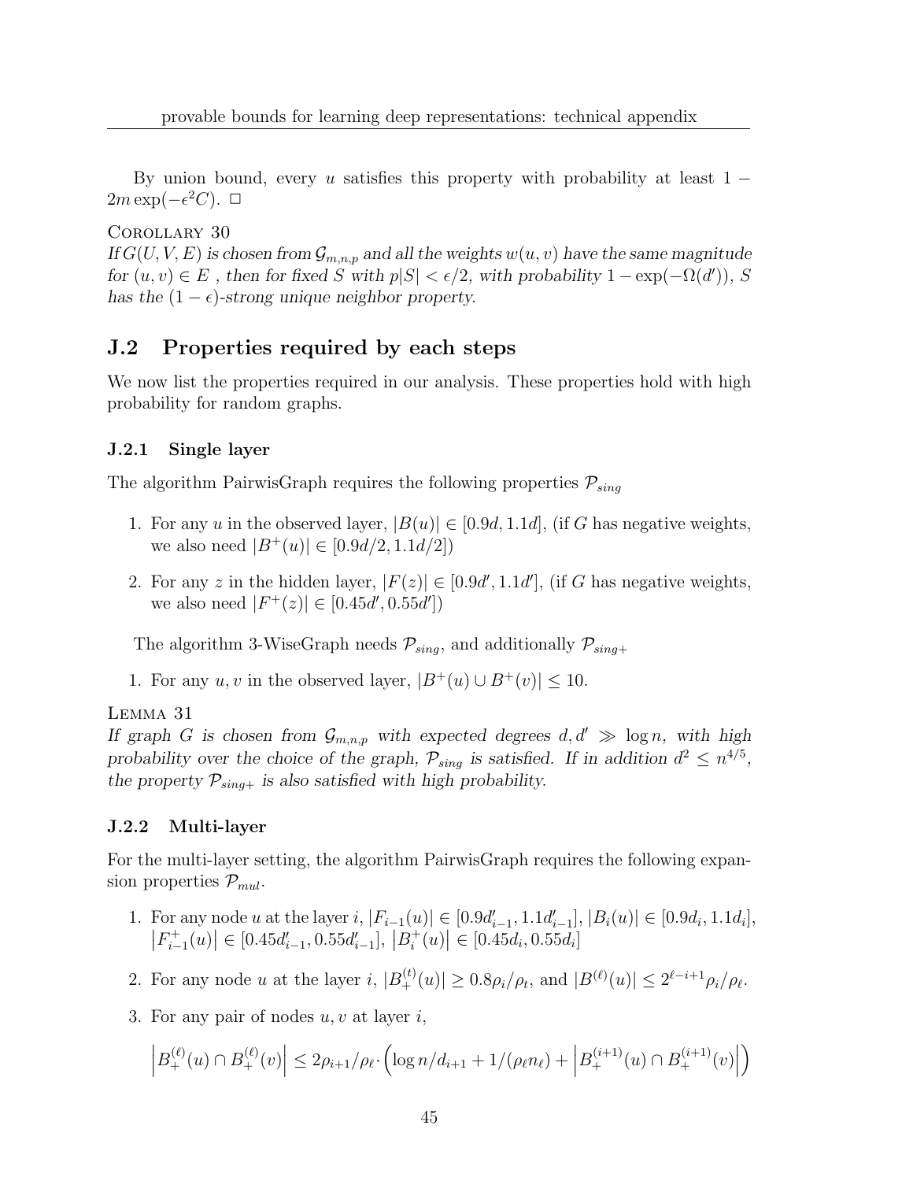By union bound, every $u$ satisfies this property with probability at least $1 - 2m\exp(-\epsilon^2 C)$. $\square$

Corollary 30

*If $G(U, V, E)$ is chosen from $\mathcal{G}_{m,n,p}$ and all the weights $w(u, v)$ have the same magnitude for $(u, v) \in E$ , then for fixed $S$ with $p|S| < \epsilon/2$, with probability $1 - \exp(-\Omega(d'))$, $S$ has the $(1 - \epsilon)$-strong unique neighbor property.*

## J.2 Properties required by each steps

We now list the properties required in our analysis. These properties hold with high probability for random graphs.

### J.2.1 Single layer

The algorithm PairwisGraph requires the following properties $\mathcal{P}_{sing}$

1. For any $u$ in the observed layer, $|B(u)| \in [0.9d, 1.1d]$, (if $G$ has negative weights, we also need $|B^+(u)| \in [0.9d/2, 1.1d/2]$)
2. For any $z$ in the hidden layer, $|F(z)| \in [0.9d', 1.1d']$, (if $G$ has negative weights, we also need $|F^+(z)| \in [0.45d', 0.55d']$)

The algorithm 3-WiseGraph needs $\mathcal{P}_{sing}$, and additionally $\mathcal{P}_{sing+}$

1. For any $u, v$ in the observed layer, $|B^+(u) \cup B^+(v)| \leq 10$.

Lemma 31

*If graph $G$ is chosen from $\mathcal{G}_{m,n,p}$ with expected degrees $d, d' \gg \log n$, with high probability over the choice of the graph, $\mathcal{P}_{sing}$ is satisfied. If in addition $d^2 \leq n^{4/5}$, the property $\mathcal{P}_{sing+}$ is also satisfied with high probability.*

### J.2.2 Multi-layer

For the multi-layer setting, the algorithm PairwisGraph requires the following expansion properties $\mathcal{P}_{mul}$.

1. For any node $u$ at the layer $i$, $|F_{i-1}(u)| \in [0.9d'_{i-1}, 1.1d'_{i-1}]$, $|B_i(u)| \in [0.9d_i, 1.1d_i]$, $\left|F^+_{i-1}(u)\right| \in [0.45d'_{i-1}, 0.55d'_{i-1}]$, $\left|B^+_i(u)\right| \in [0.45d_i, 0.55d_i]$
2. For any node $u$ at the layer $i$, $|B^{(t)}_+(u)| \geq 0.8\rho_i/\rho_t$, and $|B^{(\ell)}(u)| \leq 2^{\ell-i+1}\rho_i/\rho_\ell$.
3. For any pair of nodes $u, v$ at layer $i$,

$$\left|B^{(\ell)}_+(u) \cap B^{(\ell)}_+(v)\right| \leq 2\rho_{i+1}/\rho_\ell \cdot \left(\log n/d_{i+1} + 1/(\rho_\ell n_\ell) + \left|B^{(i+1)}_+(u) \cap B^{(i+1)}_+(v)\right|\right)$$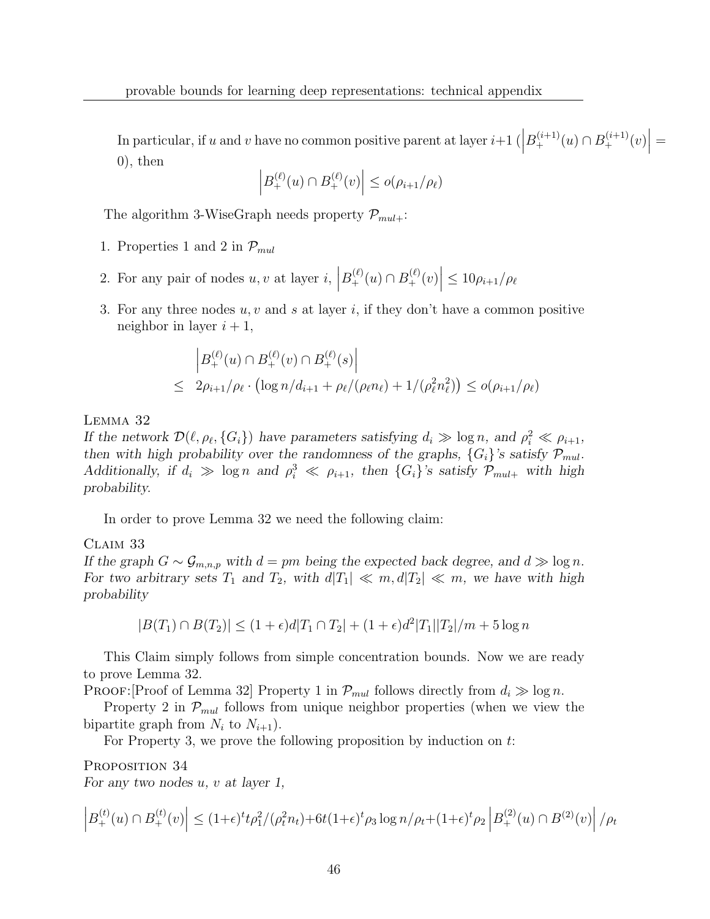In particular, if $u$ and $v$ have no common positive parent at layer $i+1$ ($\left|B_+^{(i+1)}(u) \cap B_+^{(i+1)}(v)\right| = 0$), then

$$\left|B_+^{(\ell)}(u) \cap B_+^{(\ell)}(v)\right| \le o(\rho_{i+1}/\rho_\ell)$$

The algorithm 3-WiseGraph needs property $\mathcal{P}_{mul+}$:

1. Properties 1 and 2 in $\mathcal{P}_{mul}$
2. For any pair of nodes $u, v$ at layer $i$, $\left|B_+^{(\ell)}(u) \cap B_+^{(\ell)}(v)\right| \le 10\rho_{i+1}/\rho_\ell$
3. For any three nodes $u, v$ and $s$ at layer $i$, if they don't have a common positive neighbor in layer $i+1$,

$$\begin{aligned} & \left|B_+^{(\ell)}(u) \cap B_+^{(\ell)}(v) \cap B_+^{(\ell)}(s)\right| \\ \le\ & 2\rho_{i+1}/\rho_\ell \cdot \left(\log n/d_{i+1} + \rho_\ell/(\rho_\ell n_\ell) + 1/(\rho_\ell^2 n_\ell^2)\right) \le o(\rho_{i+1}/\rho_\ell) \end{aligned}$$

Lemma 32
*If the network $\mathcal{D}(\ell, \rho_\ell, \{G_i\})$ have parameters satisfying $d_i \gg \log n$, and $\rho_i^2 \ll \rho_{i+1}$, then with high probability over the randomness of the graphs, $\{G_i\}$'s satisfy $\mathcal{P}_{mul}$. Additionally, if $d_i \gg \log n$ and $\rho_i^3 \ll \rho_{i+1}$, then $\{G_i\}$'s satisfy $\mathcal{P}_{mul+}$ with high probability.*

In order to prove Lemma 32 we need the following claim:

Claim 33
*If the graph $G \sim \mathcal{G}_{m,n,p}$ with $d = pm$ being the expected back degree, and $d \gg \log n$. For two arbitrary sets $T_1$ and $T_2$, with $d|T_1| \ll m, d|T_2| \ll m$, we have with high probability*

$$|B(T_1) \cap B(T_2)| \le (1+\epsilon)d|T_1 \cap T_2| + (1+\epsilon)d^2|T_1||T_2|/m + 5\log n$$

This Claim simply follows from simple concentration bounds. Now we are ready to prove Lemma 32.

Proof:[Proof of Lemma 32] Property 1 in $\mathcal{P}_{mul}$ follows directly from $d_i \gg \log n$.

Property 2 in $\mathcal{P}_{mul}$ follows from unique neighbor properties (when we view the bipartite graph from $N_i$ to $N_{i+1}$).

For Property 3, we prove the following proposition by induction on $t$:

Proposition 34
*For any two nodes $u$, $v$ at layer 1,*

$$\left|B_+^{(t)}(u) \cap B_+^{(t)}(v)\right| \le (1+\epsilon)^t t\rho_1^2/(\rho_t^2 n_t) + 6t(1+\epsilon)^t \rho_3 \log n/\rho_t + (1+\epsilon)^t \rho_2 \left|B_+^{(2)}(u) \cap B^{(2)}(v)\right|/\rho_t$$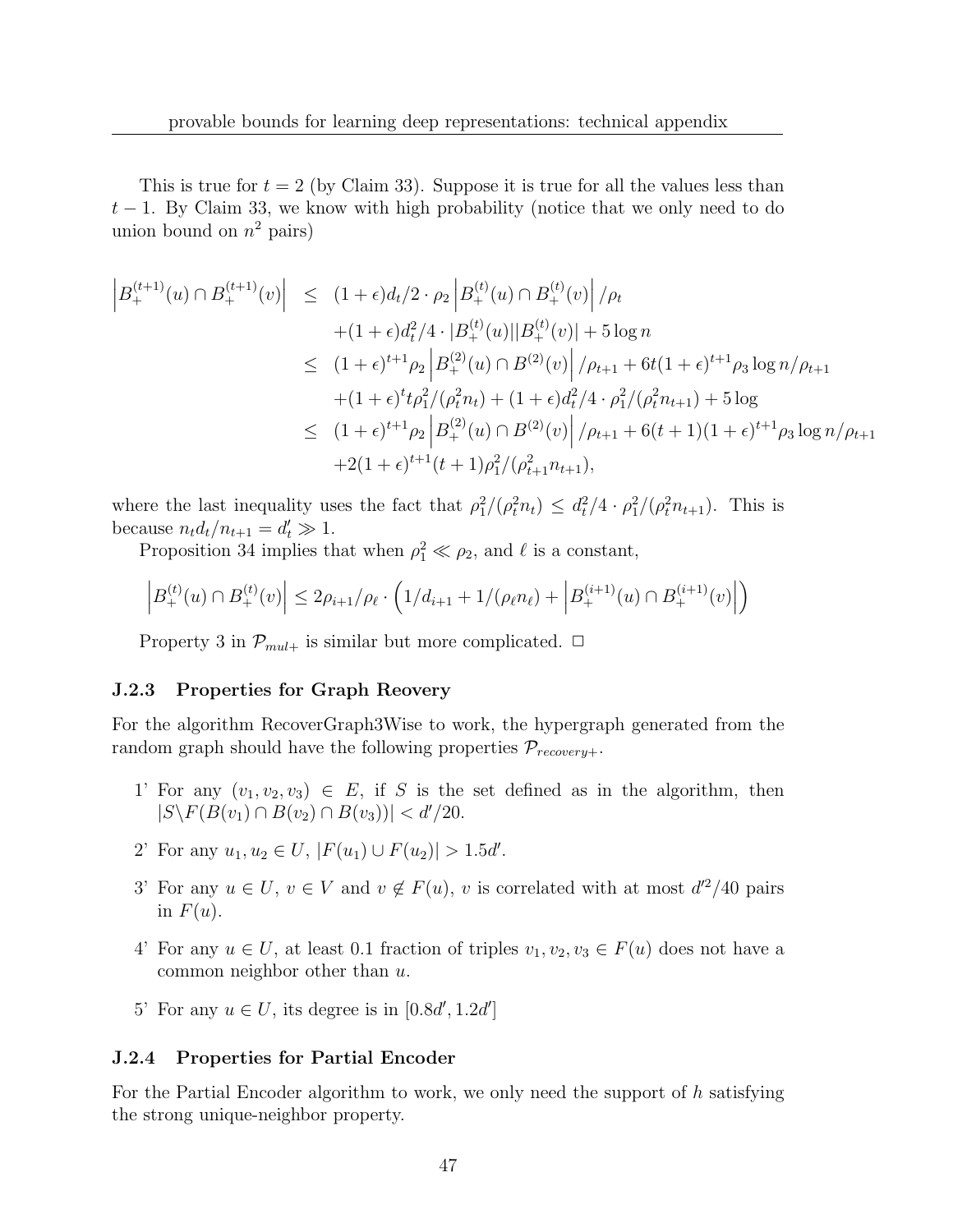This is true for $t = 2$ (by Claim 33). Suppose it is true for all the values less than $t-1$. By Claim 33, we know with high probability (notice that we only need to do union bound on $n^2$ pairs)

$$
\begin{aligned}
\left|B_+^{(t+1)}(u) \cap B_+^{(t+1)}(v)\right| &\leq (1+\epsilon)d_t/2 \cdot \rho_2 \left|B_+^{(t)}(u) \cap B_+^{(t)}(v)\right|/\rho_t \\
&\quad +(1+\epsilon)d_t^2/4 \cdot |B_+^{(t)}(u)||B_+^{(t)}(v)| + 5\log n \\
&\leq (1+\epsilon)^{t+1}\rho_2 \left|B_+^{(2)}(u) \cap B^{(2)}(v)\right|/\rho_{t+1} + 6t(1+\epsilon)^{t+1}\rho_3 \log n/\rho_{t+1} \\
&\quad +(1+\epsilon)^t t\rho_1^2/(\rho_t^2 n_t) + (1+\epsilon)d_t^2/4 \cdot \rho_1^2/(\rho_t^2 n_{t+1}) + 5\log \\
&\leq (1+\epsilon)^{t+1}\rho_2 \left|B_+^{(2)}(u) \cap B^{(2)}(v)\right|/\rho_{t+1} + 6(t+1)(1+\epsilon)^{t+1}\rho_3 \log n/\rho_{t+1} \\
&\quad +2(1+\epsilon)^{t+1}(t+1)\rho_1^2/(\rho_{t+1}^2 n_{t+1}),
\end{aligned}
$$

where the last inequality uses the fact that $\rho_1^2/(\rho_t^2 n_t) \leq d_t^2/4 \cdot \rho_1^2/(\rho_t^2 n_{t+1})$. This is because $n_t d_t/n_{t+1} = d'_t \gg 1$.

Proposition 34 implies that when $\rho_1^2 \ll \rho_2$, and $\ell$ is a constant,

$$
\left|B_+^{(t)}(u) \cap B_+^{(t)}(v)\right| \leq 2\rho_{i+1}/\rho_\ell \cdot \left(1/d_{i+1} + 1/(\rho_\ell n_\ell) + \left|B_+^{(i+1)}(u) \cap B_+^{(i+1)}(v)\right|\right)
$$

Property 3 in $\mathcal{P}_{mul+}$ is similar but more complicated. $\Box$

### J.2.3 Properties for Graph Reovery

For the algorithm RecoverGraph3Wise to work, the hypergraph generated from the random graph should have the following properties $\mathcal{P}_{recovery+}$.

1' For any $(v_1, v_2, v_3) \in E$, if $S$ is the set defined as in the algorithm, then $|S \backslash F(B(v_1) \cap B(v_2) \cap B(v_3))| < d'/20$.

2' For any $u_1, u_2 \in U$, $|F(u_1) \cup F(u_2)| > 1.5d'$.

3' For any $u \in U$, $v \in V$ and $v \notin F(u)$, $v$ is correlated with at most $d'^2/40$ pairs in $F(u)$.

4' For any $u \in U$, at least 0.1 fraction of triples $v_1, v_2, v_3 \in F(u)$ does not have a common neighbor other than $u$.

5' For any $u \in U$, its degree is in $[0.8d', 1.2d']$

### J.2.4 Properties for Partial Encoder

For the Partial Encoder algorithm to work, we only need the support of $h$ satisfying the strong unique-neighbor property.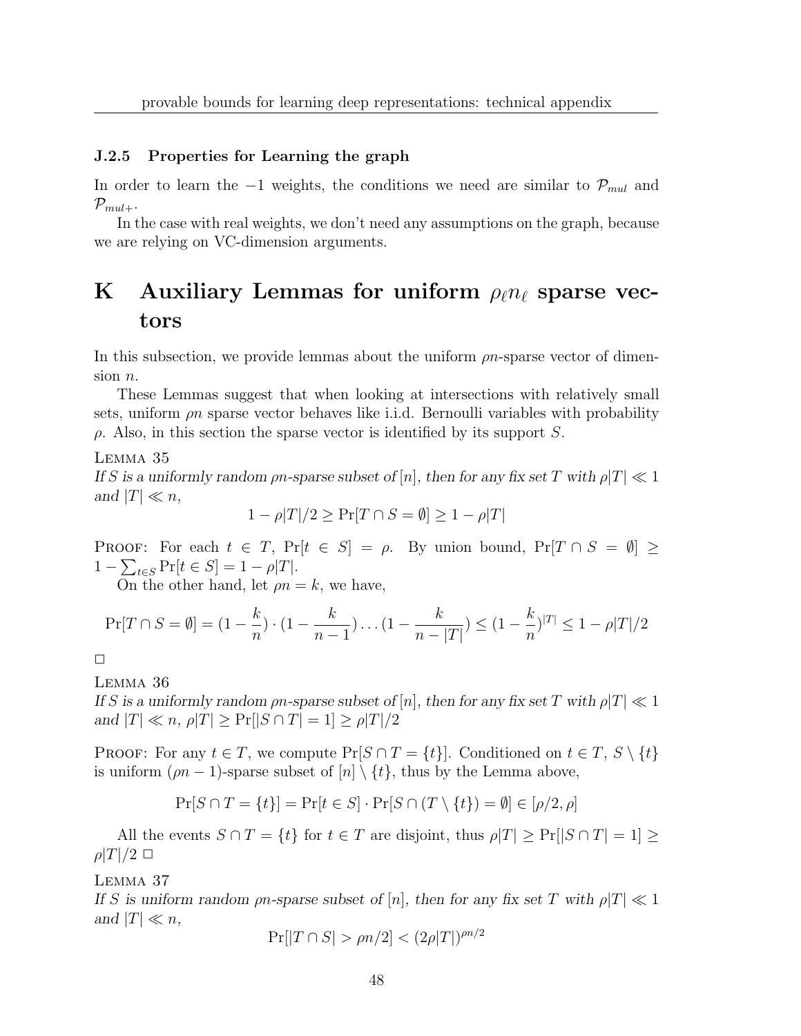### J.2.5 Properties for Learning the graph

In order to learn the $-1$ weights, the conditions we need are similar to $\mathcal{P}_{mul}$ and $\mathcal{P}_{mul+}$.

In the case with real weights, we don't need any assumptions on the graph, because we are relying on VC-dimension arguments.

# K Auxiliary Lemmas for uniform $\rho_\ell n_\ell$ sparse vectors

In this subsection, we provide lemmas about the uniform $\rho n$-sparse vector of dimension $n$.

These Lemmas suggest that when looking at intersections with relatively small sets, uniform $\rho n$ sparse vector behaves like i.i.d. Bernoulli variables with probability $\rho$. Also, in this section the sparse vector is identified by its support $S$.

LEMMA 35
*If $S$ is a uniformly random $\rho n$-sparse subset of $[n]$, then for any fix set $T$ with $\rho|T| \ll 1$ and $|T| \ll n$,*

$$1 - \rho|T|/2 \geq \Pr[T \cap S = \emptyset] \geq 1 - \rho|T|$$

PROOF: For each $t \in T$, $\Pr[t \in S] = \rho$. By union bound, $\Pr[T \cap S = \emptyset] \geq 1 - \sum_{t \in S} \Pr[t \in S] = 1 - \rho|T|$.

On the other hand, let $\rho n = k$, we have,

$$\Pr[T \cap S = \emptyset] = (1 - \frac{k}{n}) \cdot (1 - \frac{k}{n-1}) \dots (1 - \frac{k}{n - |T|}) \leq (1 - \frac{k}{n})^{|T|} \leq 1 - \rho|T|/2$$

$\square$

LEMMA 36
*If $S$ is a uniformly random $\rho n$-sparse subset of $[n]$, then for any fix set $T$ with $\rho|T| \ll 1$ and $|T| \ll n$, $\rho|T| \geq \Pr[|S \cap T| = 1] \geq \rho|T|/2$*

PROOF: For any $t \in T$, we compute $\Pr[S \cap T = \{t\}]$. Conditioned on $t \in T$, $S \setminus \{t\}$ is uniform $(\rho n - 1)$-sparse subset of $[n] \setminus \{t\}$, thus by the Lemma above,

$$\Pr[S \cap T = \{t\}] = \Pr[t \in S] \cdot \Pr[S \cap (T \setminus \{t\}) = \emptyset] \in [\rho/2, \rho]$$

All the events $S \cap T = \{t\}$ for $t \in T$ are disjoint, thus $\rho|T| \geq \Pr[|S \cap T| = 1] \geq \rho|T|/2$ $\square$

LEMMA 37
*If $S$ is uniform random $\rho n$-sparse subset of $[n]$, then for any fix set $T$ with $\rho|T| \ll 1$ and $|T| \ll n$,*

$$\Pr[|T \cap S| > \rho n/2] < (2\rho|T|)^{\rho n/2}$$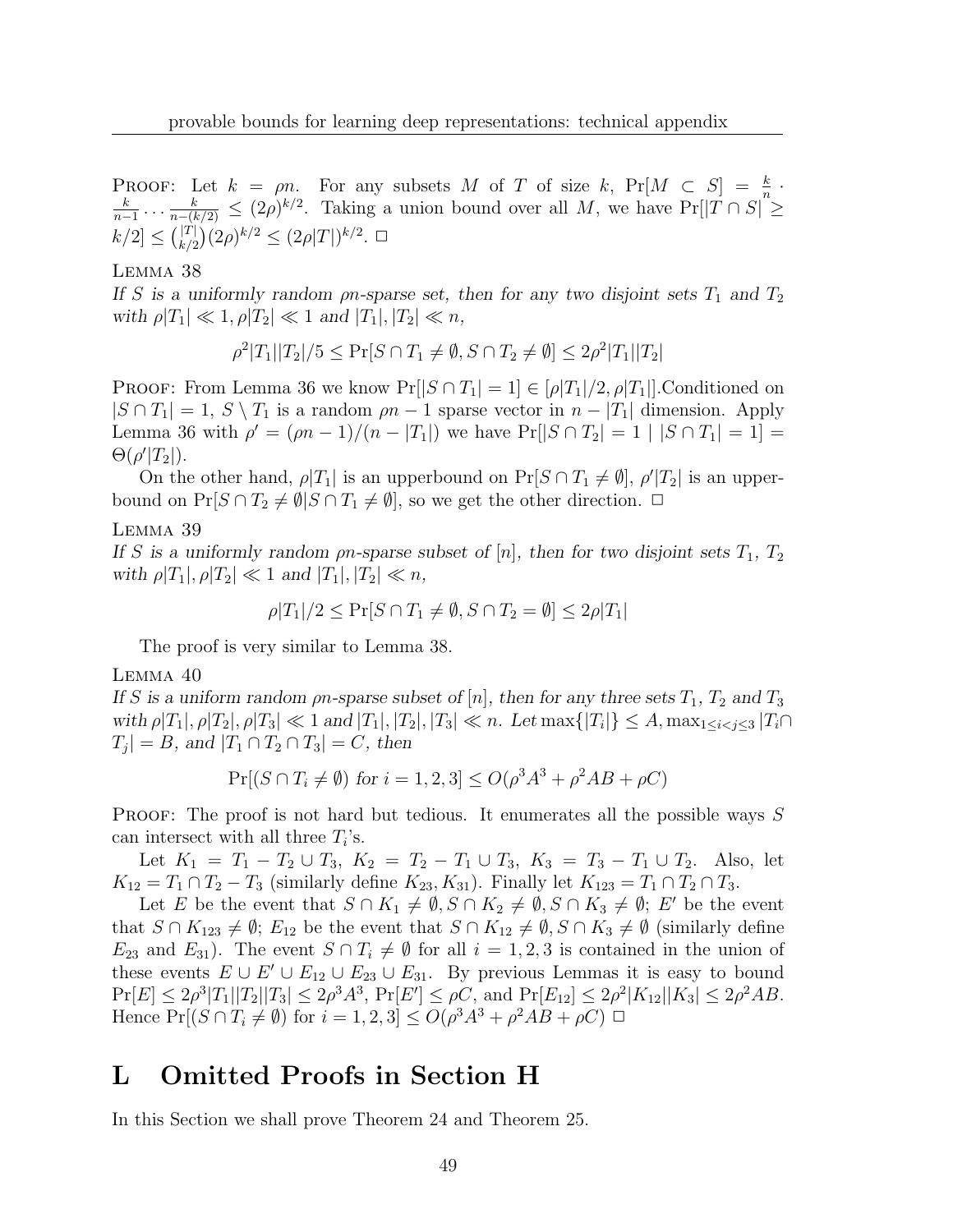Proof: Let $k = \rho n$. For any subsets $M$ of $T$ of size $k$, $\Pr[M \subset S] = \frac{k}{n} \cdot \frac{k}{n-1} \cdots \frac{k}{n-(k/2)} \le (2\rho)^{k/2}$. Taking a union bound over all $M$, we have $\Pr[|T \cap S| \ge k/2] \le \binom{|T|}{k/2}(2\rho)^{k/2} \le (2\rho|T|)^{k/2}$. □

Lemma 38

*If $S$ is a uniformly random $\rho n$-sparse set, then for any two disjoint sets $T_1$ and $T_2$ with $\rho|T_1| \ll 1, \rho|T_2| \ll 1$ and $|T_1|, |T_2| \ll n$,*

$$\rho^2|T_1||T_2|/5 \le \Pr[S \cap T_1 \ne \emptyset, S \cap T_2 \ne \emptyset] \le 2\rho^2|T_1||T_2|$$

Proof: From Lemma 36 we know $\Pr[|S \cap T_1| = 1] \in [\rho|T_1|/2, \rho|T_1|]$.Conditioned on $|S \cap T_1| = 1$, $S \setminus T_1$ is a random $\rho n - 1$ sparse vector in $n - |T_1|$ dimension. Apply Lemma 36 with $\rho' = (\rho n - 1)/(n - |T_1|)$ we have $\Pr[|S \cap T_2| = 1 \mid |S \cap T_1| = 1] = \Theta(\rho'|T_2|)$.

On the other hand, $\rho|T_1|$ is an upperbound on $\Pr[S \cap T_1 \ne \emptyset]$, $\rho'|T_2|$ is an upperbound on $\Pr[S \cap T_2 \ne \emptyset | S \cap T_1 \ne \emptyset]$, so we get the other direction. □

Lemma 39

*If $S$ is a uniformly random $\rho n$-sparse subset of $[n]$, then for two disjoint sets $T_1$, $T_2$ with $\rho|T_1|, \rho|T_2| \ll 1$ and $|T_1|, |T_2| \ll n$,*

$$\rho|T_1|/2 \le \Pr[S \cap T_1 \ne \emptyset, S \cap T_2 = \emptyset] \le 2\rho|T_1|$$

The proof is very similar to Lemma 38.

Lemma 40

*If $S$ is a uniform random $\rho n$-sparse subset of $[n]$, then for any three sets $T_1$, $T_2$ and $T_3$ with $\rho|T_1|, \rho|T_2|, \rho|T_3| \ll 1$ and $|T_1|, |T_2|, |T_3| \ll n$. Let $\max\{|T_i|\} \le A$, $\max_{1 \le i < j \le 3} |T_i \cap T_j| = B$, and $|T_1 \cap T_2 \cap T_3| = C$, then*

$$\Pr[(S \cap T_i \ne \emptyset) \text{ for } i = 1, 2, 3] \le O(\rho^3 A^3 + \rho^2 AB + \rho C)$$

Proof: The proof is not hard but tedious. It enumerates all the possible ways $S$ can intersect with all three $T_i$'s.

Let $K_1 = T_1 - T_2 \cup T_3$, $K_2 = T_2 - T_1 \cup T_3$, $K_3 = T_3 - T_1 \cup T_2$. Also, let $K_{12} = T_1 \cap T_2 - T_3$ (similarly define $K_{23}, K_{31}$). Finally let $K_{123} = T_1 \cap T_2 \cap T_3$.

Let $E$ be the event that $S \cap K_1 \ne \emptyset, S \cap K_2 \ne \emptyset, S \cap K_3 \ne \emptyset$; $E'$ be the event that $S \cap K_{123} \ne \emptyset$; $E_{12}$ be the event that $S \cap K_{12} \ne \emptyset, S \cap K_3 \ne \emptyset$ (similarly define $E_{23}$ and $E_{31}$). The event $S \cap T_i \ne \emptyset$ for all $i = 1, 2, 3$ is contained in the union of these events $E \cup E' \cup E_{12} \cup E_{23} \cup E_{31}$. By previous Lemmas it is easy to bound $\Pr[E] \le 2\rho^3|T_1||T_2||T_3| \le 2\rho^3 A^3$, $\Pr[E'] \le \rho C$, and $\Pr[E_{12}] \le 2\rho^2|K_{12}||K_3| \le 2\rho^2 AB$. Hence $\Pr[(S \cap T_i \ne \emptyset) \text{ for } i = 1, 2, 3] \le O(\rho^3 A^3 + \rho^2 AB + \rho C)$ □

# L Omitted Proofs in Section H

In this Section we shall prove Theorem 24 and Theorem 25.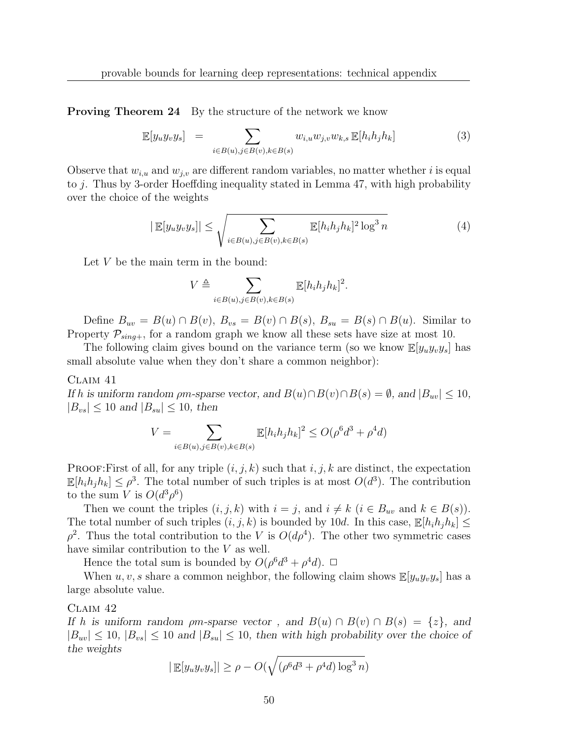**Proving Theorem 24** By the structure of the network we know

$$\mathbb{E}[y_u y_v y_s] = \sum_{i \in B(u), j \in B(v), k \in B(s)} w_{i,u} w_{j,v} w_{k,s} \, \mathbb{E}[h_i h_j h_k] \tag{3}$$

Observe that $w_{i,u}$ and $w_{j,v}$ are different random variables, no matter whether $i$ is equal to $j$. Thus by 3-order Hoeffding inequality stated in Lemma 47, with high probability over the choice of the weights

$$|\, \mathbb{E}[y_u y_v y_s]| \leq \sqrt{\sum_{i \in B(u), j \in B(v), k \in B(s)} \mathbb{E}[h_i h_j h_k]^2 \log^3 n} \tag{4}$$

Let $V$ be the main term in the bound:

$$V \triangleq \sum_{i \in B(u), j \in B(v), k \in B(s)} \mathbb{E}[h_i h_j h_k]^2.$$

Define $B_{uv} = B(u) \cap B(v)$, $B_{vs} = B(v) \cap B(s)$, $B_{su} = B(s) \cap B(u)$. Similar to Property $\mathcal{P}_{sing+}$, for a random graph we know all these sets have size at most 10.

The following claim gives bound on the variance term (so we know $\mathbb{E}[y_u y_v y_s]$ has small absolute value when they don't share a common neighbor):

Claim 41

*If $h$ is uniform random $\rho m$-sparse vector, and $B(u) \cap B(v) \cap B(s) = \emptyset$, and $|B_{uv}| \leq 10$, $|B_{vs}| \leq 10$ and $|B_{su}| \leq 10$, then*

$$V = \sum_{i \in B(u), j \in B(v), k \in B(s)} \mathbb{E}[h_i h_j h_k]^2 \leq O(\rho^6 d^3 + \rho^4 d)$$

Proof:First of all, for any triple $(i, j, k)$ such that $i, j, k$ are distinct, the expectation $\mathbb{E}[h_i h_j h_k] \leq \rho^3$. The total number of such triples is at most $O(d^3)$. The contribution to the sum $V$ is $O(d^3 \rho^6)$

Then we count the triples $(i, j, k)$ with $i = j$, and $i \neq k$ ($i \in B_{uv}$ and $k \in B(s)$). The total number of such triples $(i, j, k)$ is bounded by $10d$. In this case, $\mathbb{E}[h_i h_j h_k] \leq \rho^2$. Thus the total contribution to the $V$ is $O(d\rho^4)$. The other two symmetric cases have similar contribution to the $V$ as well.

Hence the total sum is bounded by $O(\rho^6 d^3 + \rho^4 d)$. $\square$

When $u, v, s$ share a common neighbor, the following claim shows $\mathbb{E}[y_u y_v y_s]$ has a large absolute value.

Claim 42

*If $h$ is uniform random $\rho m$-sparse vector , and $B(u) \cap B(v) \cap B(s) = \{z\}$, and $|B_{uv}| \leq 10$, $|B_{vs}| \leq 10$ and $|B_{su}| \leq 10$, then with high probability over the choice of the weights*

$$|\, \mathbb{E}[y_u y_v y_s]| \geq \rho - O(\sqrt{(\rho^6 d^3 + \rho^4 d) \log^3 n})$$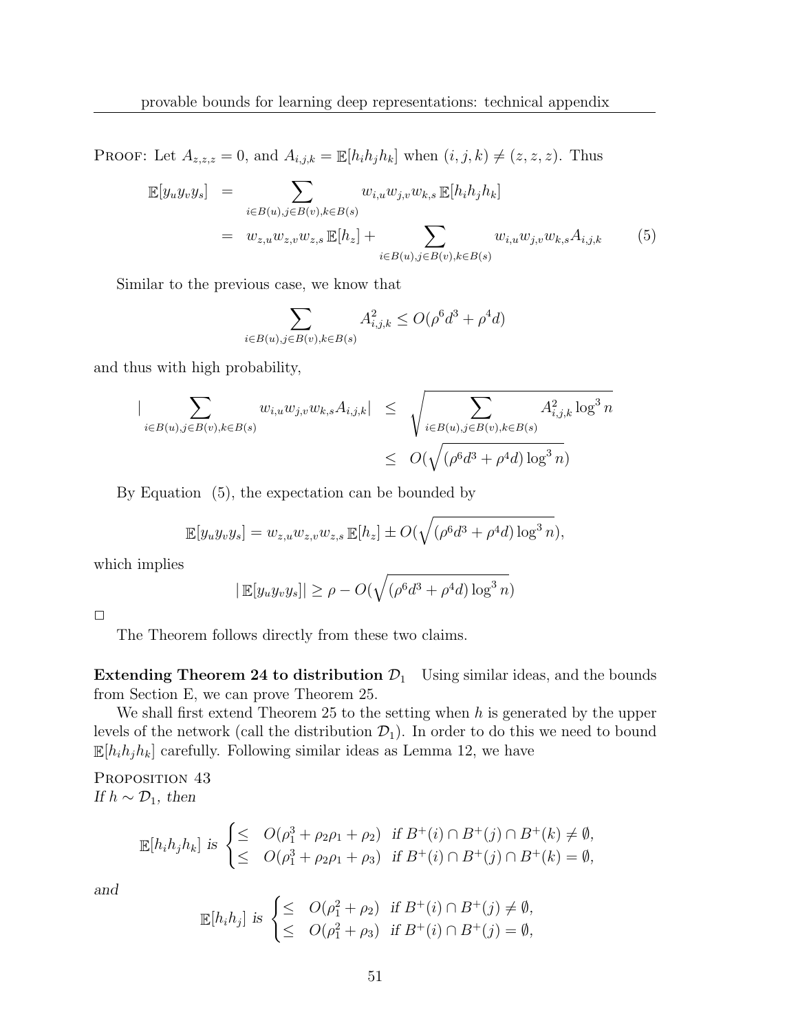PROOF: Let $A_{z,z,z} = 0$, and $A_{i,j,k} = \mathbb{E}[h_i h_j h_k]$ when $(i,j,k) \neq (z,z,z)$. Thus

$$
\begin{aligned}
\mathbb{E}[y_u y_v y_s] &= \sum_{i \in B(u), j \in B(v), k \in B(s)} w_{i,u} w_{j,v} w_{k,s} \mathbb{E}[h_i h_j h_k] \\
&= w_{z,u} w_{z,v} w_{z,s} \mathbb{E}[h_z] + \sum_{i \in B(u), j \in B(v), k \in B(s)} w_{i,u} w_{j,v} w_{k,s} A_{i,j,k} \qquad (5)
\end{aligned}
$$

Similar to the previous case, we know that

$$
\sum_{i \in B(u), j \in B(v), k \in B(s)} A_{i,j,k}^2 \leq O(\rho^6 d^3 + \rho^4 d)
$$

and thus with high probability,

$$
\begin{aligned}
\left| \sum_{i \in B(u), j \in B(v), k \in B(s)} w_{i,u} w_{j,v} w_{k,s} A_{i,j,k} \right| &\leq \sqrt{\sum_{i \in B(u), j \in B(v), k \in B(s)} A_{i,j,k}^2 \log^3 n} \\
&\leq O(\sqrt{(\rho^6 d^3 + \rho^4 d) \log^3 n})
\end{aligned}
$$

By Equation (5), the expectation can be bounded by

$$
\mathbb{E}[y_u y_v y_s] = w_{z,u} w_{z,v} w_{z,s} \mathbb{E}[h_z] \pm O(\sqrt{(\rho^6 d^3 + \rho^4 d) \log^3 n}),
$$

which implies

$$
|\mathbb{E}[y_u y_v y_s]| \geq \rho - O(\sqrt{(\rho^6 d^3 + \rho^4 d) \log^3 n})
$$

□

The Theorem follows directly from these two claims.

**Extending Theorem 24 to distribution $\mathcal{D}_1$** Using similar ideas, and the bounds from Section E, we can prove Theorem 25.

We shall first extend Theorem 25 to the setting when $h$ is generated by the upper levels of the network (call the distribution $\mathcal{D}_1$). In order to do this we need to bound $\mathbb{E}[h_i h_j h_k]$ carefully. Following similar ideas as Lemma 12, we have

PROPOSITION 43
*If $h \sim \mathcal{D}_1$, then*

$$
\mathbb{E}[h_i h_j h_k] \text{ is } \begin{cases} \leq & O(\rho_1^3 + \rho_2 \rho_1 + \rho_2) \quad \text{if } B^+(i) \cap B^+(j) \cap B^+(k) \neq \emptyset, \\ \leq & O(\rho_1^3 + \rho_2 \rho_1 + \rho_3) \quad \text{if } B^+(i) \cap B^+(j) \cap B^+(k) = \emptyset, \end{cases}
$$

*and*

$$
\mathbb{E}[h_i h_j] \text{ is } \begin{cases} \leq & O(\rho_1^2 + \rho_2) \quad \text{if } B^+(i) \cap B^+(j) \neq \emptyset, \\ \leq & O(\rho_1^2 + \rho_3) \quad \text{if } B^+(i) \cap B^+(j) = \emptyset, \end{cases}
$$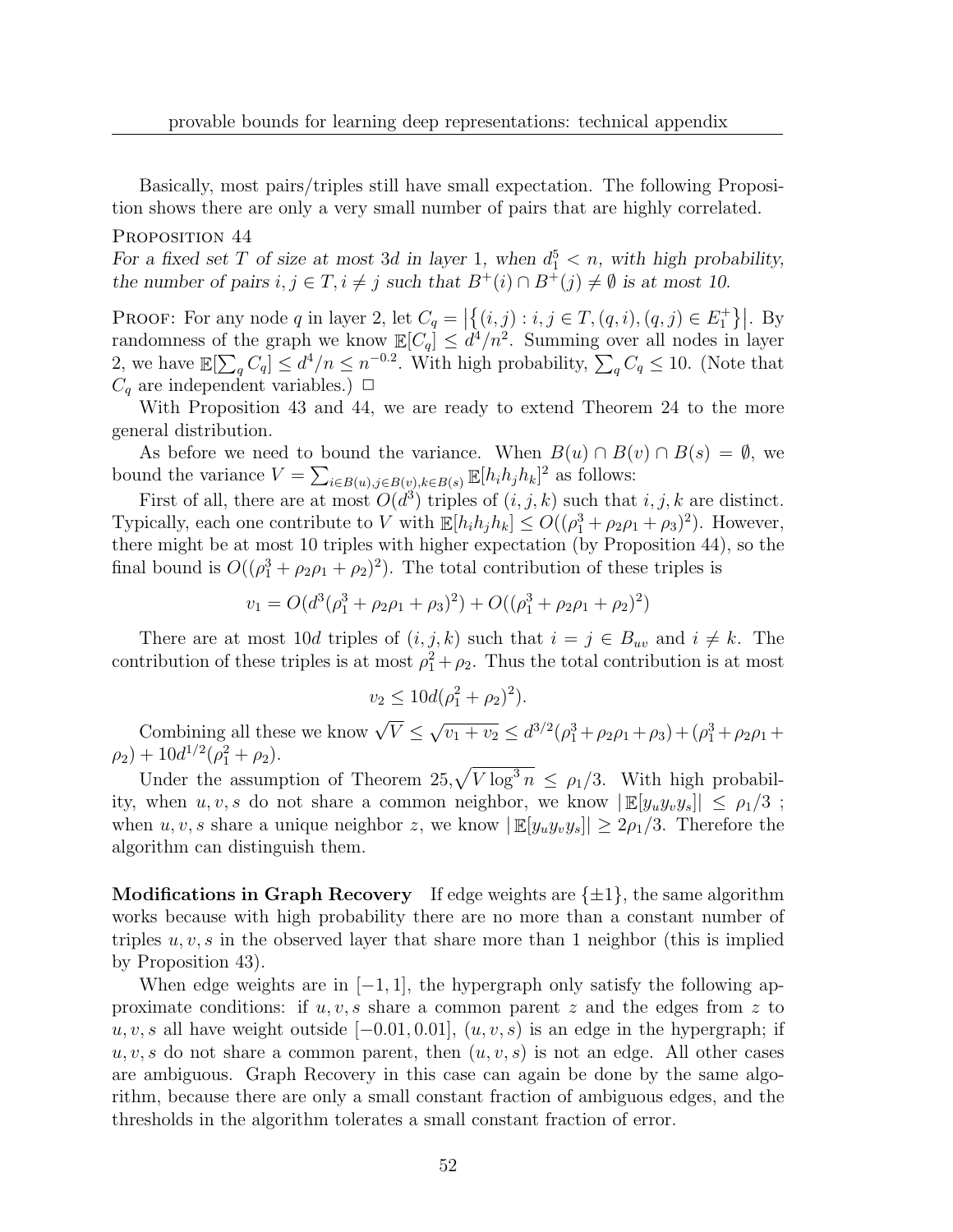Basically, most pairs/triples still have small expectation. The following Proposition shows there are only a very small number of pairs that are highly correlated.

**Proposition 44**

*For a fixed set $T$ of size at most $3d$ in layer 1, when $d_1^5 < n$, with high probability, the number of pairs $i, j \in T, i \neq j$ such that $B^+(i) \cap B^+(j) \neq \emptyset$ is at most 10.*

Proof: For any node $q$ in layer 2, let $C_q = \left|\{(i,j) : i,j \in T, (q,i),(q,j) \in E_1^+\}\right|$. By randomness of the graph we know $\mathbb{E}[C_q] \leq d^4/n^2$. Summing over all nodes in layer 2, we have $\mathbb{E}[\sum_q C_q] \leq d^4/n \leq n^{-0.2}$. With high probability, $\sum_q C_q \leq 10$. (Note that $C_q$ are independent variables.) $\square$

With Proposition 43 and 44, we are ready to extend Theorem 24 to the more general distribution.

As before we need to bound the variance. When $B(u) \cap B(v) \cap B(s) = \emptyset$, we bound the variance $V = \sum_{i \in B(u), j \in B(v), k \in B(s)} \mathbb{E}[h_i h_j h_k]^2$ as follows:

First of all, there are at most $O(d^3)$ triples of $(i,j,k)$ such that $i,j,k$ are distinct. Typically, each one contribute to $V$ with $\mathbb{E}[h_i h_j h_k] \leq O((\rho_1^3 + \rho_2\rho_1 + \rho_3)^2)$. However, there might be at most 10 triples with higher expectation (by Proposition 44), so the final bound is $O((\rho_1^3 + \rho_2\rho_1 + \rho_2)^2)$. The total contribution of these triples is

$$v_1 = O(d^3(\rho_1^3 + \rho_2\rho_1 + \rho_3)^2) + O((\rho_1^3 + \rho_2\rho_1 + \rho_2)^2)$$

There are at most $10d$ triples of $(i,j,k)$ such that $i = j \in B_{uv}$ and $i \neq k$. The contribution of these triples is at most $\rho_1^2 + \rho_2$. Thus the total contribution is at most

$$v_2 \leq 10d(\rho_1^2 + \rho_2)^2).$$

Combining all these we know $\sqrt{V} \leq \sqrt{v_1 + v_2} \leq d^{3/2}(\rho_1^3 + \rho_2\rho_1 + \rho_3) + (\rho_1^3 + \rho_2\rho_1 + \rho_2) + 10d^{1/2}(\rho_1^2 + \rho_2)$.

Under the assumption of Theorem 25,$\sqrt{V \log^3 n} \leq \rho_1/3$. With high probability, when $u, v, s$ do not share a common neighbor, we know $|\mathbb{E}[y_u y_v y_s]| \leq \rho_1/3$ ; when $u, v, s$ share a unique neighbor $z$, we know $|\mathbb{E}[y_u y_v y_s]| \geq 2\rho_1/3$. Therefore the algorithm can distinguish them.

**Modifications in Graph Recovery** If edge weights are $\{\pm 1\}$, the same algorithm works because with high probability there are no more than a constant number of triples $u, v, s$ in the observed layer that share more than 1 neighbor (this is implied by Proposition 43).

When edge weights are in $[-1, 1]$, the hypergraph only satisfy the following approximate conditions: if $u, v, s$ share a common parent $z$ and the edges from $z$ to $u, v, s$ all have weight outside $[-0.01, 0.01]$, $(u, v, s)$ is an edge in the hypergraph; if $u, v, s$ do not share a common parent, then $(u, v, s)$ is not an edge. All other cases are ambiguous. Graph Recovery in this case can again be done by the same algorithm, because there are only a small constant fraction of ambiguous edges, and the thresholds in the algorithm tolerates a small constant fraction of error.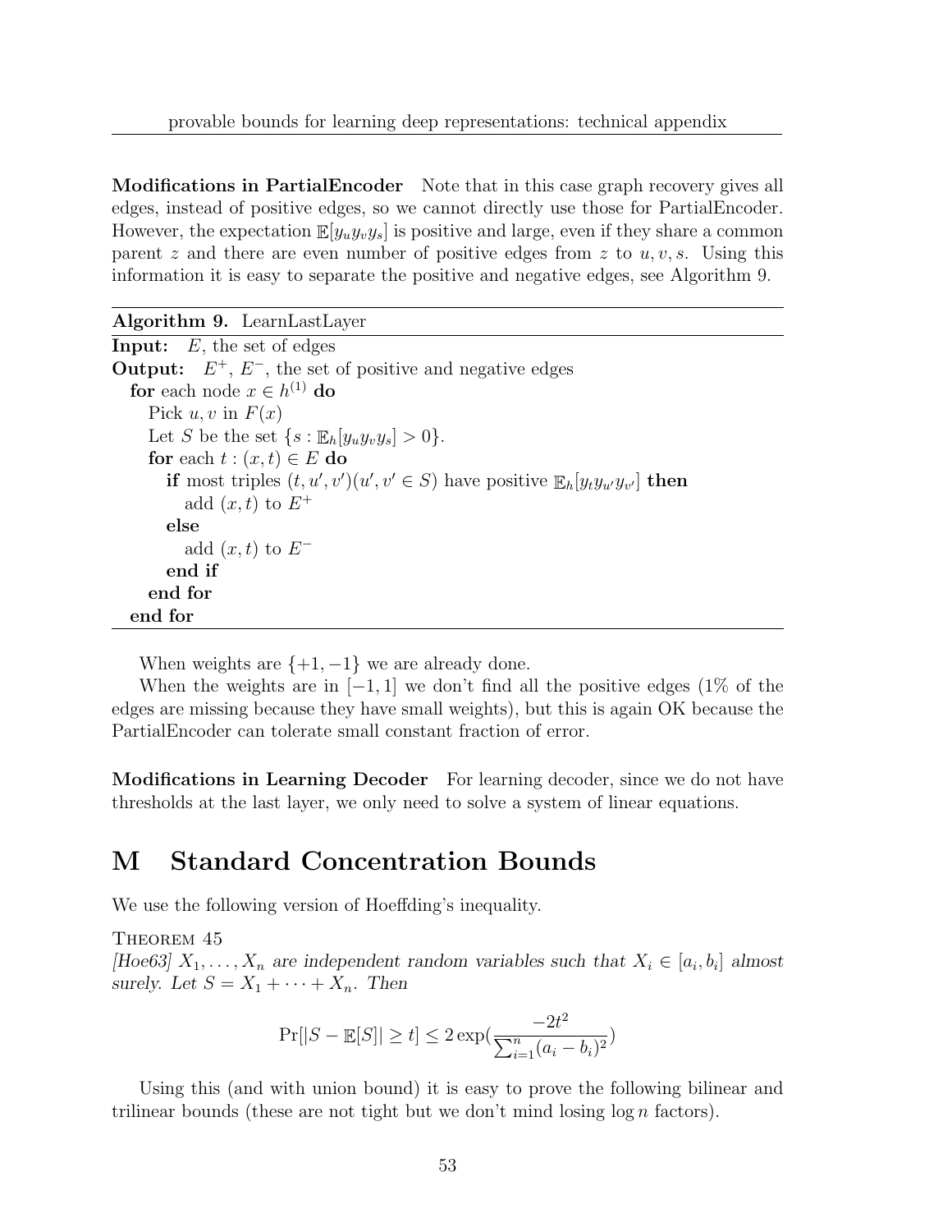**Modifications in PartialEncoder** Note that in this case graph recovery gives all edges, instead of positive edges, so we cannot directly use those for PartialEncoder. However, the expectation $\mathbb{E}[y_u y_v y_s]$ is positive and large, even if they share a common parent $z$ and there are even number of positive edges from $z$ to $u, v, s$. Using this information it is easy to separate the positive and negative edges, see Algorithm 9.

**Algorithm 9.** LearnLastLayer

```
Input: E, the set of edges
Output: E+, E-, the set of positive and negative edges
  for each node x ∈ h^(1) do
    Pick u, v in F(x)
    Let S be the set {s : E_h[y_u y_v y_s] > 0}.
    for each t : (x, t) ∈ E do
      if most triples (t, u', v')(u', v' ∈ S) have positive E_h[y_t y_u' y_v'] then
        add (x, t) to E+
      else
        add (x, t) to E-
      end if
    end for
  end for
```

When weights are $\{+1, -1\}$ we are already done.

When the weights are in $[-1, 1]$ we don't find all the positive edges (1% of the edges are missing because they have small weights), but this is again OK because the PartialEncoder can tolerate small constant fraction of error.

**Modifications in Learning Decoder** For learning decoder, since we do not have thresholds at the last layer, we only need to solve a system of linear equations.

# M Standard Concentration Bounds

We use the following version of Hoeffding's inequality.

THEOREM 45

*[Hoe63] $X_1, \ldots, X_n$ are independent random variables such that $X_i \in [a_i, b_i]$ almost surely. Let $S = X_1 + \cdots + X_n$. Then*

$$\Pr[|S - \mathbb{E}[S]| \geq t] \leq 2\exp\left(\frac{-2t^2}{\sum_{i=1}^n (a_i - b_i)^2}\right)$$

Using this (and with union bound) it is easy to prove the following bilinear and trilinear bounds (these are not tight but we don't mind losing $\log n$ factors).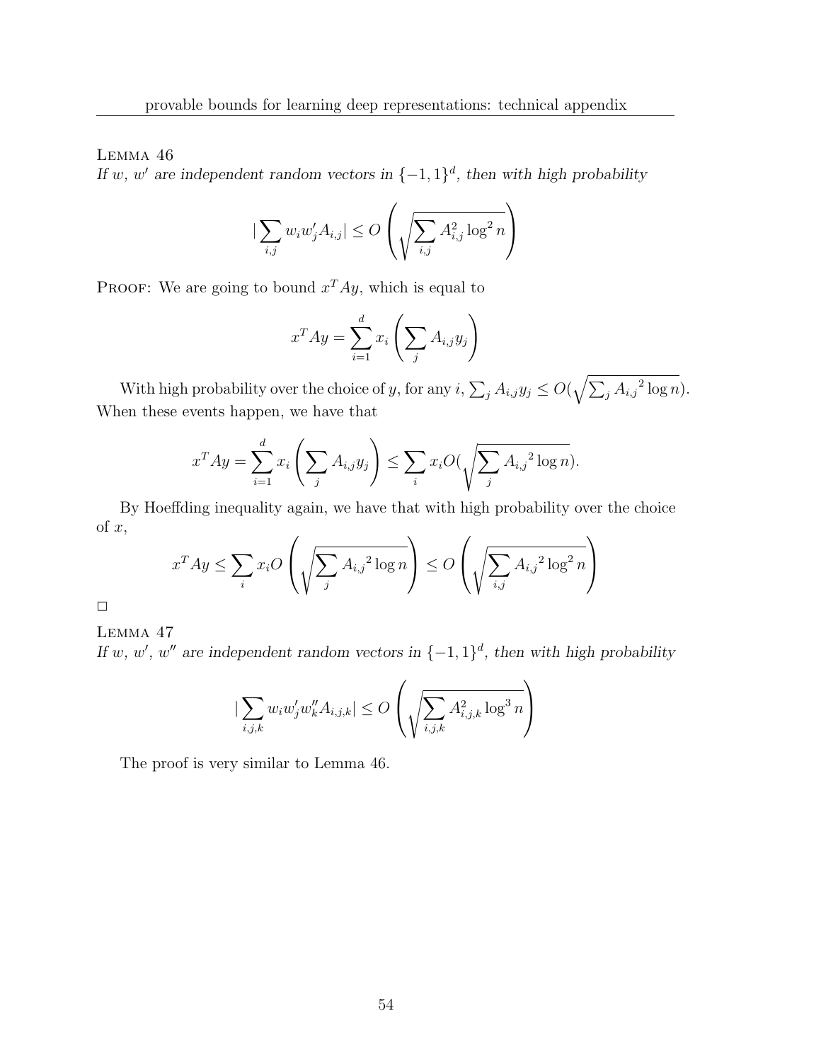LEMMA 46
*If $w$, $w'$ are independent random vectors in $\{-1,1\}^d$, then with high probability*

$$|\sum_{i,j} w_i w'_j A_{i,j}| \leq O\left(\sqrt{\sum_{i,j} A_{i,j}^2 \log^2 n}\right)$$

PROOF: We are going to bound $x^T Ay$, which is equal to

$$x^T Ay = \sum_{i=1}^{d} x_i \left(\sum_j A_{i,j} y_j\right)$$

With high probability over the choice of $y$, for any $i$, $\sum_j A_{i,j} y_j \leq O(\sqrt{\sum_j {A_{i,j}}^2 \log n})$. When these events happen, we have that

$$x^T Ay = \sum_{i=1}^{d} x_i \left(\sum_j A_{i,j} y_j\right) \leq \sum_i x_i O(\sqrt{\sum_j {A_{i,j}}^2 \log n}).$$

By Hoeffding inequality again, we have that with high probability over the choice of $x$,

$$x^T Ay \leq \sum_i x_i O\left(\sqrt{\sum_j {A_{i,j}}^2 \log n}\right) \leq O\left(\sqrt{\sum_{i,j} {A_{i,j}}^2 \log^2 n}\right)$$

□

LEMMA 47
*If $w$, $w'$, $w''$ are independent random vectors in $\{-1,1\}^d$, then with high probability*

$$|\sum_{i,j,k} w_i w'_j w''_k A_{i,j,k}| \leq O\left(\sqrt{\sum_{i,j,k} A_{i,j,k}^2 \log^3 n}\right)$$

The proof is very similar to Lemma 46.